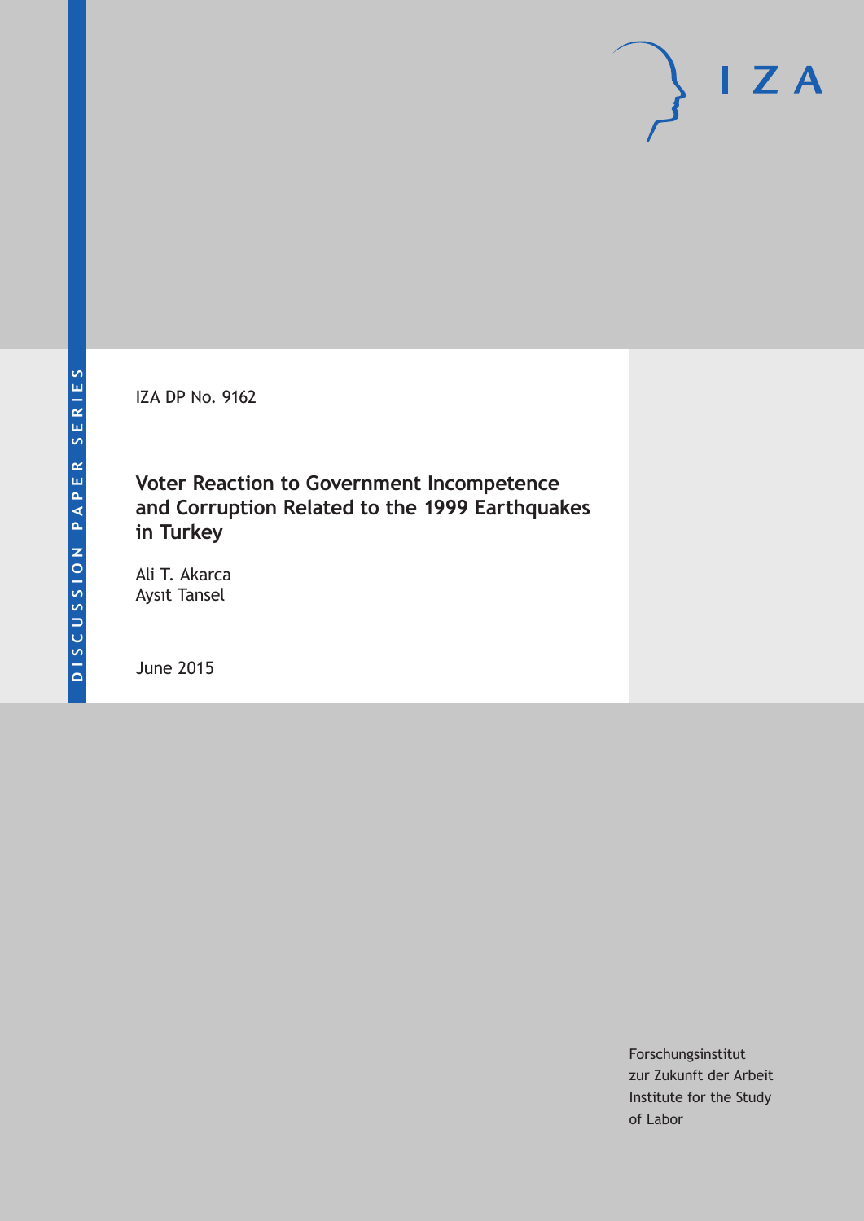DISCUSSION PAPER SERIES

IZA DP No. 9162

# Voter Reaction to Government Incompetence and Corruption Related to the 1999 Earthquakes in Turkey

Ali T. Akarca
Aysıt Tansel

June 2015

Forschungsinstitut
zur Zukunft der Arbeit
Institute for the Study
of Labor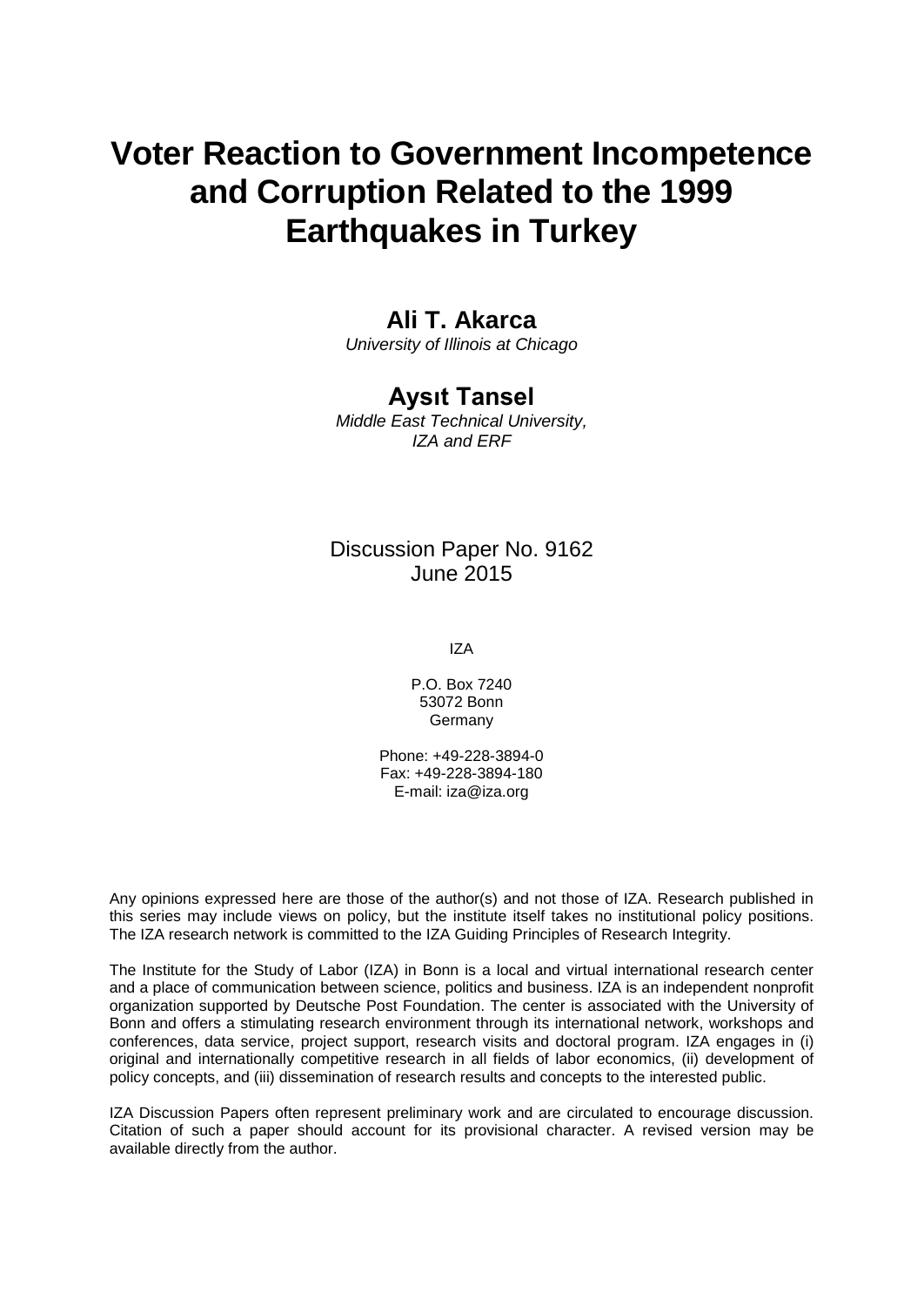# Voter Reaction to Government Incompetence and Corruption Related to the 1999 Earthquakes in Turkey

## Ali T. Akarca

*University of Illinois at Chicago*

## Aysıt Tansel

*Middle East Technical University, IZA and ERF*

Discussion Paper No. 9162
June 2015

IZA

P.O. Box 7240
53072 Bonn
Germany

Phone: +49-228-3894-0
Fax: +49-228-3894-180
E-mail: iza@iza.org

Any opinions expressed here are those of the author(s) and not those of IZA. Research published in this series may include views on policy, but the institute itself takes no institutional policy positions. The IZA research network is committed to the IZA Guiding Principles of Research Integrity.

The Institute for the Study of Labor (IZA) in Bonn is a local and virtual international research center and a place of communication between science, politics and business. IZA is an independent nonprofit organization supported by Deutsche Post Foundation. The center is associated with the University of Bonn and offers a stimulating research environment through its international network, workshops and conferences, data service, project support, research visits and doctoral program. IZA engages in (i) original and internationally competitive research in all fields of labor economics, (ii) development of policy concepts, and (iii) dissemination of research results and concepts to the interested public.

IZA Discussion Papers often represent preliminary work and are circulated to encourage discussion. Citation of such a paper should account for its provisional character. A revised version may be available directly from the author.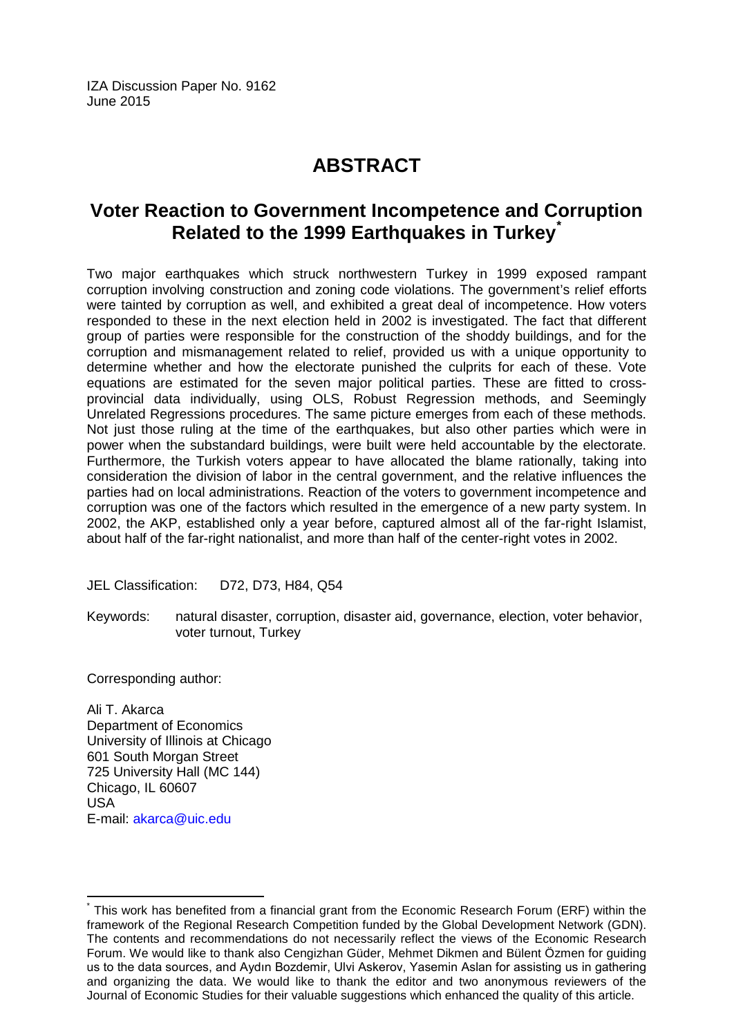IZA Discussion Paper No. 9162
June 2015

# ABSTRACT

## Voter Reaction to Government Incompetence and Corruption Related to the 1999 Earthquakes in Turkey[*]

Two major earthquakes which struck northwestern Turkey in 1999 exposed rampant corruption involving construction and zoning code violations. The government's relief efforts were tainted by corruption as well, and exhibited a great deal of incompetence. How voters responded to these in the next election held in 2002 is investigated. The fact that different group of parties were responsible for the construction of the shoddy buildings, and for the corruption and mismanagement related to relief, provided us with a unique opportunity to determine whether and how the electorate punished the culprits for each of these. Vote equations are estimated for the seven major political parties. These are fitted to cross-provincial data individually, using OLS, Robust Regression methods, and Seemingly Unrelated Regressions procedures. The same picture emerges from each of these methods. Not just those ruling at the time of the earthquakes, but also other parties which were in power when the substandard buildings, were built were held accountable by the electorate. Furthermore, the Turkish voters appear to have allocated the blame rationally, taking into consideration the division of labor in the central government, and the relative influences the parties had on local administrations. Reaction of the voters to government incompetence and corruption was one of the factors which resulted in the emergence of a new party system. In 2002, the AKP, established only a year before, captured almost all of the far-right Islamist, about half of the far-right nationalist, and more than half of the center-right votes in 2002.

JEL Classification: D72, D73, H84, Q54

Keywords: natural disaster, corruption, disaster aid, governance, election, voter behavior, voter turnout, Turkey

Corresponding author:

Ali T. Akarca
Department of Economics
University of Illinois at Chicago
601 South Morgan Street
725 University Hall (MC 144)
Chicago, IL 60607
USA
E-mail: akarca@uic.edu

---

[*] This work has benefited from a financial grant from the Economic Research Forum (ERF) within the framework of the Regional Research Competition funded by the Global Development Network (GDN). The contents and recommendations do not necessarily reflect the views of the Economic Research Forum. We would like to thank also Cengizhan Güder, Mehmet Dikmen and Bülent Özmen for guiding us to the data sources, and Aydın Bozdemir, Ulvi Askerov, Yasemin Aslan for assisting us in gathering and organizing the data. We would like to thank the editor and two anonymous reviewers of the Journal of Economic Studies for their valuable suggestions which enhanced the quality of this article.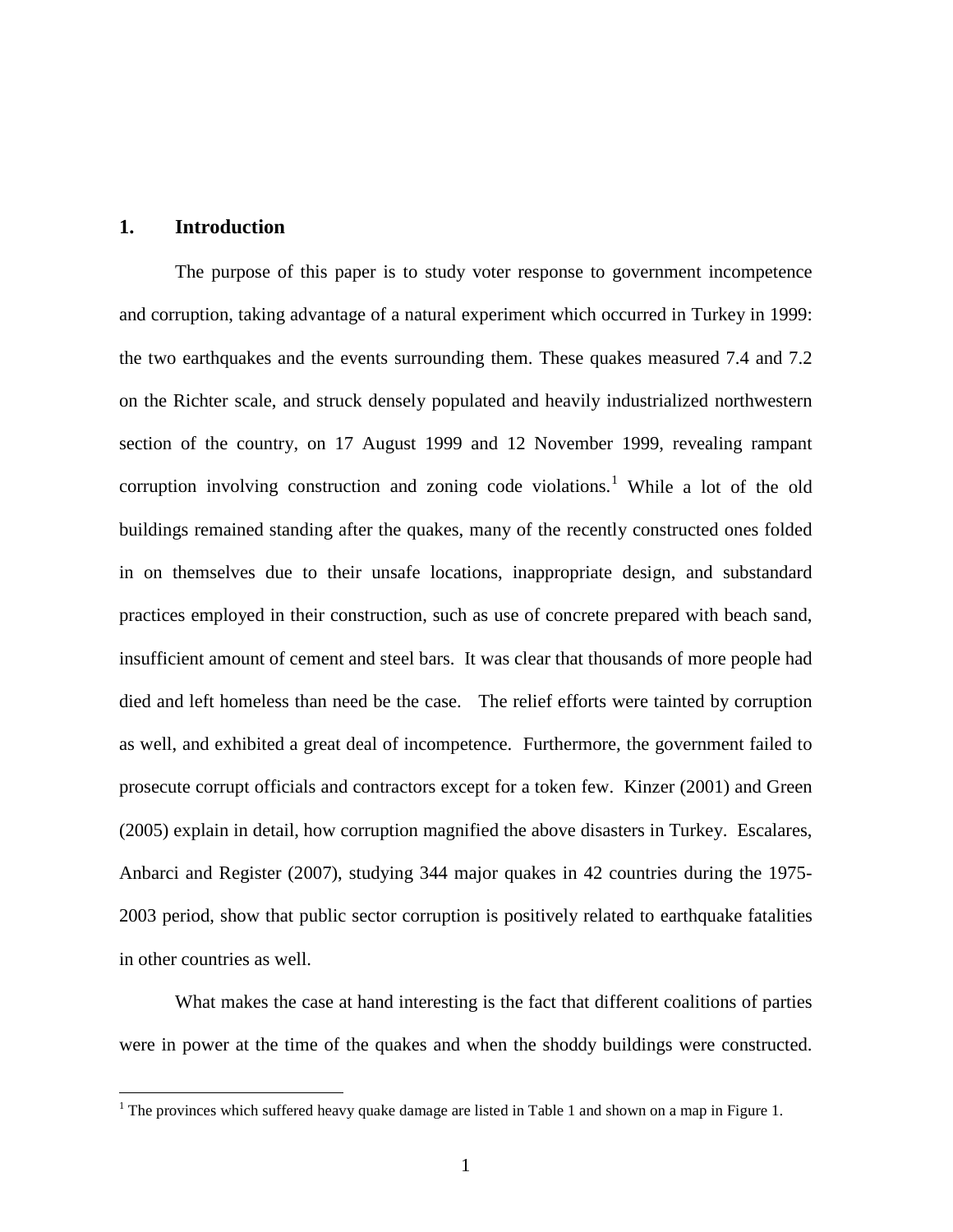## 1. Introduction

The purpose of this paper is to study voter response to government incompetence and corruption, taking advantage of a natural experiment which occurred in Turkey in 1999: the two earthquakes and the events surrounding them. These quakes measured 7.4 and 7.2 on the Richter scale, and struck densely populated and heavily industrialized northwestern section of the country, on 17 August 1999 and 12 November 1999, revealing rampant corruption involving construction and zoning code violations.[1] While a lot of the old buildings remained standing after the quakes, many of the recently constructed ones folded in on themselves due to their unsafe locations, inappropriate design, and substandard practices employed in their construction, such as use of concrete prepared with beach sand, insufficient amount of cement and steel bars. It was clear that thousands of more people had died and left homeless than need be the case. The relief efforts were tainted by corruption as well, and exhibited a great deal of incompetence. Furthermore, the government failed to prosecute corrupt officials and contractors except for a token few. Kinzer (2001) and Green (2005) explain in detail, how corruption magnified the above disasters in Turkey. Escalares, Anbarci and Register (2007), studying 344 major quakes in 42 countries during the 1975-2003 period, show that public sector corruption is positively related to earthquake fatalities in other countries as well.

What makes the case at hand interesting is the fact that different coalitions of parties were in power at the time of the quakes and when the shoddy buildings were constructed.

[1] The provinces which suffered heavy quake damage are listed in Table 1 and shown on a map in Figure 1.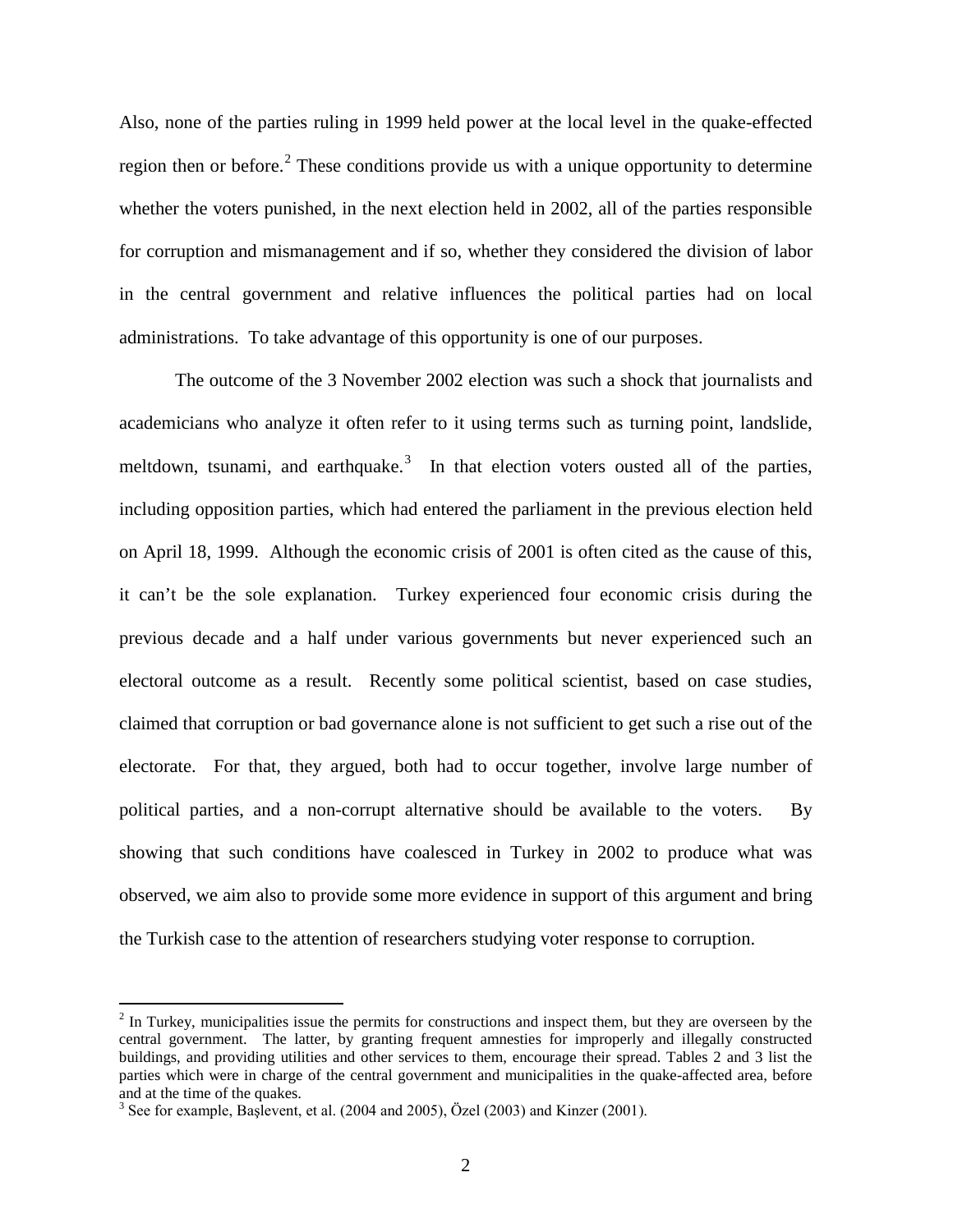Also, none of the parties ruling in 1999 held power at the local level in the quake-effected region then or before.[2] These conditions provide us with a unique opportunity to determine whether the voters punished, in the next election held in 2002, all of the parties responsible for corruption and mismanagement and if so, whether they considered the division of labor in the central government and relative influences the political parties had on local administrations. To take advantage of this opportunity is one of our purposes.

The outcome of the 3 November 2002 election was such a shock that journalists and academicians who analyze it often refer to it using terms such as turning point, landslide, meltdown, tsunami, and earthquake.[3] In that election voters ousted all of the parties, including opposition parties, which had entered the parliament in the previous election held on April 18, 1999. Although the economic crisis of 2001 is often cited as the cause of this, it can't be the sole explanation. Turkey experienced four economic crisis during the previous decade and a half under various governments but never experienced such an electoral outcome as a result. Recently some political scientist, based on case studies, claimed that corruption or bad governance alone is not sufficient to get such a rise out of the electorate. For that, they argued, both had to occur together, involve large number of political parties, and a non-corrupt alternative should be available to the voters. By showing that such conditions have coalesced in Turkey in 2002 to produce what was observed, we aim also to provide some more evidence in support of this argument and bring the Turkish case to the attention of researchers studying voter response to corruption.

---

[2] In Turkey, municipalities issue the permits for constructions and inspect them, but they are overseen by the central government. The latter, by granting frequent amnesties for improperly and illegally constructed buildings, and providing utilities and other services to them, encourage their spread. Tables 2 and 3 list the parties which were in charge of the central government and municipalities in the quake-affected area, before and at the time of the quakes.

[3] See for example, Başlevent, et al. (2004 and 2005), Özel (2003) and Kinzer (2001).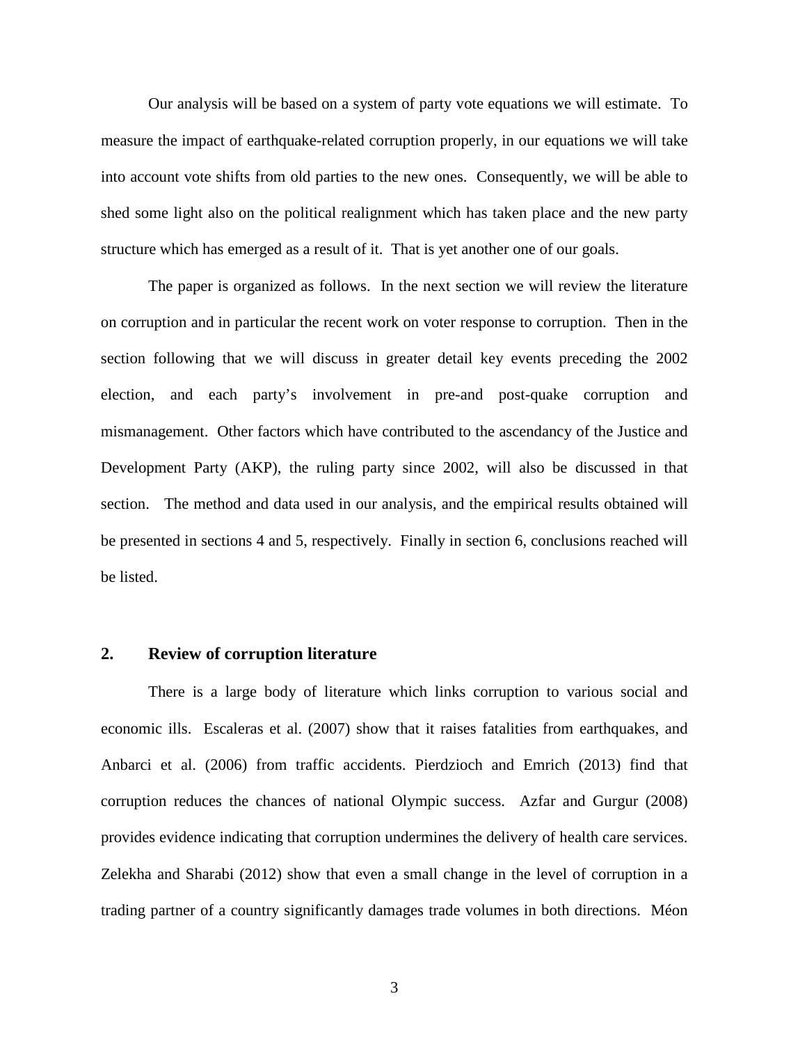Our analysis will be based on a system of party vote equations we will estimate. To measure the impact of earthquake-related corruption properly, in our equations we will take into account vote shifts from old parties to the new ones. Consequently, we will be able to shed some light also on the political realignment which has taken place and the new party structure which has emerged as a result of it. That is yet another one of our goals.

The paper is organized as follows. In the next section we will review the literature on corruption and in particular the recent work on voter response to corruption. Then in the section following that we will discuss in greater detail key events preceding the 2002 election, and each party's involvement in pre-and post-quake corruption and mismanagement. Other factors which have contributed to the ascendancy of the Justice and Development Party (AKP), the ruling party since 2002, will also be discussed in that section. The method and data used in our analysis, and the empirical results obtained will be presented in sections 4 and 5, respectively. Finally in section 6, conclusions reached will be listed.

## 2. Review of corruption literature

There is a large body of literature which links corruption to various social and economic ills. Escaleras et al. (2007) show that it raises fatalities from earthquakes, and Anbarci et al. (2006) from traffic accidents. Pierdzioch and Emrich (2013) find that corruption reduces the chances of national Olympic success. Azfar and Gurgur (2008) provides evidence indicating that corruption undermines the delivery of health care services. Zelekha and Sharabi (2012) show that even a small change in the level of corruption in a trading partner of a country significantly damages trade volumes in both directions. Méon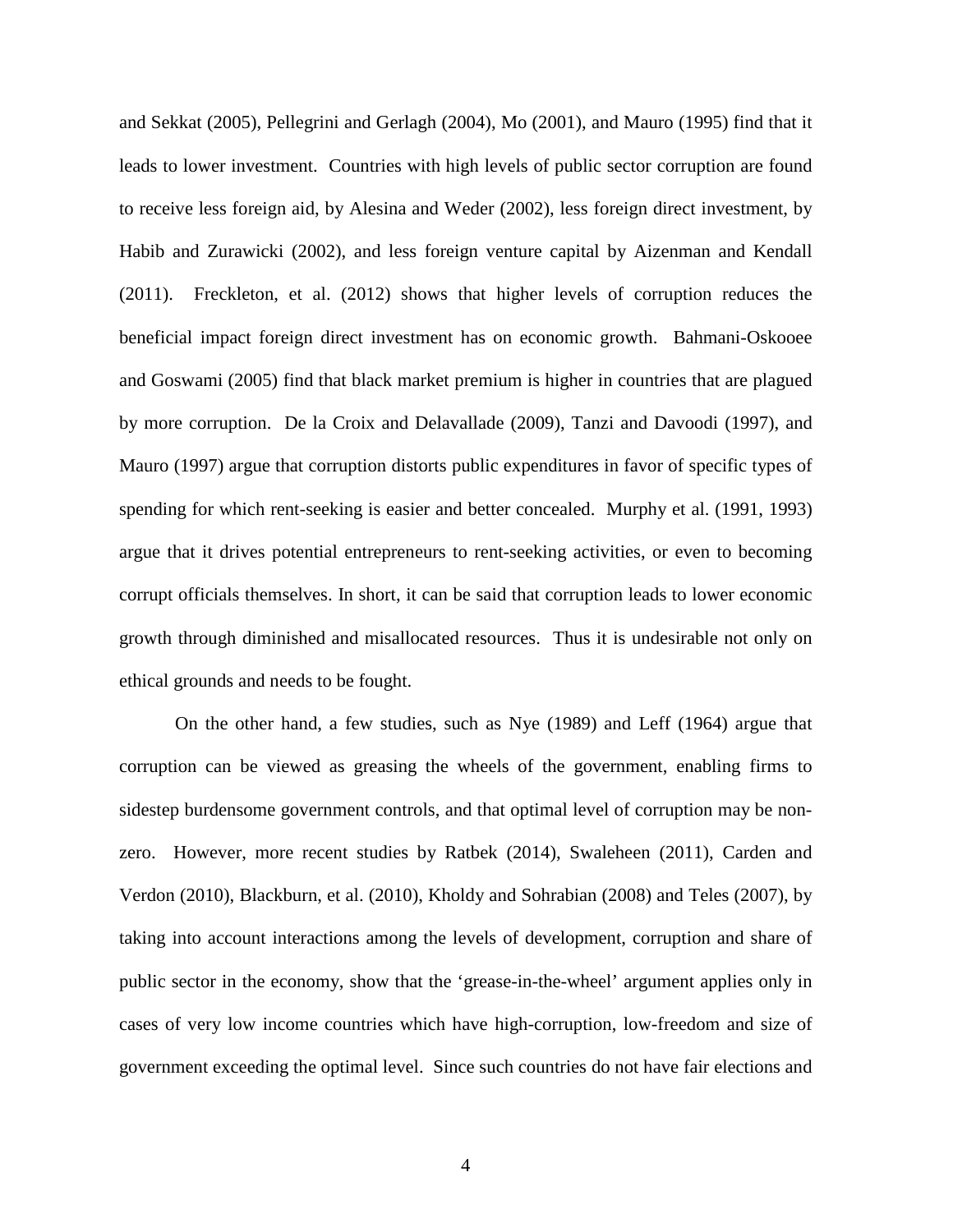and Sekkat (2005), Pellegrini and Gerlagh (2004), Mo (2001), and Mauro (1995) find that it leads to lower investment. Countries with high levels of public sector corruption are found to receive less foreign aid, by Alesina and Weder (2002), less foreign direct investment, by Habib and Zurawicki (2002), and less foreign venture capital by Aizenman and Kendall (2011). Freckleton, et al. (2012) shows that higher levels of corruption reduces the beneficial impact foreign direct investment has on economic growth. Bahmani-Oskooee and Goswami (2005) find that black market premium is higher in countries that are plagued by more corruption. De la Croix and Delavallade (2009), Tanzi and Davoodi (1997), and Mauro (1997) argue that corruption distorts public expenditures in favor of specific types of spending for which rent-seeking is easier and better concealed. Murphy et al. (1991, 1993) argue that it drives potential entrepreneurs to rent-seeking activities, or even to becoming corrupt officials themselves. In short, it can be said that corruption leads to lower economic growth through diminished and misallocated resources. Thus it is undesirable not only on ethical grounds and needs to be fought.

On the other hand, a few studies, such as Nye (1989) and Leff (1964) argue that corruption can be viewed as greasing the wheels of the government, enabling firms to sidestep burdensome government controls, and that optimal level of corruption may be non-zero. However, more recent studies by Ratbek (2014), Swaleheen (2011), Carden and Verdon (2010), Blackburn, et al. (2010), Kholdy and Sohrabian (2008) and Teles (2007), by taking into account interactions among the levels of development, corruption and share of public sector in the economy, show that the 'grease-in-the-wheel' argument applies only in cases of very low income countries which have high-corruption, low-freedom and size of government exceeding the optimal level. Since such countries do not have fair elections and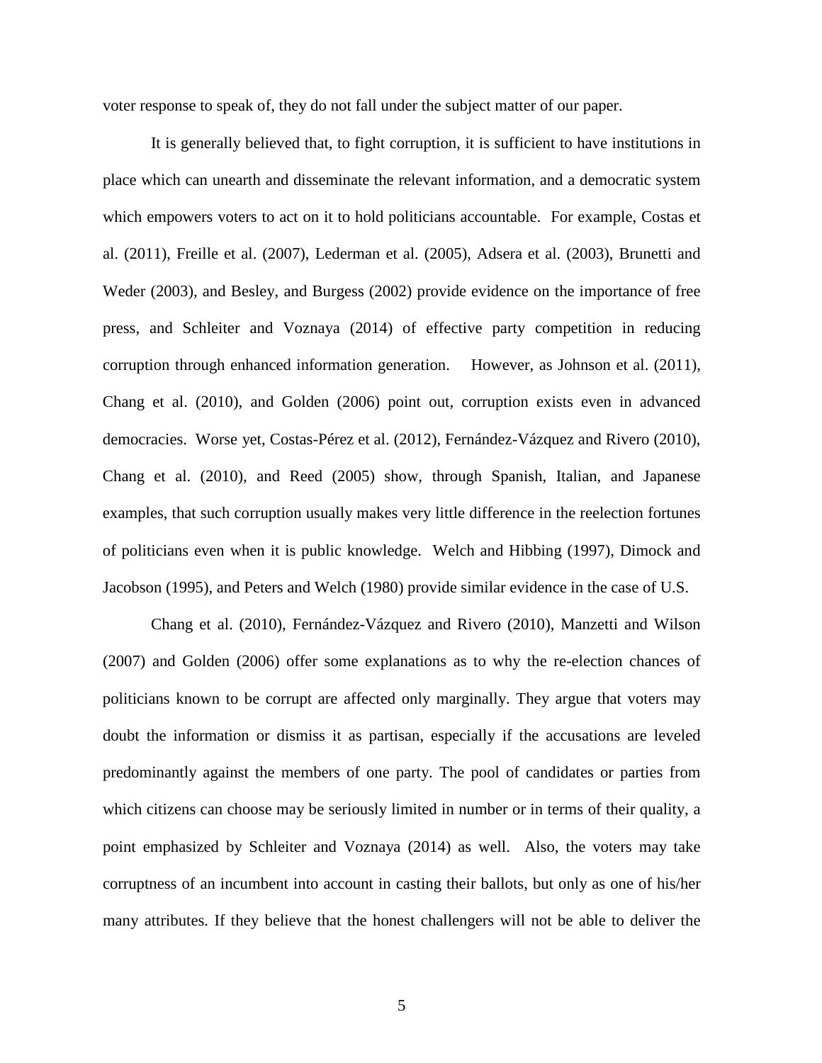voter response to speak of, they do not fall under the subject matter of our paper.

It is generally believed that, to fight corruption, it is sufficient to have institutions in place which can unearth and disseminate the relevant information, and a democratic system which empowers voters to act on it to hold politicians accountable. For example, Costas et al. (2011), Freille et al. (2007), Lederman et al. (2005), Adsera et al. (2003), Brunetti and Weder (2003), and Besley, and Burgess (2002) provide evidence on the importance of free press, and Schleiter and Voznaya (2014) of effective party competition in reducing corruption through enhanced information generation. However, as Johnson et al. (2011), Chang et al. (2010), and Golden (2006) point out, corruption exists even in advanced democracies. Worse yet, Costas-Pérez et al. (2012), Fernández-Vázquez and Rivero (2010), Chang et al. (2010), and Reed (2005) show, through Spanish, Italian, and Japanese examples, that such corruption usually makes very little difference in the reelection fortunes of politicians even when it is public knowledge. Welch and Hibbing (1997), Dimock and Jacobson (1995), and Peters and Welch (1980) provide similar evidence in the case of U.S.

Chang et al. (2010), Fernández-Vázquez and Rivero (2010), Manzetti and Wilson (2007) and Golden (2006) offer some explanations as to why the re-election chances of politicians known to be corrupt are affected only marginally. They argue that voters may doubt the information or dismiss it as partisan, especially if the accusations are leveled predominantly against the members of one party. The pool of candidates or parties from which citizens can choose may be seriously limited in number or in terms of their quality, a point emphasized by Schleiter and Voznaya (2014) as well. Also, the voters may take corruptness of an incumbent into account in casting their ballots, but only as one of his/her many attributes. If they believe that the honest challengers will not be able to deliver the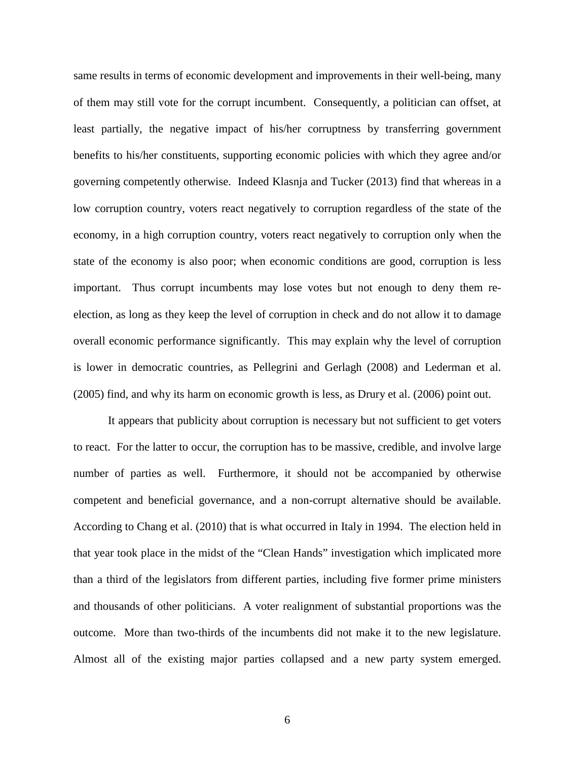same results in terms of economic development and improvements in their well-being, many of them may still vote for the corrupt incumbent. Consequently, a politician can offset, at least partially, the negative impact of his/her corruptness by transferring government benefits to his/her constituents, supporting economic policies with which they agree and/or governing competently otherwise. Indeed Klasnja and Tucker (2013) find that whereas in a low corruption country, voters react negatively to corruption regardless of the state of the economy, in a high corruption country, voters react negatively to corruption only when the state of the economy is also poor; when economic conditions are good, corruption is less important. Thus corrupt incumbents may lose votes but not enough to deny them re-election, as long as they keep the level of corruption in check and do not allow it to damage overall economic performance significantly. This may explain why the level of corruption is lower in democratic countries, as Pellegrini and Gerlagh (2008) and Lederman et al. (2005) find, and why its harm on economic growth is less, as Drury et al. (2006) point out.

It appears that publicity about corruption is necessary but not sufficient to get voters to react. For the latter to occur, the corruption has to be massive, credible, and involve large number of parties as well. Furthermore, it should not be accompanied by otherwise competent and beneficial governance, and a non-corrupt alternative should be available. According to Chang et al. (2010) that is what occurred in Italy in 1994. The election held in that year took place in the midst of the "Clean Hands" investigation which implicated more than a third of the legislators from different parties, including five former prime ministers and thousands of other politicians. A voter realignment of substantial proportions was the outcome. More than two-thirds of the incumbents did not make it to the new legislature. Almost all of the existing major parties collapsed and a new party system emerged.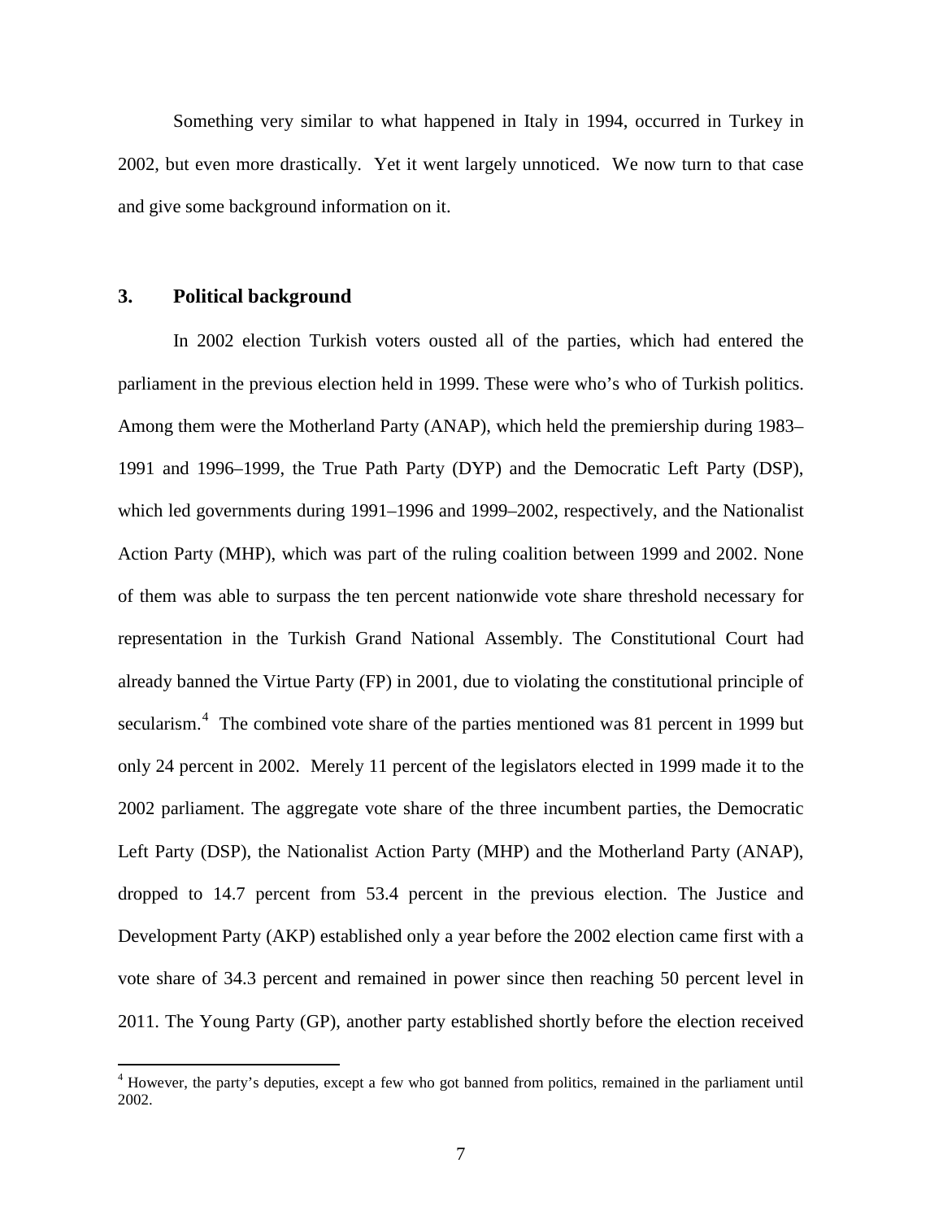Something very similar to what happened in Italy in 1994, occurred in Turkey in 2002, but even more drastically. Yet it went largely unnoticed. We now turn to that case and give some background information on it.

## 3. Political background

In 2002 election Turkish voters ousted all of the parties, which had entered the parliament in the previous election held in 1999. These were who's who of Turkish politics. Among them were the Motherland Party (ANAP), which held the premiership during 1983–1991 and 1996–1999, the True Path Party (DYP) and the Democratic Left Party (DSP), which led governments during 1991–1996 and 1999–2002, respectively, and the Nationalist Action Party (MHP), which was part of the ruling coalition between 1999 and 2002. None of them was able to surpass the ten percent nationwide vote share threshold necessary for representation in the Turkish Grand National Assembly. The Constitutional Court had already banned the Virtue Party (FP) in 2001, due to violating the constitutional principle of secularism.[4] The combined vote share of the parties mentioned was 81 percent in 1999 but only 24 percent in 2002. Merely 11 percent of the legislators elected in 1999 made it to the 2002 parliament. The aggregate vote share of the three incumbent parties, the Democratic Left Party (DSP), the Nationalist Action Party (MHP) and the Motherland Party (ANAP), dropped to 14.7 percent from 53.4 percent in the previous election. The Justice and Development Party (AKP) established only a year before the 2002 election came first with a vote share of 34.3 percent and remained in power since then reaching 50 percent level in 2011. The Young Party (GP), another party established shortly before the election received

[4] However, the party's deputies, except a few who got banned from politics, remained in the parliament until 2002.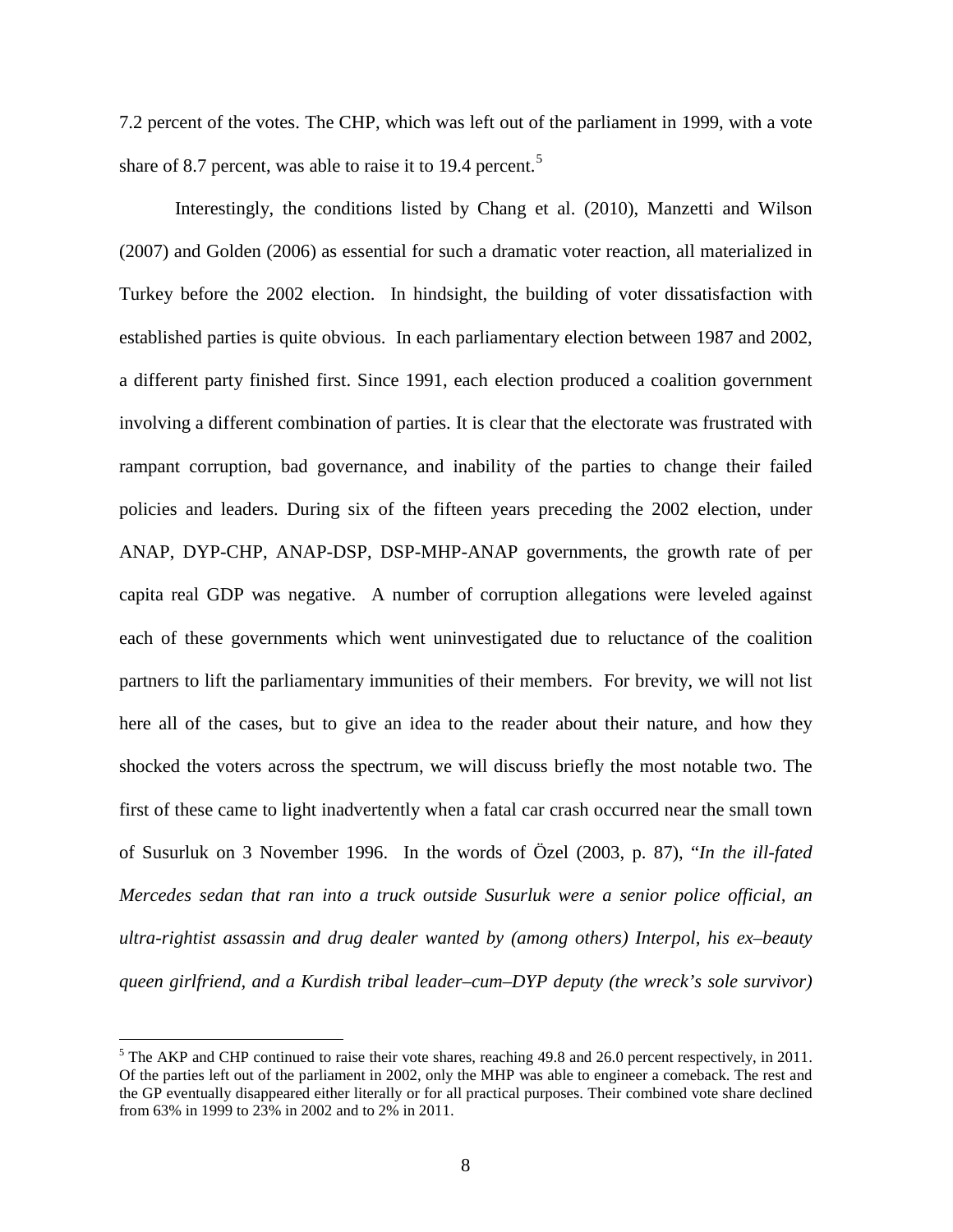7.2 percent of the votes. The CHP, which was left out of the parliament in 1999, with a vote share of 8.7 percent, was able to raise it to 19.4 percent.[5]

Interestingly, the conditions listed by Chang et al. (2010), Manzetti and Wilson (2007) and Golden (2006) as essential for such a dramatic voter reaction, all materialized in Turkey before the 2002 election. In hindsight, the building of voter dissatisfaction with established parties is quite obvious. In each parliamentary election between 1987 and 2002, a different party finished first. Since 1991, each election produced a coalition government involving a different combination of parties. It is clear that the electorate was frustrated with rampant corruption, bad governance, and inability of the parties to change their failed policies and leaders. During six of the fifteen years preceding the 2002 election, under ANAP, DYP-CHP, ANAP-DSP, DSP-MHP-ANAP governments, the growth rate of per capita real GDP was negative. A number of corruption allegations were leveled against each of these governments which went uninvestigated due to reluctance of the coalition partners to lift the parliamentary immunities of their members. For brevity, we will not list here all of the cases, but to give an idea to the reader about their nature, and how they shocked the voters across the spectrum, we will discuss briefly the most notable two. The first of these came to light inadvertently when a fatal car crash occurred near the small town of Susurluk on 3 November 1996. In the words of Özel (2003, p. 87), "*In the ill-fated Mercedes sedan that ran into a truck outside Susurluk were a senior police official, an ultra-rightist assassin and drug dealer wanted by (among others) Interpol, his ex–beauty queen girlfriend, and a Kurdish tribal leader–cum–DYP deputy (the wreck's sole survivor)*

[5] The AKP and CHP continued to raise their vote shares, reaching 49.8 and 26.0 percent respectively, in 2011. Of the parties left out of the parliament in 2002, only the MHP was able to engineer a comeback. The rest and the GP eventually disappeared either literally or for all practical purposes. Their combined vote share declined from 63% in 1999 to 23% in 2002 and to 2% in 2011.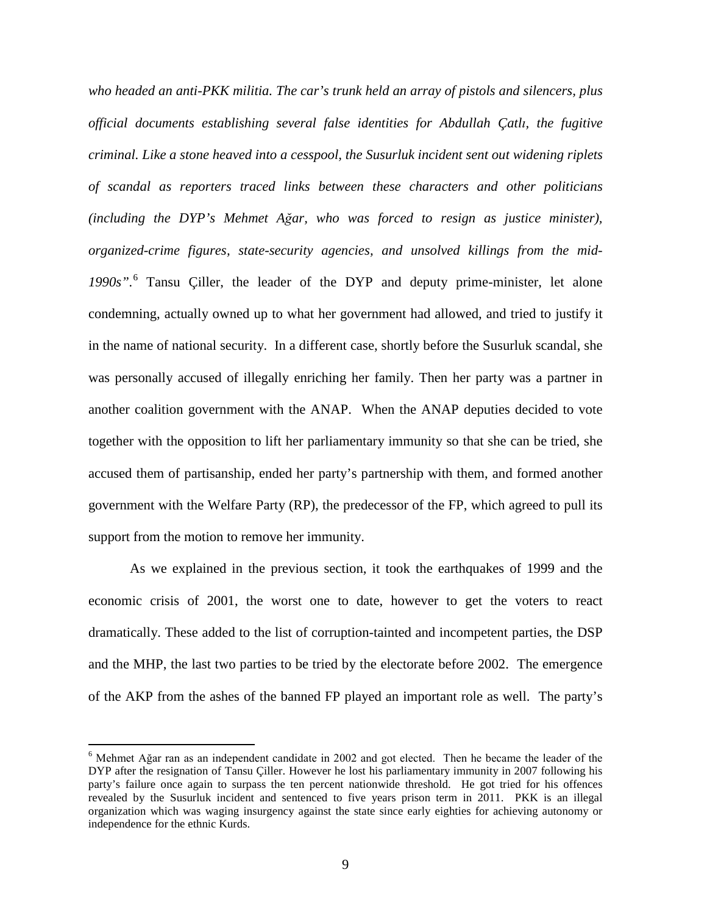*who headed an anti-PKK militia. The car's trunk held an array of pistols and silencers, plus official documents establishing several false identities for Abdullah Çatlı, the fugitive criminal. Like a stone heaved into a cesspool, the Susurluk incident sent out widening riplets of scandal as reporters traced links between these characters and other politicians (including the DYP's Mehmet Ağar, who was forced to resign as justice minister), organized-crime figures, state-security agencies, and unsolved killings from the mid-1990s".*[6] Tansu Çiller, the leader of the DYP and deputy prime-minister, let alone condemning, actually owned up to what her government had allowed, and tried to justify it in the name of national security. In a different case, shortly before the Susurluk scandal, she was personally accused of illegally enriching her family. Then her party was a partner in another coalition government with the ANAP. When the ANAP deputies decided to vote together with the opposition to lift her parliamentary immunity so that she can be tried, she accused them of partisanship, ended her party's partnership with them, and formed another government with the Welfare Party (RP), the predecessor of the FP, which agreed to pull its support from the motion to remove her immunity.

As we explained in the previous section, it took the earthquakes of 1999 and the economic crisis of 2001, the worst one to date, however to get the voters to react dramatically. These added to the list of corruption-tainted and incompetent parties, the DSP and the MHP, the last two parties to be tried by the electorate before 2002. The emergence of the AKP from the ashes of the banned FP played an important role as well. The party's

[6] Mehmet Ağar ran as an independent candidate in 2002 and got elected. Then he became the leader of the DYP after the resignation of Tansu Çiller. However he lost his parliamentary immunity in 2007 following his party's failure once again to surpass the ten percent nationwide threshold. He got tried for his offences revealed by the Susurluk incident and sentenced to five years prison term in 2011. PKK is an illegal organization which was waging insurgency against the state since early eighties for achieving autonomy or independence for the ethnic Kurds.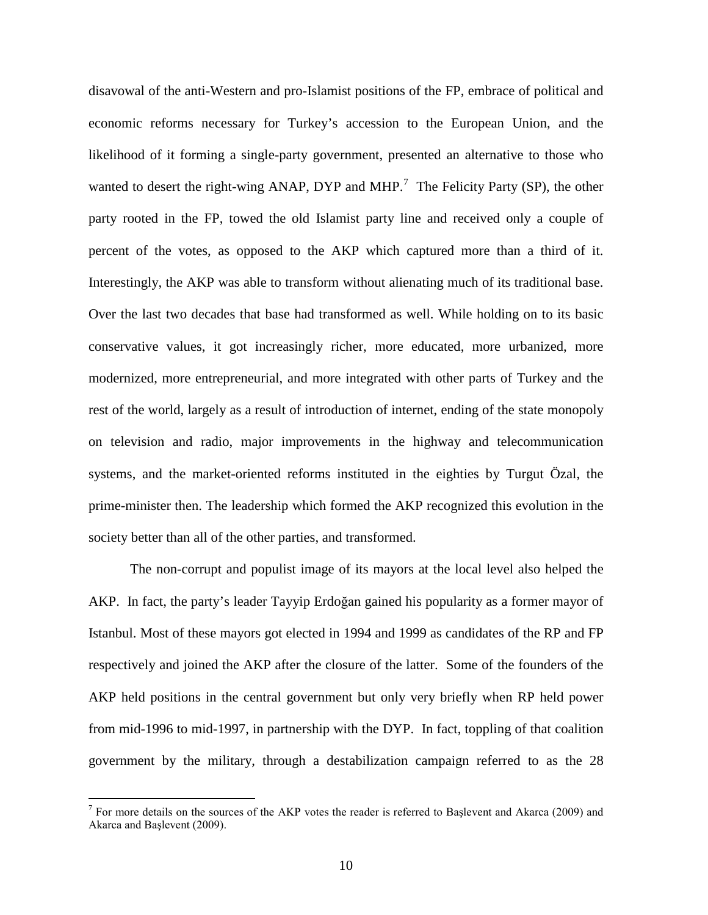disavowal of the anti-Western and pro-Islamist positions of the FP, embrace of political and economic reforms necessary for Turkey's accession to the European Union, and the likelihood of it forming a single-party government, presented an alternative to those who wanted to desert the right-wing ANAP, DYP and MHP.[7] The Felicity Party (SP), the other party rooted in the FP, towed the old Islamist party line and received only a couple of percent of the votes, as opposed to the AKP which captured more than a third of it. Interestingly, the AKP was able to transform without alienating much of its traditional base. Over the last two decades that base had transformed as well. While holding on to its basic conservative values, it got increasingly richer, more educated, more urbanized, more modernized, more entrepreneurial, and more integrated with other parts of Turkey and the rest of the world, largely as a result of introduction of internet, ending of the state monopoly on television and radio, major improvements in the highway and telecommunication systems, and the market-oriented reforms instituted in the eighties by Turgut Özal, the prime-minister then. The leadership which formed the AKP recognized this evolution in the society better than all of the other parties, and transformed.

The non-corrupt and populist image of its mayors at the local level also helped the AKP. In fact, the party's leader Tayyip Erdoğan gained his popularity as a former mayor of Istanbul. Most of these mayors got elected in 1994 and 1999 as candidates of the RP and FP respectively and joined the AKP after the closure of the latter. Some of the founders of the AKP held positions in the central government but only very briefly when RP held power from mid-1996 to mid-1997, in partnership with the DYP. In fact, toppling of that coalition government by the military, through a destabilization campaign referred to as the 28

[7] For more details on the sources of the AKP votes the reader is referred to Başlevent and Akarca (2009) and Akarca and Başlevent (2009).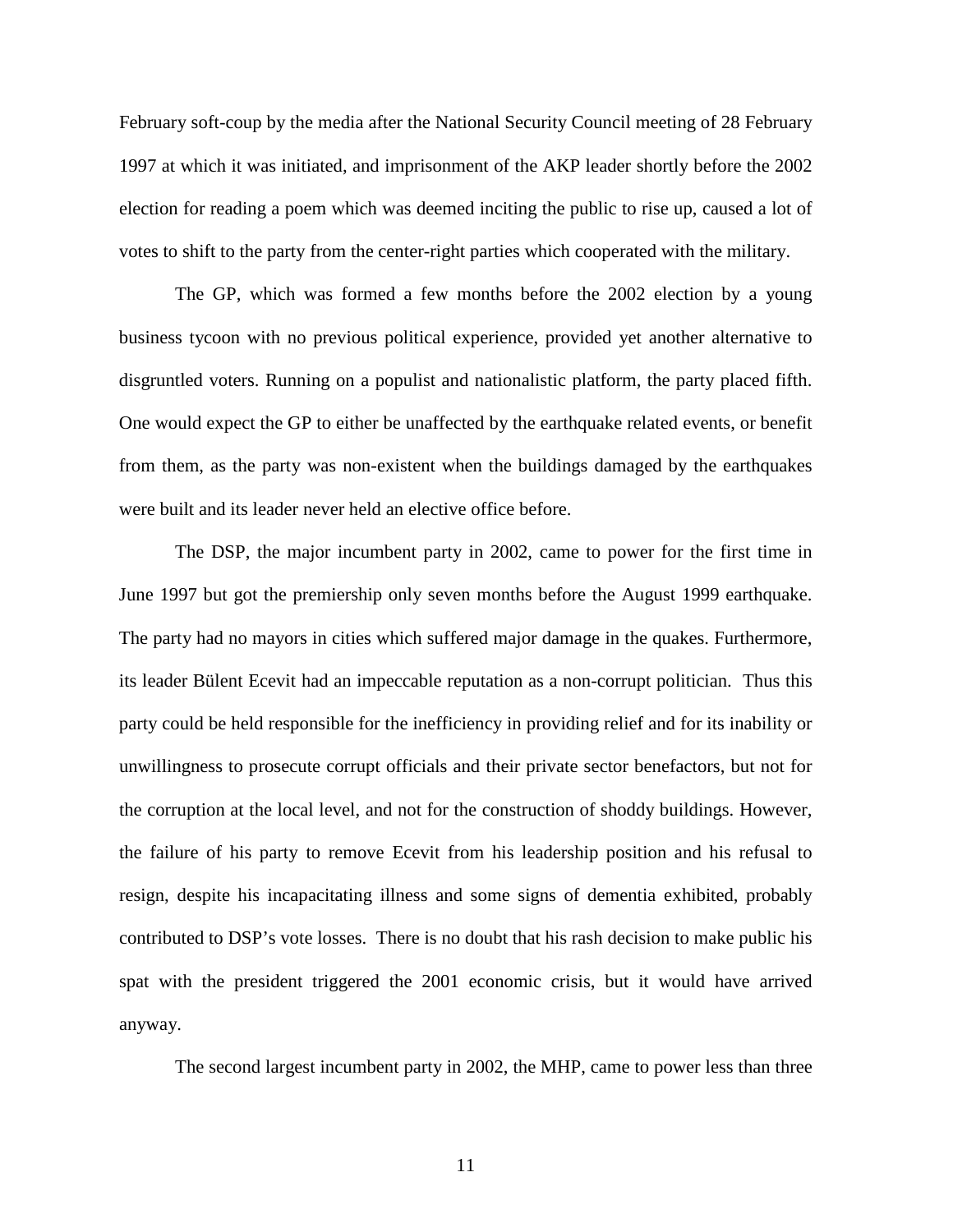February soft-coup by the media after the National Security Council meeting of 28 February 1997 at which it was initiated, and imprisonment of the AKP leader shortly before the 2002 election for reading a poem which was deemed inciting the public to rise up, caused a lot of votes to shift to the party from the center-right parties which cooperated with the military.

The GP, which was formed a few months before the 2002 election by a young business tycoon with no previous political experience, provided yet another alternative to disgruntled voters. Running on a populist and nationalistic platform, the party placed fifth. One would expect the GP to either be unaffected by the earthquake related events, or benefit from them, as the party was non-existent when the buildings damaged by the earthquakes were built and its leader never held an elective office before.

The DSP, the major incumbent party in 2002, came to power for the first time in June 1997 but got the premiership only seven months before the August 1999 earthquake. The party had no mayors in cities which suffered major damage in the quakes. Furthermore, its leader Bülent Ecevit had an impeccable reputation as a non-corrupt politician. Thus this party could be held responsible for the inefficiency in providing relief and for its inability or unwillingness to prosecute corrupt officials and their private sector benefactors, but not for the corruption at the local level, and not for the construction of shoddy buildings. However, the failure of his party to remove Ecevit from his leadership position and his refusal to resign, despite his incapacitating illness and some signs of dementia exhibited, probably contributed to DSP's vote losses. There is no doubt that his rash decision to make public his spat with the president triggered the 2001 economic crisis, but it would have arrived anyway.

The second largest incumbent party in 2002, the MHP, came to power less than three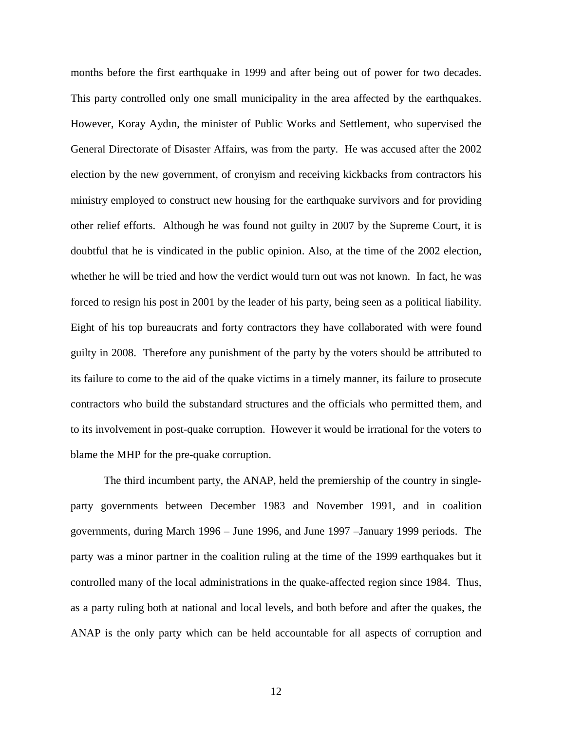months before the first earthquake in 1999 and after being out of power for two decades. This party controlled only one small municipality in the area affected by the earthquakes. However, Koray Aydın, the minister of Public Works and Settlement, who supervised the General Directorate of Disaster Affairs, was from the party. He was accused after the 2002 election by the new government, of cronyism and receiving kickbacks from contractors his ministry employed to construct new housing for the earthquake survivors and for providing other relief efforts. Although he was found not guilty in 2007 by the Supreme Court, it is doubtful that he is vindicated in the public opinion. Also, at the time of the 2002 election, whether he will be tried and how the verdict would turn out was not known. In fact, he was forced to resign his post in 2001 by the leader of his party, being seen as a political liability. Eight of his top bureaucrats and forty contractors they have collaborated with were found guilty in 2008. Therefore any punishment of the party by the voters should be attributed to its failure to come to the aid of the quake victims in a timely manner, its failure to prosecute contractors who build the substandard structures and the officials who permitted them, and to its involvement in post-quake corruption. However it would be irrational for the voters to blame the MHP for the pre-quake corruption.

The third incumbent party, the ANAP, held the premiership of the country in single-party governments between December 1983 and November 1991, and in coalition governments, during March 1996 – June 1996, and June 1997 –January 1999 periods. The party was a minor partner in the coalition ruling at the time of the 1999 earthquakes but it controlled many of the local administrations in the quake-affected region since 1984. Thus, as a party ruling both at national and local levels, and both before and after the quakes, the ANAP is the only party which can be held accountable for all aspects of corruption and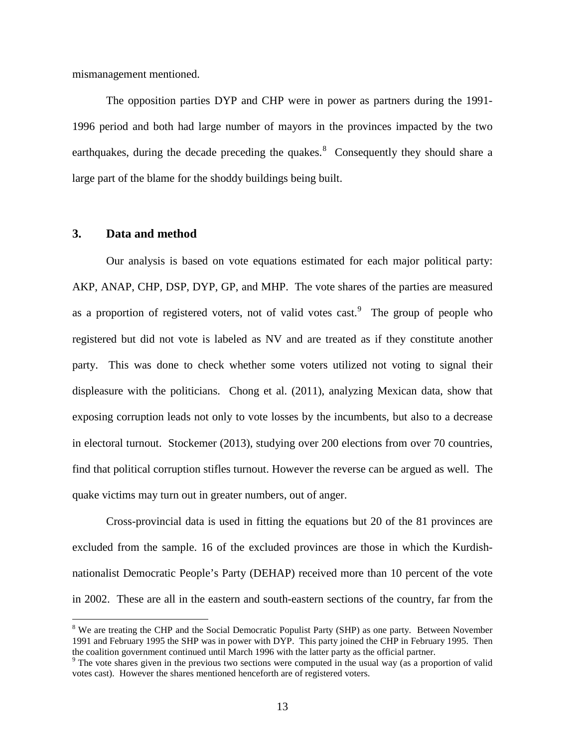mismanagement mentioned.

The opposition parties DYP and CHP were in power as partners during the 1991-1996 period and both had large number of mayors in the provinces impacted by the two earthquakes, during the decade preceding the quakes.[8] Consequently they should share a large part of the blame for the shoddy buildings being built.

## 3. Data and method

Our analysis is based on vote equations estimated for each major political party: AKP, ANAP, CHP, DSP, DYP, GP, and MHP. The vote shares of the parties are measured as a proportion of registered voters, not of valid votes cast.[9] The group of people who registered but did not vote is labeled as NV and are treated as if they constitute another party. This was done to check whether some voters utilized not voting to signal their displeasure with the politicians. Chong et al. (2011), analyzing Mexican data, show that exposing corruption leads not only to vote losses by the incumbents, but also to a decrease in electoral turnout. Stockemer (2013), studying over 200 elections from over 70 countries, find that political corruption stifles turnout. However the reverse can be argued as well. The quake victims may turn out in greater numbers, out of anger.

Cross-provincial data is used in fitting the equations but 20 of the 81 provinces are excluded from the sample. 16 of the excluded provinces are those in which the Kurdish-nationalist Democratic People's Party (DEHAP) received more than 10 percent of the vote in 2002. These are all in the eastern and south-eastern sections of the country, far from the

[8] We are treating the CHP and the Social Democratic Populist Party (SHP) as one party. Between November 1991 and February 1995 the SHP was in power with DYP. This party joined the CHP in February 1995. Then the coalition government continued until March 1996 with the latter party as the official partner.

[9] The vote shares given in the previous two sections were computed in the usual way (as a proportion of valid votes cast). However the shares mentioned henceforth are of registered voters.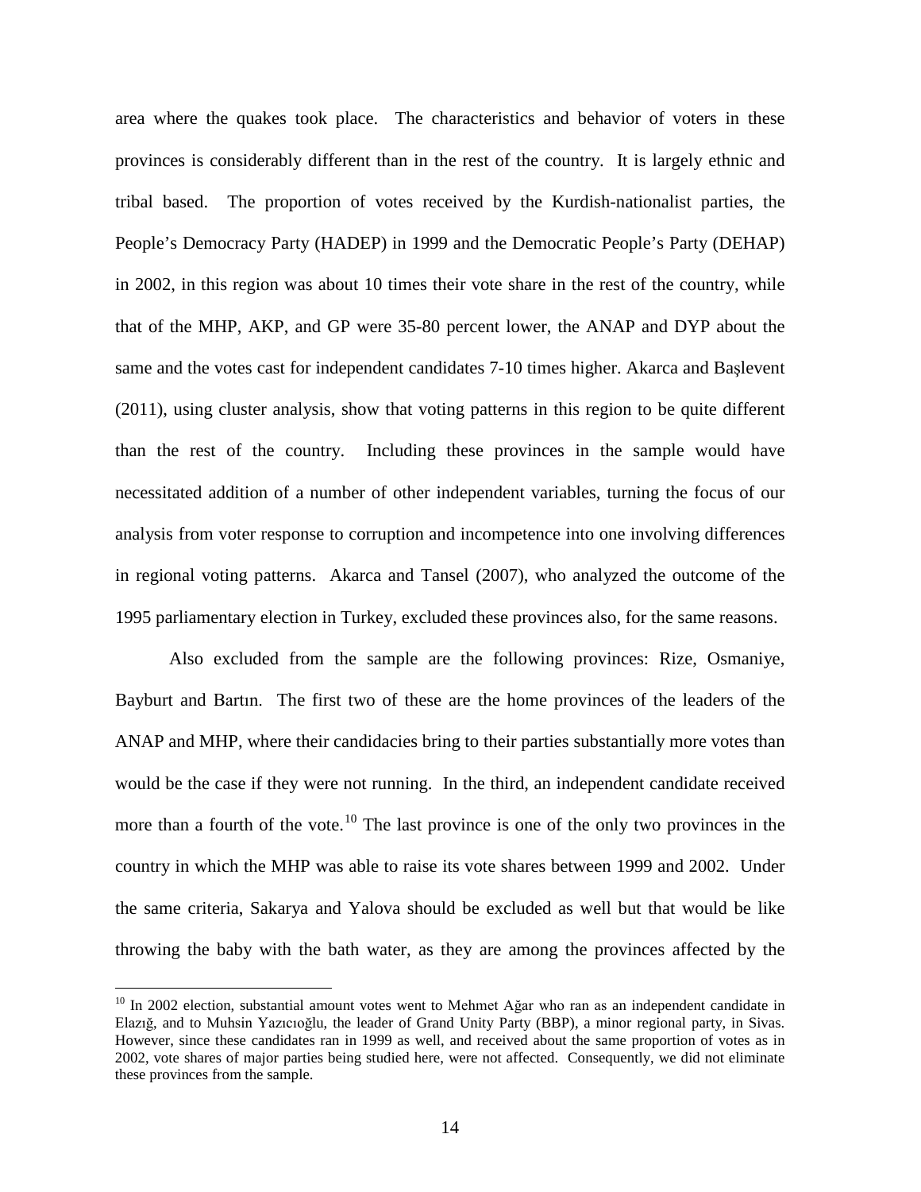area where the quakes took place. The characteristics and behavior of voters in these provinces is considerably different than in the rest of the country. It is largely ethnic and tribal based. The proportion of votes received by the Kurdish-nationalist parties, the People's Democracy Party (HADEP) in 1999 and the Democratic People's Party (DEHAP) in 2002, in this region was about 10 times their vote share in the rest of the country, while that of the MHP, AKP, and GP were 35-80 percent lower, the ANAP and DYP about the same and the votes cast for independent candidates 7-10 times higher. Akarca and Başlevent (2011), using cluster analysis, show that voting patterns in this region to be quite different than the rest of the country. Including these provinces in the sample would have necessitated addition of a number of other independent variables, turning the focus of our analysis from voter response to corruption and incompetence into one involving differences in regional voting patterns. Akarca and Tansel (2007), who analyzed the outcome of the 1995 parliamentary election in Turkey, excluded these provinces also, for the same reasons.

Also excluded from the sample are the following provinces: Rize, Osmaniye, Bayburt and Bartın. The first two of these are the home provinces of the leaders of the ANAP and MHP, where their candidacies bring to their parties substantially more votes than would be the case if they were not running. In the third, an independent candidate received more than a fourth of the vote.[10] The last province is one of the only two provinces in the country in which the MHP was able to raise its vote shares between 1999 and 2002. Under the same criteria, Sakarya and Yalova should be excluded as well but that would be like throwing the baby with the bath water, as they are among the provinces affected by the

[10] In 2002 election, substantial amount votes went to Mehmet Ağar who ran as an independent candidate in Elazığ, and to Muhsin Yazıcıoğlu, the leader of Grand Unity Party (BBP), a minor regional party, in Sivas. However, since these candidates ran in 1999 as well, and received about the same proportion of votes as in 2002, vote shares of major parties being studied here, were not affected. Consequently, we did not eliminate these provinces from the sample.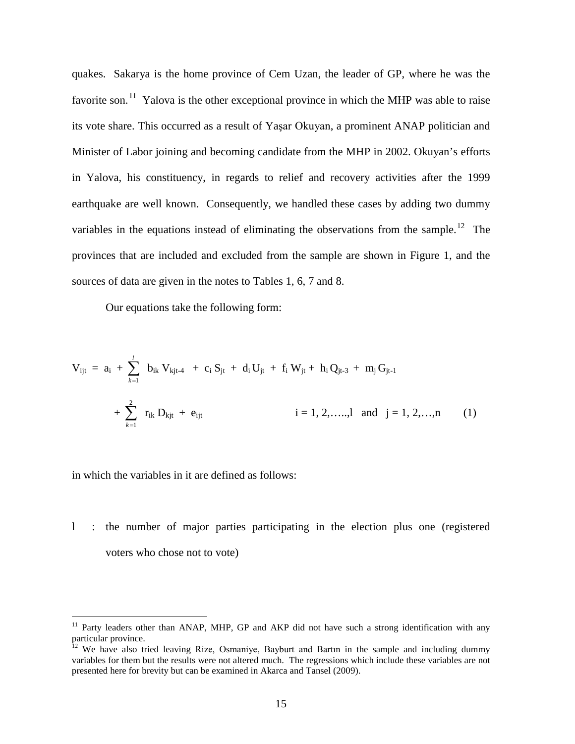quakes. Sakarya is the home province of Cem Uzan, the leader of GP, where he was the favorite son.[11] Yalova is the other exceptional province in which the MHP was able to raise its vote share. This occurred as a result of Yaşar Okuyan, a prominent ANAP politician and Minister of Labor joining and becoming candidate from the MHP in 2002. Okuyan's efforts in Yalova, his constituency, in regards to relief and recovery activities after the 1999 earthquake are well known. Consequently, we handled these cases by adding two dummy variables in the equations instead of eliminating the observations from the sample.[12] The provinces that are included and excluded from the sample are shown in Figure 1, and the sources of data are given in the notes to Tables 1, 6, 7 and 8.

Our equations take the following form:

$$V_{ijt} = a_i + \sum_{k=1}^{l} b_{ik} V_{kjt-4} + c_i S_{jt} + d_i U_{jt} + f_i W_{jt} + h_i Q_{jt-3} + m_j G_{jt-1}$$

$$+ \sum_{k=1}^{2} r_{ik} D_{kjt} + e_{ijt} \qquad i = 1, 2, \ldots, l \quad \text{and} \quad j = 1, 2, \ldots, n \qquad (1)$$

in which the variables in it are defined as follows:

l : the number of major parties participating in the election plus one (registered voters who chose not to vote)

---

[11] Party leaders other than ANAP, MHP, GP and AKP did not have such a strong identification with any particular province.

[12] We have also tried leaving Rize, Osmaniye, Bayburt and Bartın in the sample and including dummy variables for them but the results were not altered much. The regressions which include these variables are not presented here for brevity but can be examined in Akarca and Tansel (2009).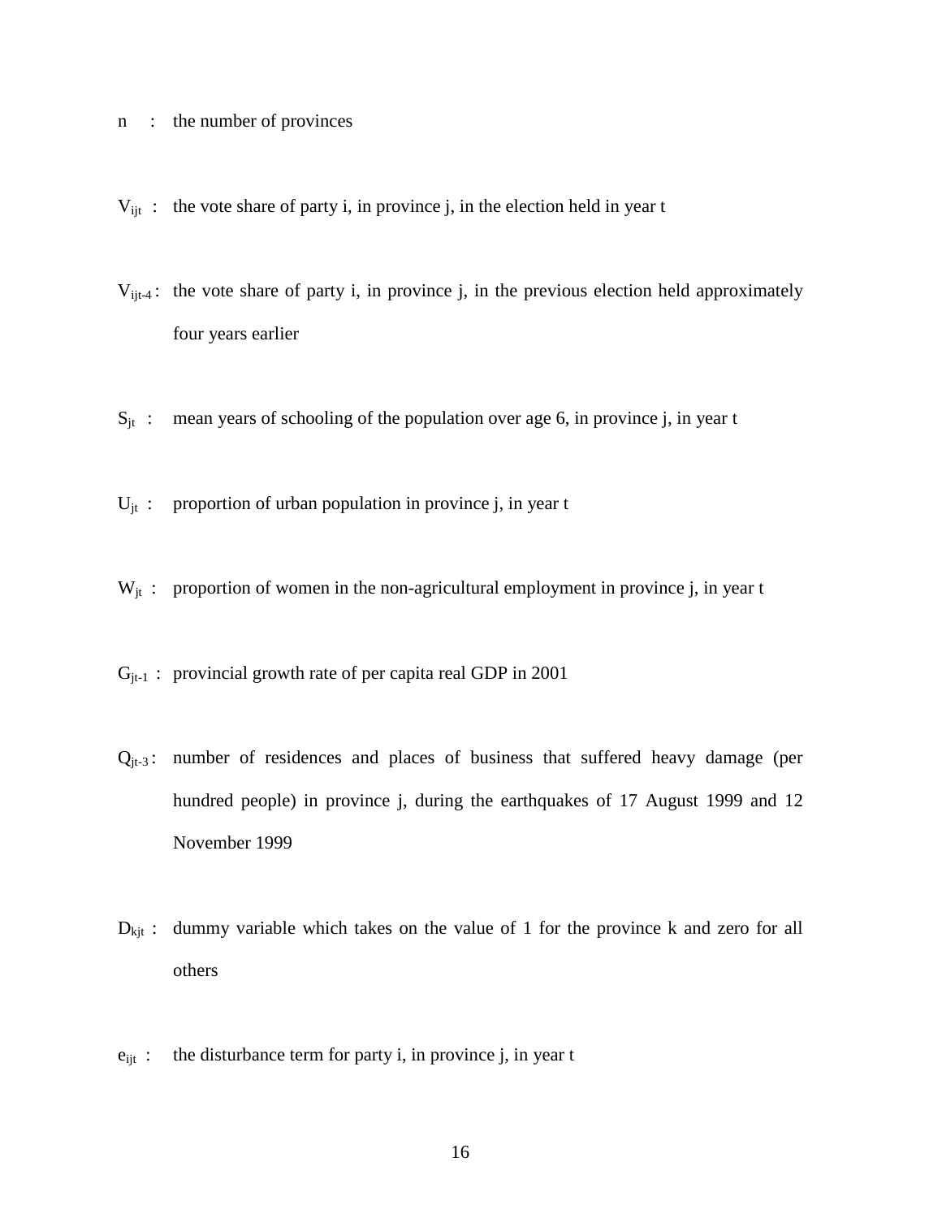$n$ : the number of provinces

$V_{ijt}$ : the vote share of party i, in province j, in the election held in year t

$V_{ijt-4}$ : the vote share of party i, in province j, in the previous election held approximately four years earlier

$S_{jt}$ : mean years of schooling of the population over age 6, in province j, in year t

$U_{jt}$ : proportion of urban population in province j, in year t

$W_{jt}$ : proportion of women in the non-agricultural employment in province j, in year t

$G_{jt-1}$ : provincial growth rate of per capita real GDP in 2001

$Q_{jt-3}$ : number of residences and places of business that suffered heavy damage (per hundred people) in province j, during the earthquakes of 17 August 1999 and 12 November 1999

$D_{kjt}$ : dummy variable which takes on the value of 1 for the province k and zero for all others

$e_{ijt}$ : the disturbance term for party i, in province j, in year t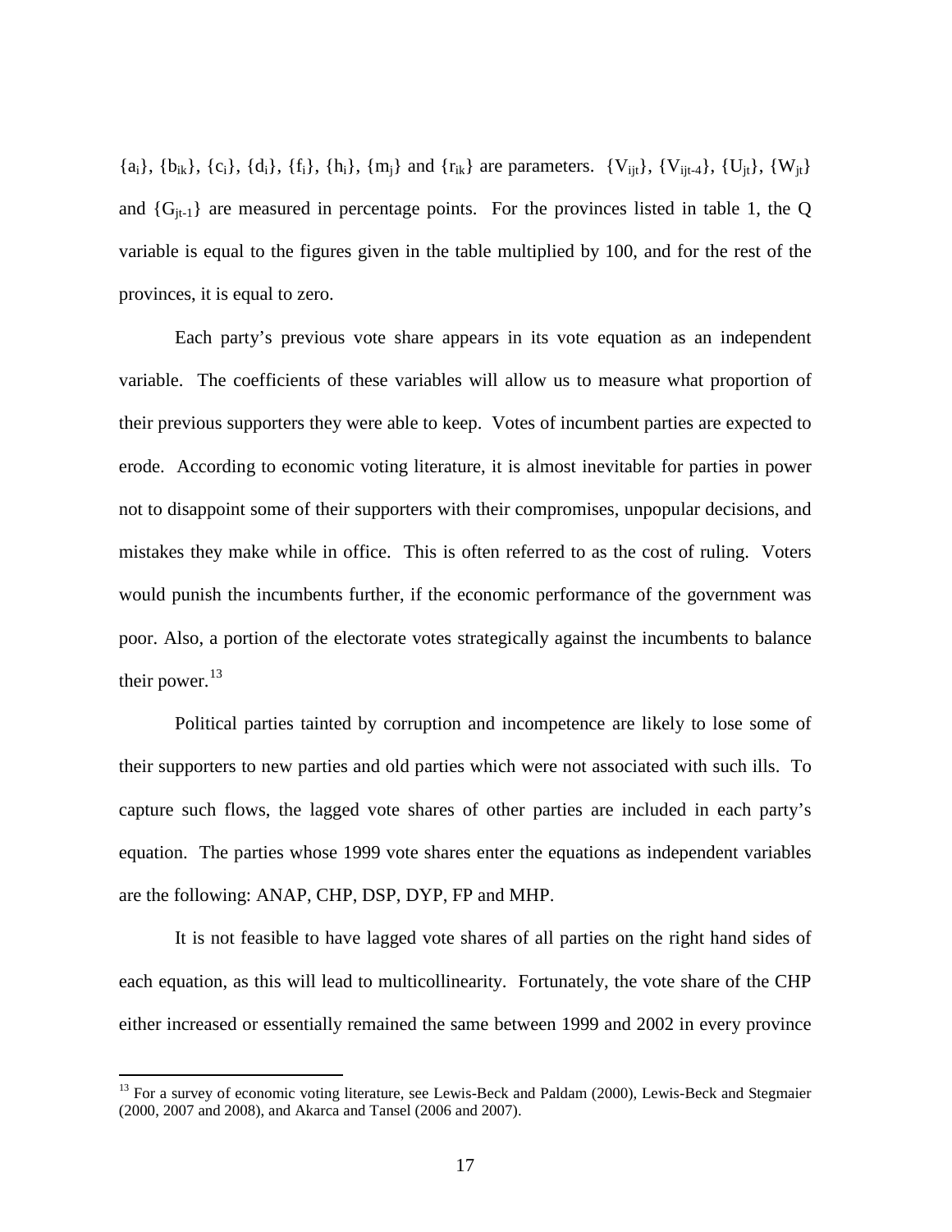$\{a_i\}$, $\{b_{ik}\}$, $\{c_i\}$, $\{d_i\}$, $\{f_i\}$, $\{h_i\}$, $\{m_j\}$ and $\{r_{ik}\}$ are parameters. $\{V_{ijt}\}$, $\{V_{ijt-4}\}$, $\{U_{jt}\}$, $\{W_{jt}\}$ and $\{G_{jt-1}\}$ are measured in percentage points. For the provinces listed in table 1, the Q variable is equal to the figures given in the table multiplied by 100, and for the rest of the provinces, it is equal to zero.

Each party's previous vote share appears in its vote equation as an independent variable. The coefficients of these variables will allow us to measure what proportion of their previous supporters they were able to keep. Votes of incumbent parties are expected to erode. According to economic voting literature, it is almost inevitable for parties in power not to disappoint some of their supporters with their compromises, unpopular decisions, and mistakes they make while in office. This is often referred to as the cost of ruling. Voters would punish the incumbents further, if the economic performance of the government was poor. Also, a portion of the electorate votes strategically against the incumbents to balance their power.[13]

Political parties tainted by corruption and incompetence are likely to lose some of their supporters to new parties and old parties which were not associated with such ills. To capture such flows, the lagged vote shares of other parties are included in each party's equation. The parties whose 1999 vote shares enter the equations as independent variables are the following: ANAP, CHP, DSP, DYP, FP and MHP.

It is not feasible to have lagged vote shares of all parties on the right hand sides of each equation, as this will lead to multicollinearity. Fortunately, the vote share of the CHP either increased or essentially remained the same between 1999 and 2002 in every province

[13] For a survey of economic voting literature, see Lewis-Beck and Paldam (2000), Lewis-Beck and Stegmaier (2000, 2007 and 2008), and Akarca and Tansel (2006 and 2007).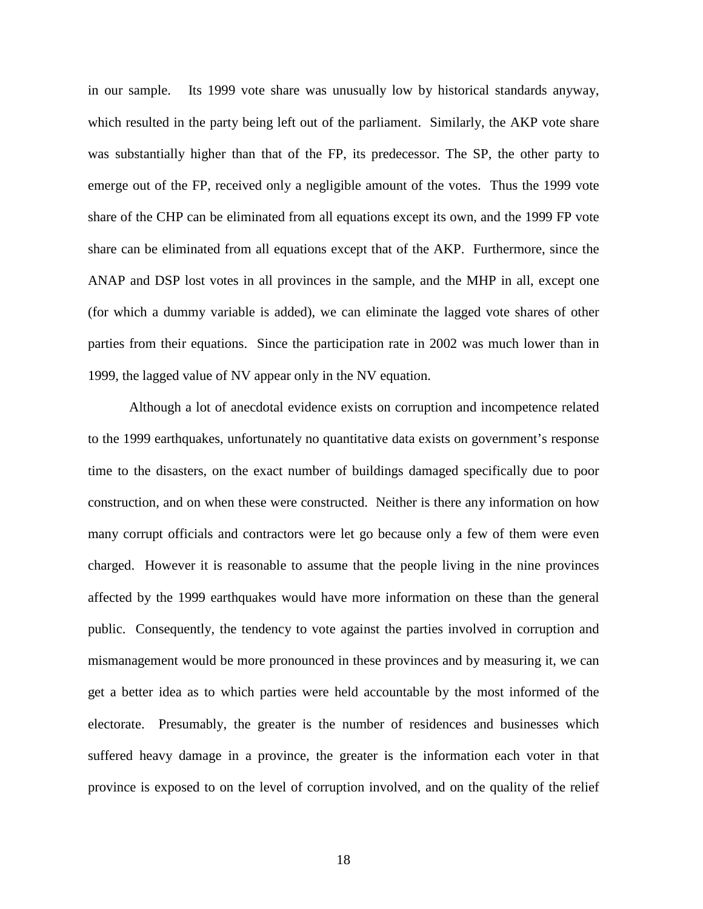in our sample. Its 1999 vote share was unusually low by historical standards anyway, which resulted in the party being left out of the parliament. Similarly, the AKP vote share was substantially higher than that of the FP, its predecessor. The SP, the other party to emerge out of the FP, received only a negligible amount of the votes. Thus the 1999 vote share of the CHP can be eliminated from all equations except its own, and the 1999 FP vote share can be eliminated from all equations except that of the AKP. Furthermore, since the ANAP and DSP lost votes in all provinces in the sample, and the MHP in all, except one (for which a dummy variable is added), we can eliminate the lagged vote shares of other parties from their equations. Since the participation rate in 2002 was much lower than in 1999, the lagged value of NV appear only in the NV equation.

Although a lot of anecdotal evidence exists on corruption and incompetence related to the 1999 earthquakes, unfortunately no quantitative data exists on government's response time to the disasters, on the exact number of buildings damaged specifically due to poor construction, and on when these were constructed. Neither is there any information on how many corrupt officials and contractors were let go because only a few of them were even charged. However it is reasonable to assume that the people living in the nine provinces affected by the 1999 earthquakes would have more information on these than the general public. Consequently, the tendency to vote against the parties involved in corruption and mismanagement would be more pronounced in these provinces and by measuring it, we can get a better idea as to which parties were held accountable by the most informed of the electorate. Presumably, the greater is the number of residences and businesses which suffered heavy damage in a province, the greater is the information each voter in that province is exposed to on the level of corruption involved, and on the quality of the relief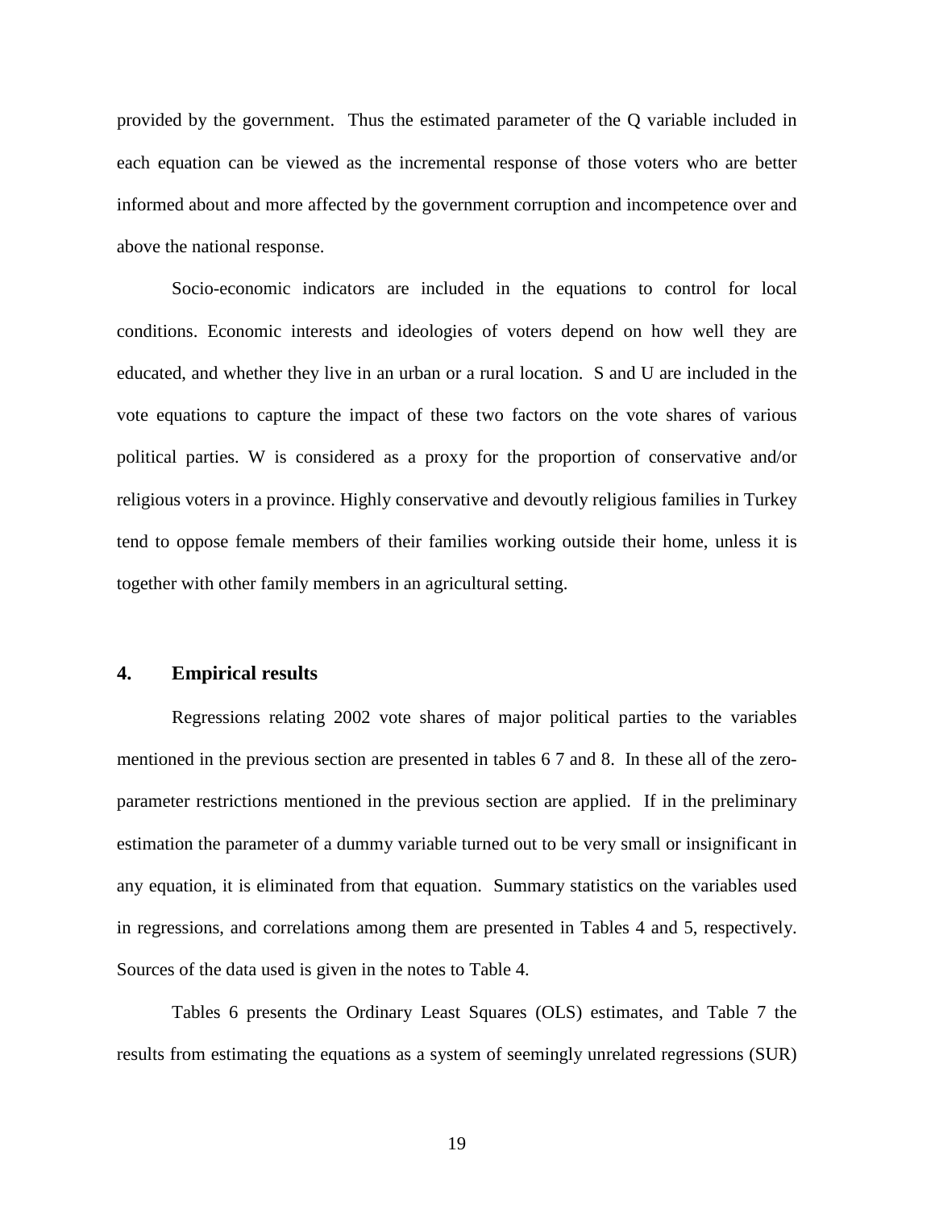provided by the government. Thus the estimated parameter of the Q variable included in each equation can be viewed as the incremental response of those voters who are better informed about and more affected by the government corruption and incompetence over and above the national response.

Socio-economic indicators are included in the equations to control for local conditions. Economic interests and ideologies of voters depend on how well they are educated, and whether they live in an urban or a rural location. S and U are included in the vote equations to capture the impact of these two factors on the vote shares of various political parties. W is considered as a proxy for the proportion of conservative and/or religious voters in a province. Highly conservative and devoutly religious families in Turkey tend to oppose female members of their families working outside their home, unless it is together with other family members in an agricultural setting.

## 4. Empirical results

Regressions relating 2002 vote shares of major political parties to the variables mentioned in the previous section are presented in tables 6 7 and 8. In these all of the zero-parameter restrictions mentioned in the previous section are applied. If in the preliminary estimation the parameter of a dummy variable turned out to be very small or insignificant in any equation, it is eliminated from that equation. Summary statistics on the variables used in regressions, and correlations among them are presented in Tables 4 and 5, respectively. Sources of the data used is given in the notes to Table 4.

Tables 6 presents the Ordinary Least Squares (OLS) estimates, and Table 7 the results from estimating the equations as a system of seemingly unrelated regressions (SUR)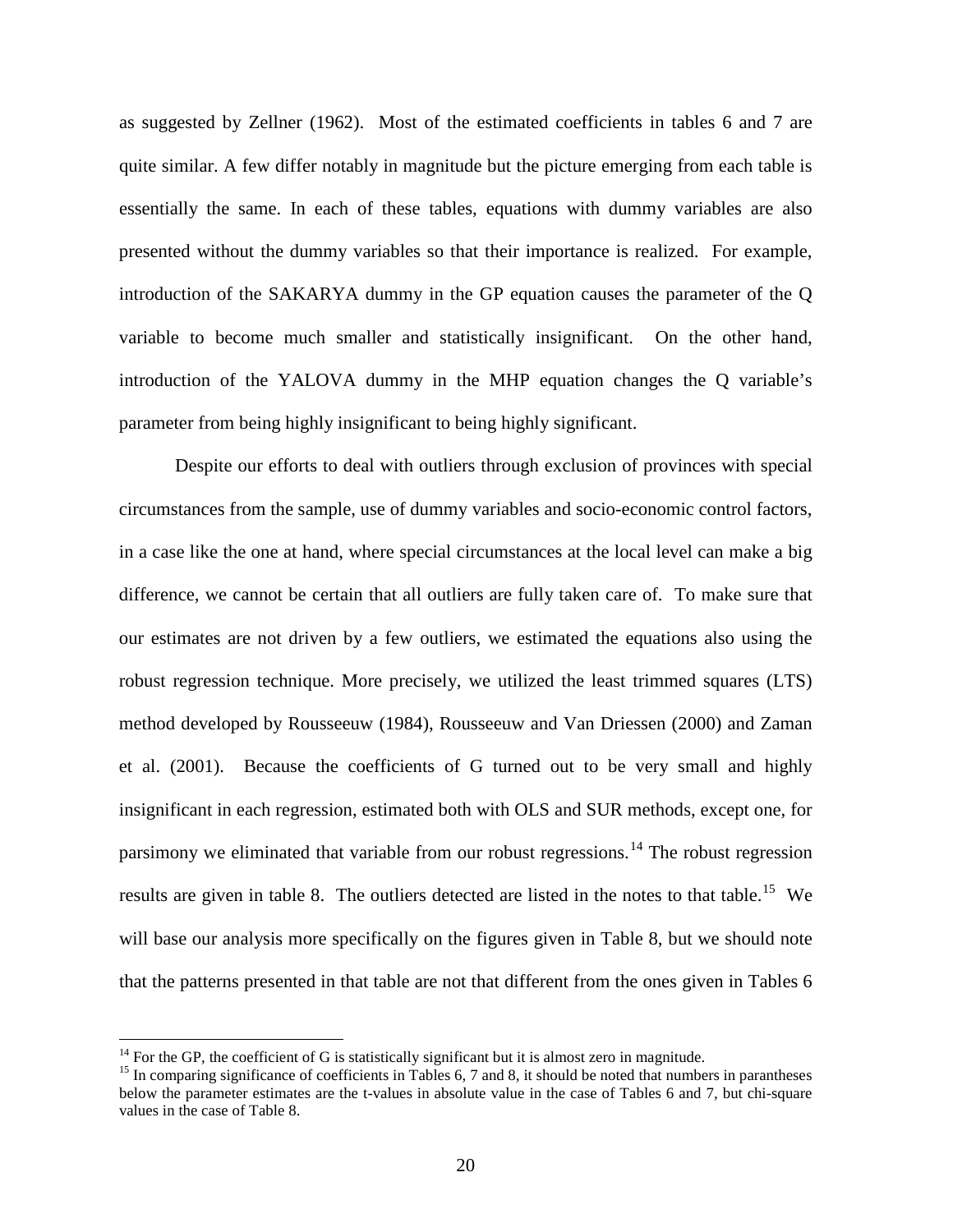as suggested by Zellner (1962). Most of the estimated coefficients in tables 6 and 7 are quite similar. A few differ notably in magnitude but the picture emerging from each table is essentially the same. In each of these tables, equations with dummy variables are also presented without the dummy variables so that their importance is realized. For example, introduction of the SAKARYA dummy in the GP equation causes the parameter of the Q variable to become much smaller and statistically insignificant. On the other hand, introduction of the YALOVA dummy in the MHP equation changes the Q variable's parameter from being highly insignificant to being highly significant.

Despite our efforts to deal with outliers through exclusion of provinces with special circumstances from the sample, use of dummy variables and socio-economic control factors, in a case like the one at hand, where special circumstances at the local level can make a big difference, we cannot be certain that all outliers are fully taken care of. To make sure that our estimates are not driven by a few outliers, we estimated the equations also using the robust regression technique. More precisely, we utilized the least trimmed squares (LTS) method developed by Rousseeuw (1984), Rousseeuw and Van Driessen (2000) and Zaman et al. (2001). Because the coefficients of G turned out to be very small and highly insignificant in each regression, estimated both with OLS and SUR methods, except one, for parsimony we eliminated that variable from our robust regressions.[14] The robust regression results are given in table 8. The outliers detected are listed in the notes to that table.[15] We will base our analysis more specifically on the figures given in Table 8, but we should note that the patterns presented in that table are not that different from the ones given in Tables 6

[14] For the GP, the coefficient of G is statistically significant but it is almost zero in magnitude.

[15] In comparing significance of coefficients in Tables 6, 7 and 8, it should be noted that numbers in parantheses below the parameter estimates are the t-values in absolute value in the case of Tables 6 and 7, but chi-square values in the case of Table 8.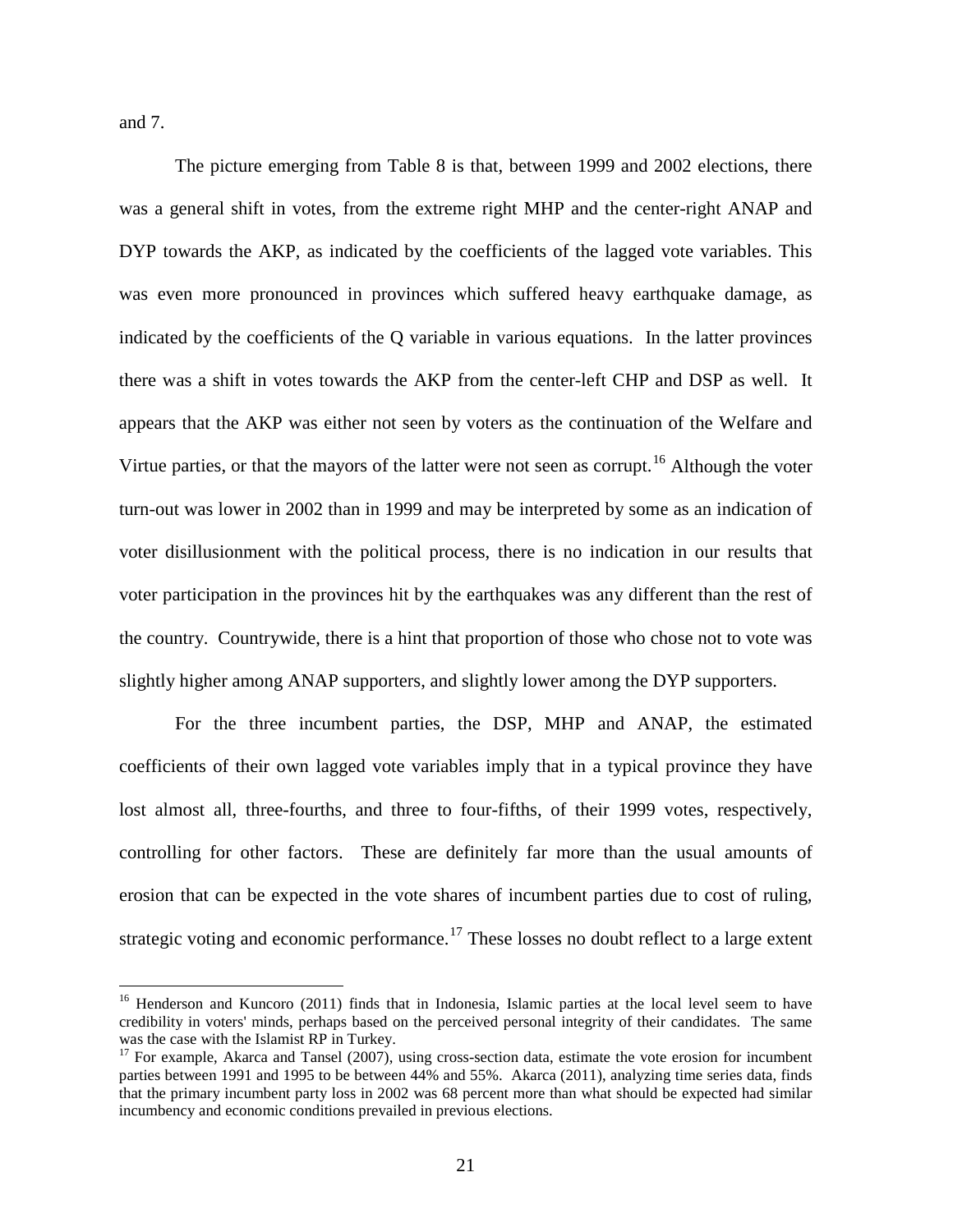and 7.

The picture emerging from Table 8 is that, between 1999 and 2002 elections, there was a general shift in votes, from the extreme right MHP and the center-right ANAP and DYP towards the AKP, as indicated by the coefficients of the lagged vote variables. This was even more pronounced in provinces which suffered heavy earthquake damage, as indicated by the coefficients of the Q variable in various equations. In the latter provinces there was a shift in votes towards the AKP from the center-left CHP and DSP as well. It appears that the AKP was either not seen by voters as the continuation of the Welfare and Virtue parties, or that the mayors of the latter were not seen as corrupt.[16] Although the voter turn-out was lower in 2002 than in 1999 and may be interpreted by some as an indication of voter disillusionment with the political process, there is no indication in our results that voter participation in the provinces hit by the earthquakes was any different than the rest of the country. Countrywide, there is a hint that proportion of those who chose not to vote was slightly higher among ANAP supporters, and slightly lower among the DYP supporters.

For the three incumbent parties, the DSP, MHP and ANAP, the estimated coefficients of their own lagged vote variables imply that in a typical province they have lost almost all, three-fourths, and three to four-fifths, of their 1999 votes, respectively, controlling for other factors. These are definitely far more than the usual amounts of erosion that can be expected in the vote shares of incumbent parties due to cost of ruling, strategic voting and economic performance.[17] These losses no doubt reflect to a large extent

---

[16] Henderson and Kuncoro (2011) finds that in Indonesia, Islamic parties at the local level seem to have credibility in voters' minds, perhaps based on the perceived personal integrity of their candidates. The same was the case with the Islamist RP in Turkey.

[17] For example, Akarca and Tansel (2007), using cross-section data, estimate the vote erosion for incumbent parties between 1991 and 1995 to be between 44% and 55%. Akarca (2011), analyzing time series data, finds that the primary incumbent party loss in 2002 was 68 percent more than what should be expected had similar incumbency and economic conditions prevailed in previous elections.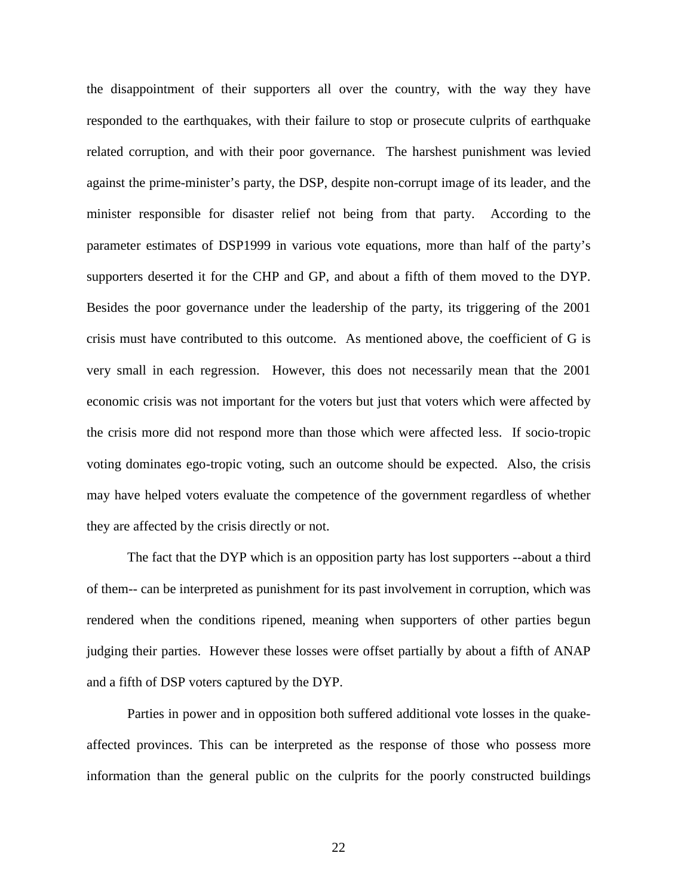the disappointment of their supporters all over the country, with the way they have responded to the earthquakes, with their failure to stop or prosecute culprits of earthquake related corruption, and with their poor governance. The harshest punishment was levied against the prime-minister's party, the DSP, despite non-corrupt image of its leader, and the minister responsible for disaster relief not being from that party. According to the parameter estimates of DSP1999 in various vote equations, more than half of the party's supporters deserted it for the CHP and GP, and about a fifth of them moved to the DYP. Besides the poor governance under the leadership of the party, its triggering of the 2001 crisis must have contributed to this outcome. As mentioned above, the coefficient of G is very small in each regression. However, this does not necessarily mean that the 2001 economic crisis was not important for the voters but just that voters which were affected by the crisis more did not respond more than those which were affected less. If socio-tropic voting dominates ego-tropic voting, such an outcome should be expected. Also, the crisis may have helped voters evaluate the competence of the government regardless of whether they are affected by the crisis directly or not.

The fact that the DYP which is an opposition party has lost supporters --about a third of them-- can be interpreted as punishment for its past involvement in corruption, which was rendered when the conditions ripened, meaning when supporters of other parties begun judging their parties. However these losses were offset partially by about a fifth of ANAP and a fifth of DSP voters captured by the DYP.

Parties in power and in opposition both suffered additional vote losses in the quake-affected provinces. This can be interpreted as the response of those who possess more information than the general public on the culprits for the poorly constructed buildings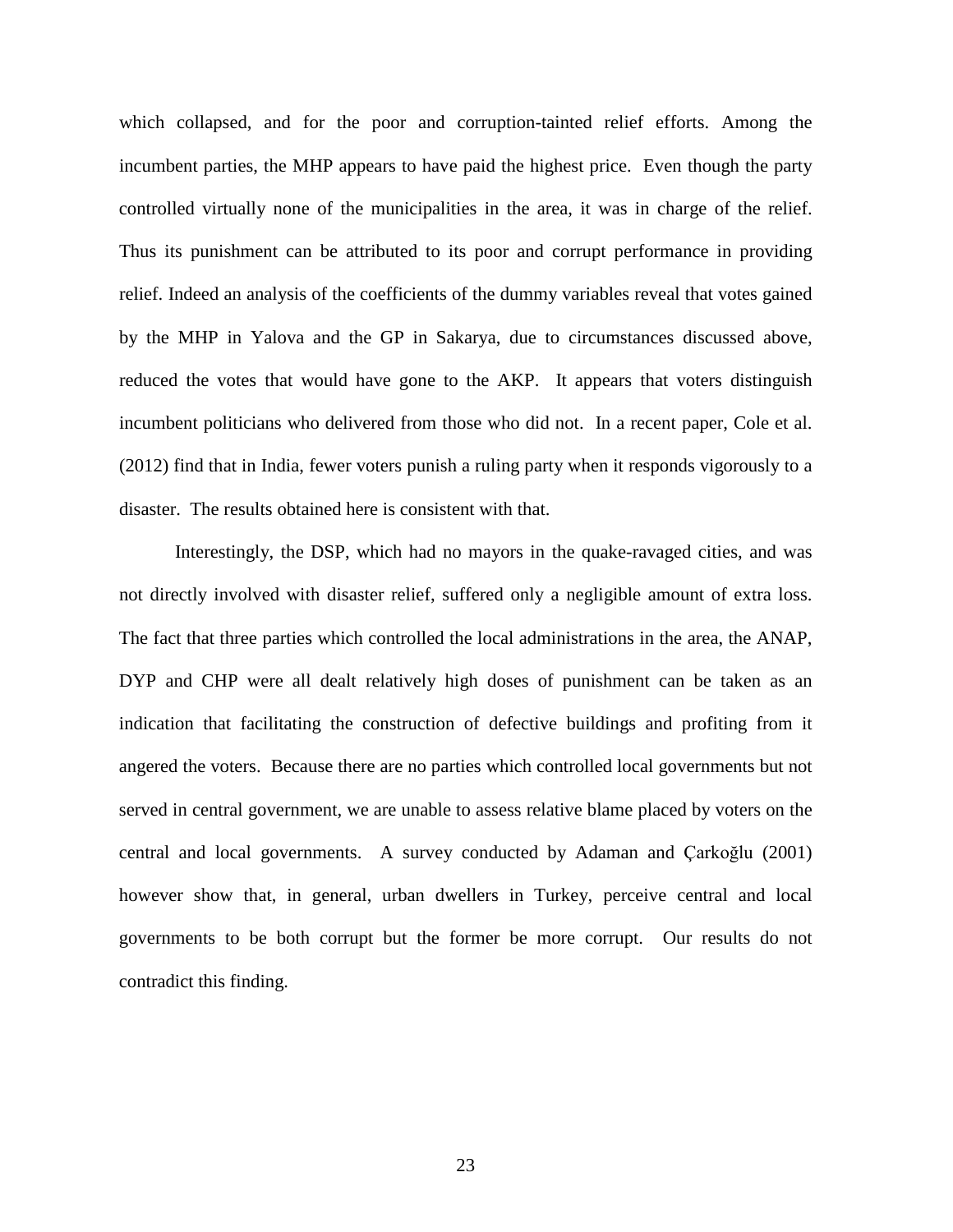which collapsed, and for the poor and corruption-tainted relief efforts. Among the incumbent parties, the MHP appears to have paid the highest price. Even though the party controlled virtually none of the municipalities in the area, it was in charge of the relief. Thus its punishment can be attributed to its poor and corrupt performance in providing relief. Indeed an analysis of the coefficients of the dummy variables reveal that votes gained by the MHP in Yalova and the GP in Sakarya, due to circumstances discussed above, reduced the votes that would have gone to the AKP. It appears that voters distinguish incumbent politicians who delivered from those who did not. In a recent paper, Cole et al. (2012) find that in India, fewer voters punish a ruling party when it responds vigorously to a disaster. The results obtained here is consistent with that.

Interestingly, the DSP, which had no mayors in the quake-ravaged cities, and was not directly involved with disaster relief, suffered only a negligible amount of extra loss. The fact that three parties which controlled the local administrations in the area, the ANAP, DYP and CHP were all dealt relatively high doses of punishment can be taken as an indication that facilitating the construction of defective buildings and profiting from it angered the voters. Because there are no parties which controlled local governments but not served in central government, we are unable to assess relative blame placed by voters on the central and local governments. A survey conducted by Adaman and Çarkoğlu (2001) however show that, in general, urban dwellers in Turkey, perceive central and local governments to be both corrupt but the former be more corrupt. Our results do not contradict this finding.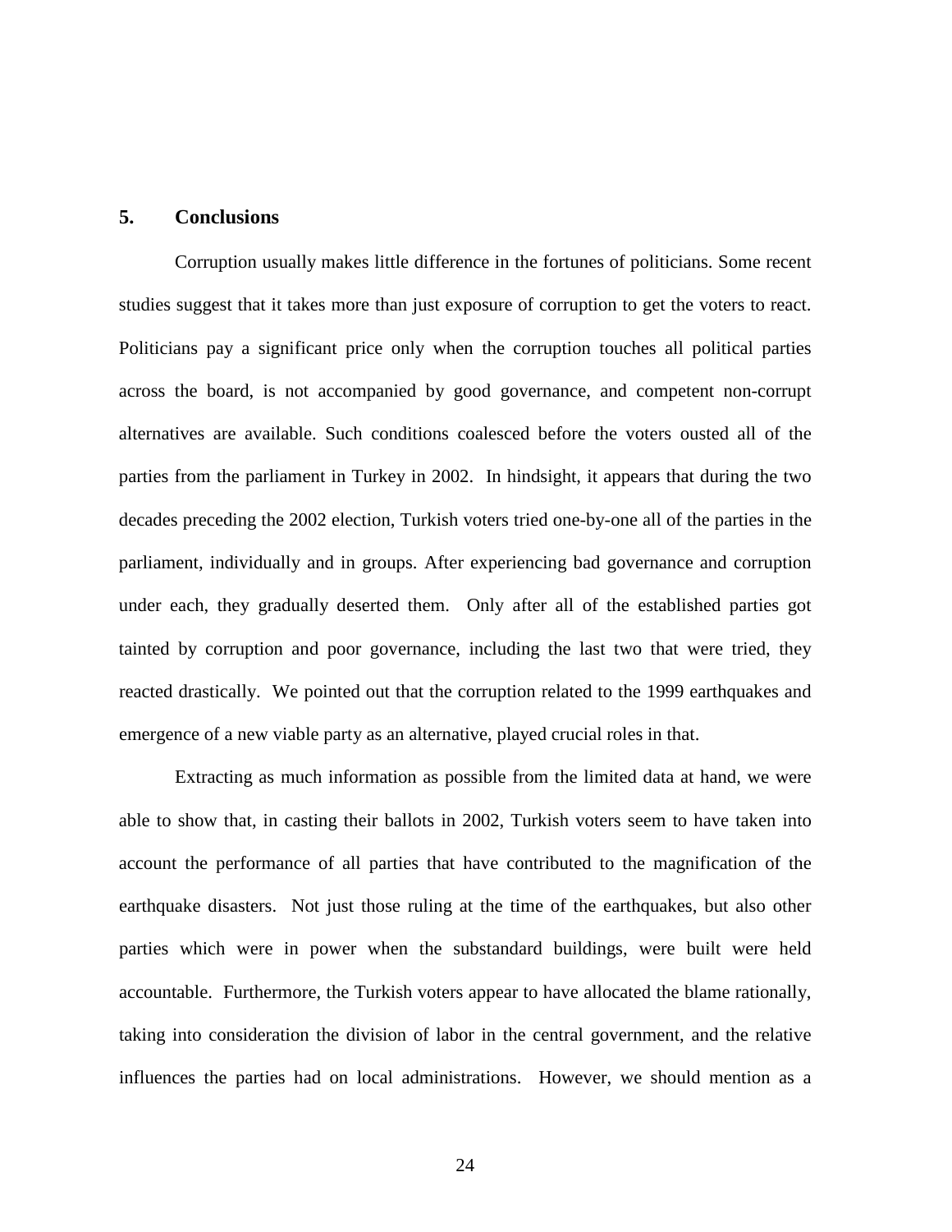## 5. Conclusions

Corruption usually makes little difference in the fortunes of politicians. Some recent studies suggest that it takes more than just exposure of corruption to get the voters to react. Politicians pay a significant price only when the corruption touches all political parties across the board, is not accompanied by good governance, and competent non-corrupt alternatives are available. Such conditions coalesced before the voters ousted all of the parties from the parliament in Turkey in 2002. In hindsight, it appears that during the two decades preceding the 2002 election, Turkish voters tried one-by-one all of the parties in the parliament, individually and in groups. After experiencing bad governance and corruption under each, they gradually deserted them. Only after all of the established parties got tainted by corruption and poor governance, including the last two that were tried, they reacted drastically. We pointed out that the corruption related to the 1999 earthquakes and emergence of a new viable party as an alternative, played crucial roles in that.

Extracting as much information as possible from the limited data at hand, we were able to show that, in casting their ballots in 2002, Turkish voters seem to have taken into account the performance of all parties that have contributed to the magnification of the earthquake disasters. Not just those ruling at the time of the earthquakes, but also other parties which were in power when the substandard buildings, were built were held accountable. Furthermore, the Turkish voters appear to have allocated the blame rationally, taking into consideration the division of labor in the central government, and the relative influences the parties had on local administrations. However, we should mention as a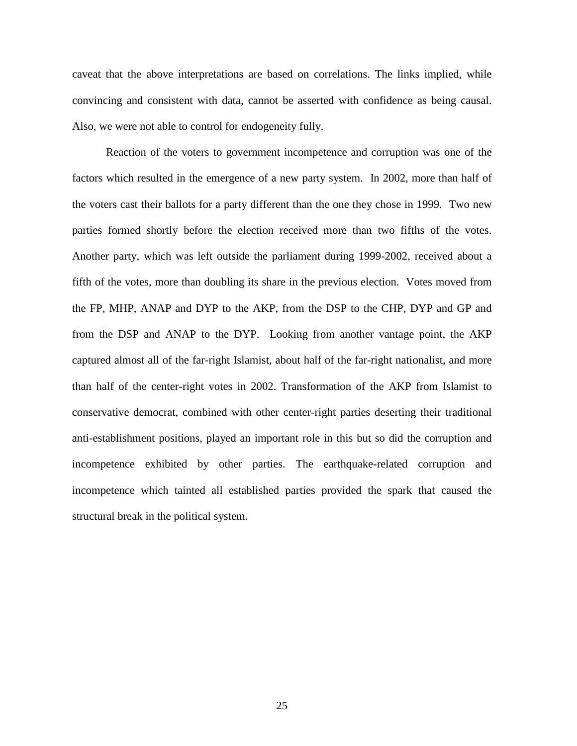caveat that the above interpretations are based on correlations. The links implied, while convincing and consistent with data, cannot be asserted with confidence as being causal. Also, we were not able to control for endogeneity fully.

Reaction of the voters to government incompetence and corruption was one of the factors which resulted in the emergence of a new party system. In 2002, more than half of the voters cast their ballots for a party different than the one they chose in 1999. Two new parties formed shortly before the election received more than two fifths of the votes. Another party, which was left outside the parliament during 1999-2002, received about a fifth of the votes, more than doubling its share in the previous election. Votes moved from the FP, MHP, ANAP and DYP to the AKP, from the DSP to the CHP, DYP and GP and from the DSP and ANAP to the DYP. Looking from another vantage point, the AKP captured almost all of the far-right Islamist, about half of the far-right nationalist, and more than half of the center-right votes in 2002. Transformation of the AKP from Islamist to conservative democrat, combined with other center-right parties deserting their traditional anti-establishment positions, played an important role in this but so did the corruption and incompetence exhibited by other parties. The earthquake-related corruption and incompetence which tainted all established parties provided the spark that caused the structural break in the political system.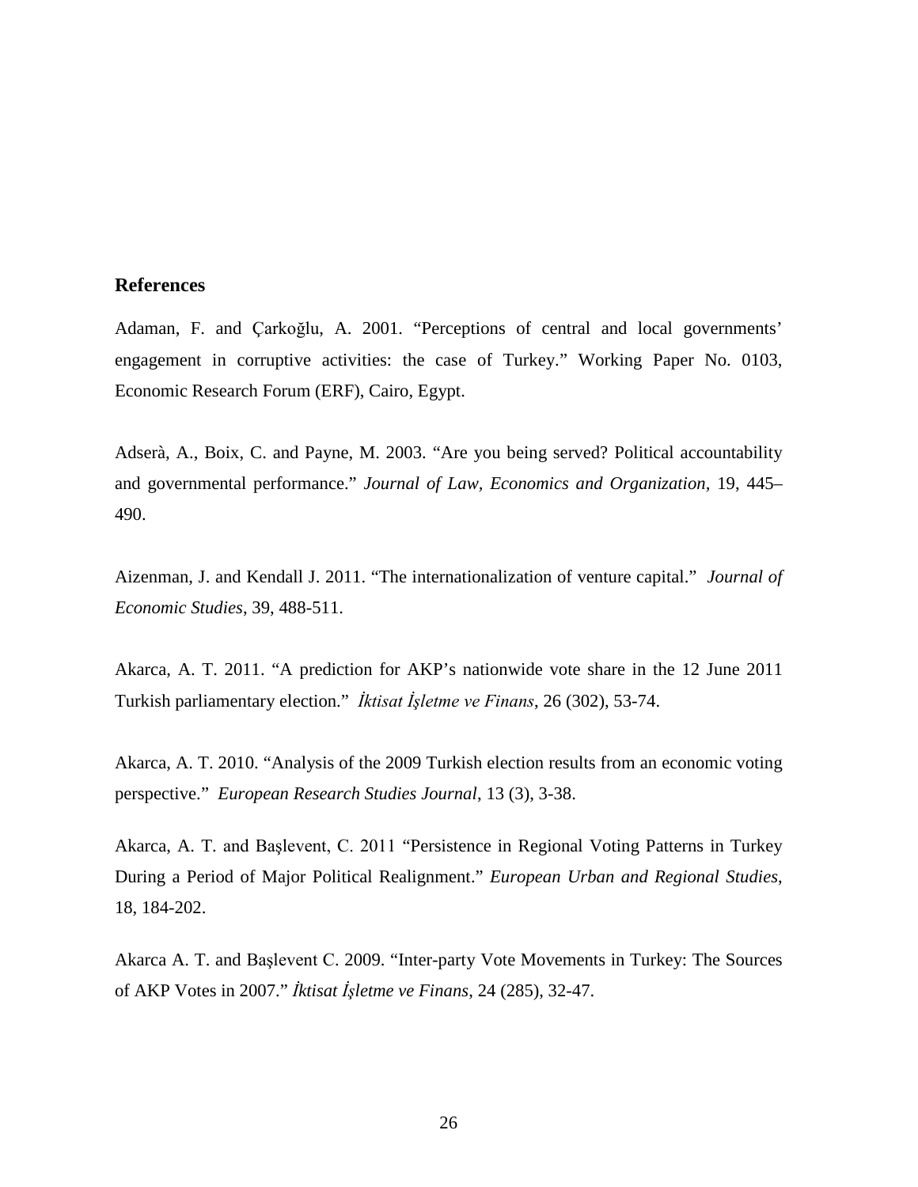## References

Adaman, F. and Çarkoğlu, A. 2001. "Perceptions of central and local governments' engagement in corruptive activities: the case of Turkey." Working Paper No. 0103, Economic Research Forum (ERF), Cairo, Egypt.

Adserà, A., Boix, C. and Payne, M. 2003. "Are you being served? Political accountability and governmental performance." *Journal of Law, Economics and Organization*, 19, 445–490.

Aizenman, J. and Kendall J. 2011. "The internationalization of venture capital." *Journal of Economic Studies*, 39, 488-511.

Akarca, A. T. 2011. "A prediction for AKP's nationwide vote share in the 12 June 2011 Turkish parliamentary election." *İktisat İşletme ve Finans*, 26 (302), 53-74.

Akarca, A. T. 2010. "Analysis of the 2009 Turkish election results from an economic voting perspective." *European Research Studies Journal*, 13 (3), 3-38.

Akarca, A. T. and Başlevent, C. 2011 "Persistence in Regional Voting Patterns in Turkey During a Period of Major Political Realignment." *European Urban and Regional Studies*, 18, 184-202.

Akarca A. T. and Başlevent C. 2009. "Inter-party Vote Movements in Turkey: The Sources of AKP Votes in 2007." *İktisat İşletme ve Finans*, 24 (285), 32-47.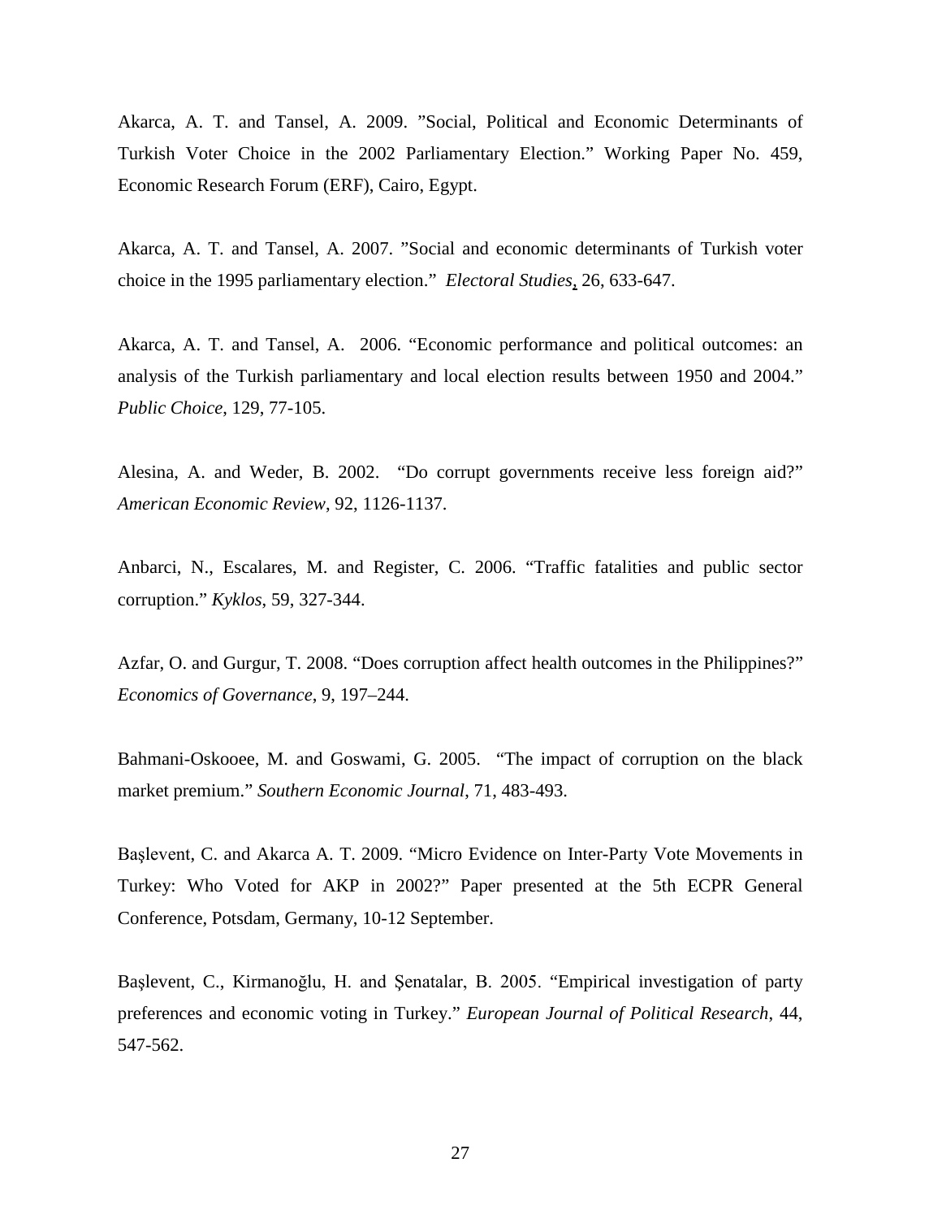Akarca, A. T. and Tansel, A. 2009. ”Social, Political and Economic Determinants of Turkish Voter Choice in the 2002 Parliamentary Election.” Working Paper No. 459, Economic Research Forum (ERF), Cairo, Egypt.

Akarca, A. T. and Tansel, A. 2007. ”Social and economic determinants of Turkish voter choice in the 1995 parliamentary election.” *Electoral Studies*, 26, 633-647.

Akarca, A. T. and Tansel, A. 2006. “Economic performance and political outcomes: an analysis of the Turkish parliamentary and local election results between 1950 and 2004.” *Public Choice*, 129, 77-105.

Alesina, A. and Weder, B. 2002. “Do corrupt governments receive less foreign aid?” *American Economic Review*, 92, 1126-1137.

Anbarci, N., Escalares, M. and Register, C. 2006. “Traffic fatalities and public sector corruption.” *Kyklos*, 59, 327-344.

Azfar, O. and Gurgur, T. 2008. “Does corruption affect health outcomes in the Philippines?” *Economics of Governance*, 9, 197–244.

Bahmani-Oskooee, M. and Goswami, G. 2005. “The impact of corruption on the black market premium.” *Southern Economic Journal*, 71, 483-493.

Başlevent, C. and Akarca A. T. 2009. “Micro Evidence on Inter-Party Vote Movements in Turkey: Who Voted for AKP in 2002?” Paper presented at the 5th ECPR General Conference, Potsdam, Germany, 10-12 September.

Başlevent, C., Kirmanoğlu, H. and Şenatalar, B. 2005. “Empirical investigation of party preferences and economic voting in Turkey.” *European Journal of Political Research*, 44, 547-562.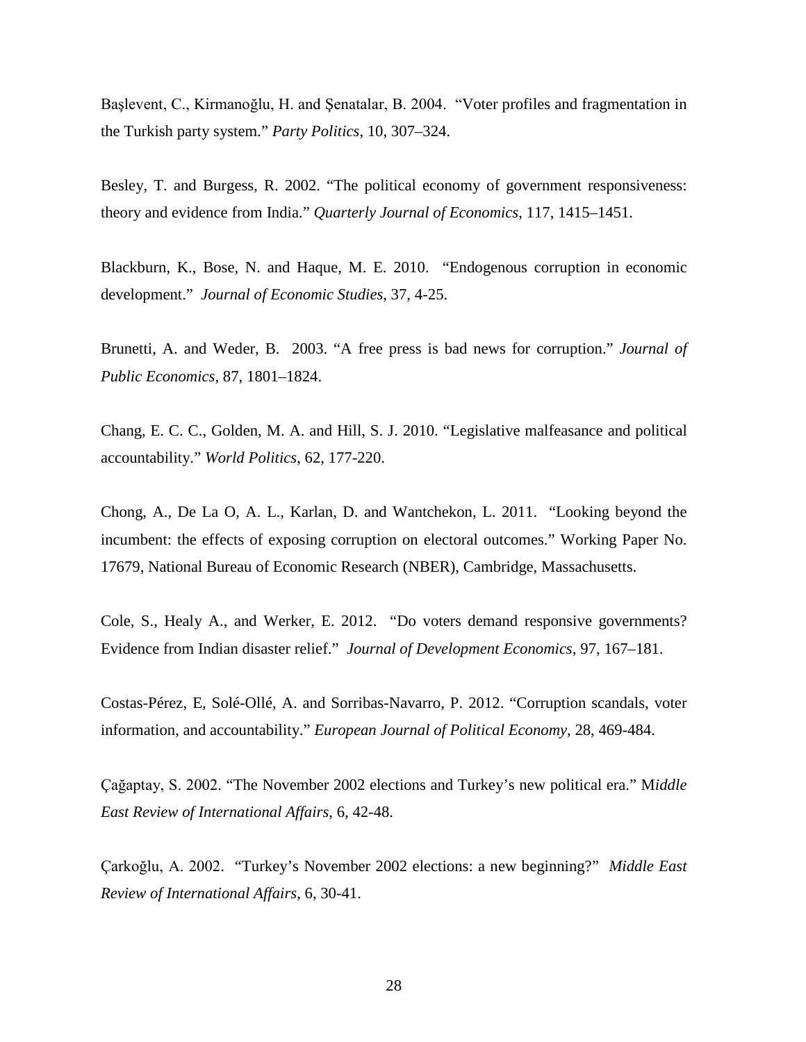Başlevent, C., Kirmanoğlu, H. and Şenatalar, B. 2004. "Voter profiles and fragmentation in the Turkish party system." *Party Politics*, 10, 307–324.

Besley, T. and Burgess, R. 2002. "The political economy of government responsiveness: theory and evidence from India." *Quarterly Journal of Economics,* 117, 1415–1451.

Blackburn, K., Bose, N. and Haque, M. E. 2010. "Endogenous corruption in economic development." *Journal of Economic Studies*, 37, 4-25.

Brunetti, A. and Weder, B. 2003. "A free press is bad news for corruption." *Journal of Public Economics*, 87, 1801–1824.

Chang, E. C. C., Golden, M. A. and Hill, S. J. 2010. "Legislative malfeasance and political accountability." *World Politics*, 62, 177-220.

Chong, A., De La O, A. L., Karlan, D. and Wantchekon, L. 2011. "Looking beyond the incumbent: the effects of exposing corruption on electoral outcomes." Working Paper No. 17679, National Bureau of Economic Research (NBER), Cambridge, Massachusetts.

Cole, S., Healy A., and Werker, E. 2012. "Do voters demand responsive governments? Evidence from Indian disaster relief." *Journal of Development Economics,* 97, 167–181.

Costas-Pérez, E, Solé-Ollé, A. and Sorribas-Navarro, P. 2012. "Corruption scandals, voter information, and accountability." *European Journal of Political Economy*, 28, 469-484.

Çağaptay, S. 2002. "The November 2002 elections and Turkey's new political era." M*iddle East Review of International Affairs*, 6, 42-48.

Çarkoğlu, A. 2002. "Turkey's November 2002 elections: a new beginning?" *Middle East Review of International Affairs*, 6, 30-41.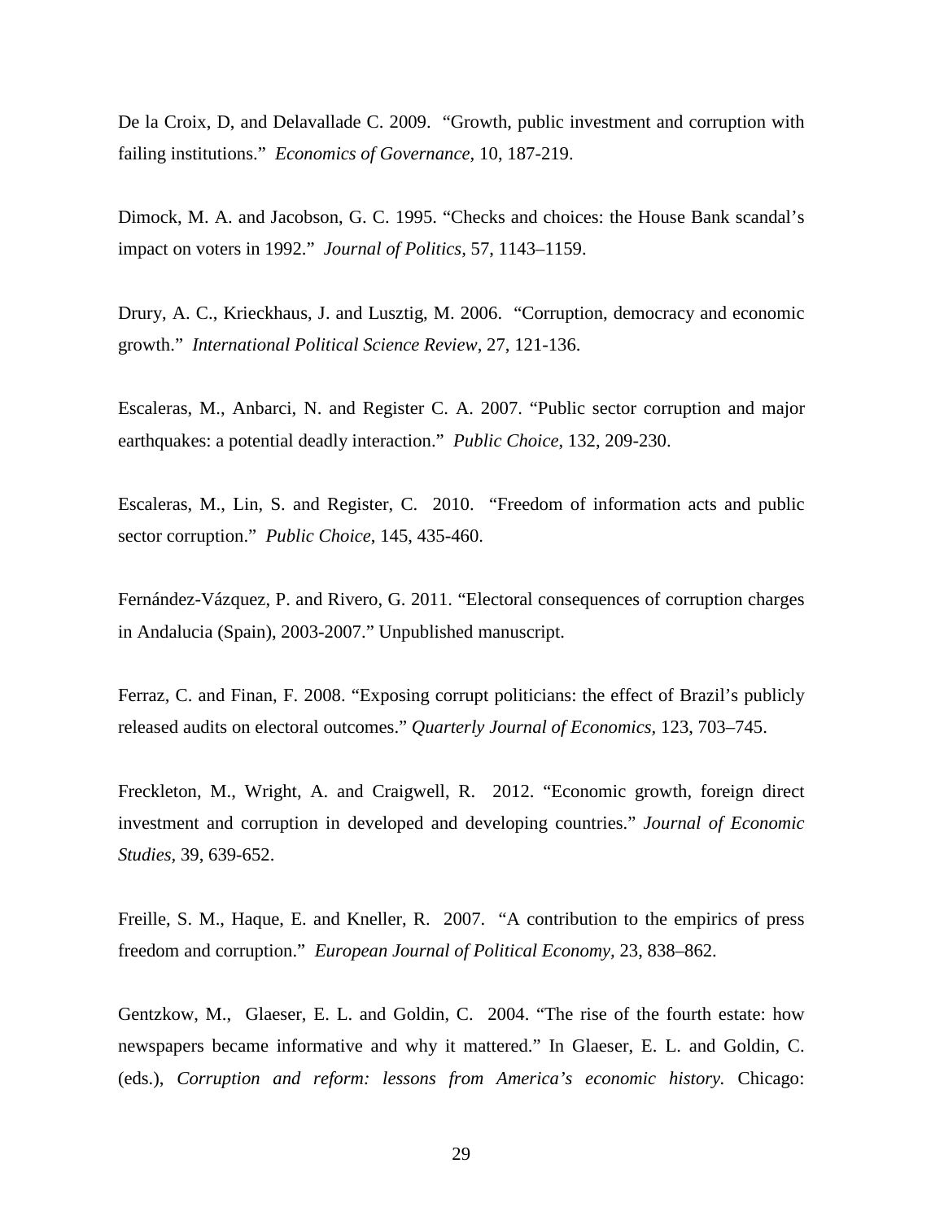De la Croix, D, and Delavallade C. 2009. "Growth, public investment and corruption with failing institutions." *Economics of Governance,* 10, 187-219.

Dimock, M. A. and Jacobson, G. C. 1995. "Checks and choices: the House Bank scandal's impact on voters in 1992." *Journal of Politics,* 57, 1143–1159.

Drury, A. C., Krieckhaus, J. and Lusztig, M. 2006. "Corruption, democracy and economic growth." *International Political Science Review*, 27, 121-136.

Escaleras, M., Anbarci, N. and Register C. A. 2007. "Public sector corruption and major earthquakes: a potential deadly interaction." *Public Choice*, 132, 209-230.

Escaleras, M., Lin, S. and Register, C. 2010. "Freedom of information acts and public sector corruption." *Public Choice*, 145, 435-460.

Fernández-Vázquez, P. and Rivero, G. 2011. "Electoral consequences of corruption charges in Andalucia (Spain), 2003-2007." Unpublished manuscript.

Ferraz, C. and Finan, F. 2008. "Exposing corrupt politicians: the effect of Brazil's publicly released audits on electoral outcomes." *Quarterly Journal of Economics*, 123, 703–745.

Freckleton, M., Wright, A. and Craigwell, R. 2012. "Economic growth, foreign direct investment and corruption in developed and developing countries." *Journal of Economic Studies*, 39, 639-652.

Freille, S. M., Haque, E. and Kneller, R. 2007. "A contribution to the empirics of press freedom and corruption." *European Journal of Political Economy,* 23, 838–862.

Gentzkow, M., Glaeser, E. L. and Goldin, C. 2004. "The rise of the fourth estate: how newspapers became informative and why it mattered." In Glaeser, E. L. and Goldin, C. (eds.), *Corruption and reform: lessons from America's economic history.* Chicago: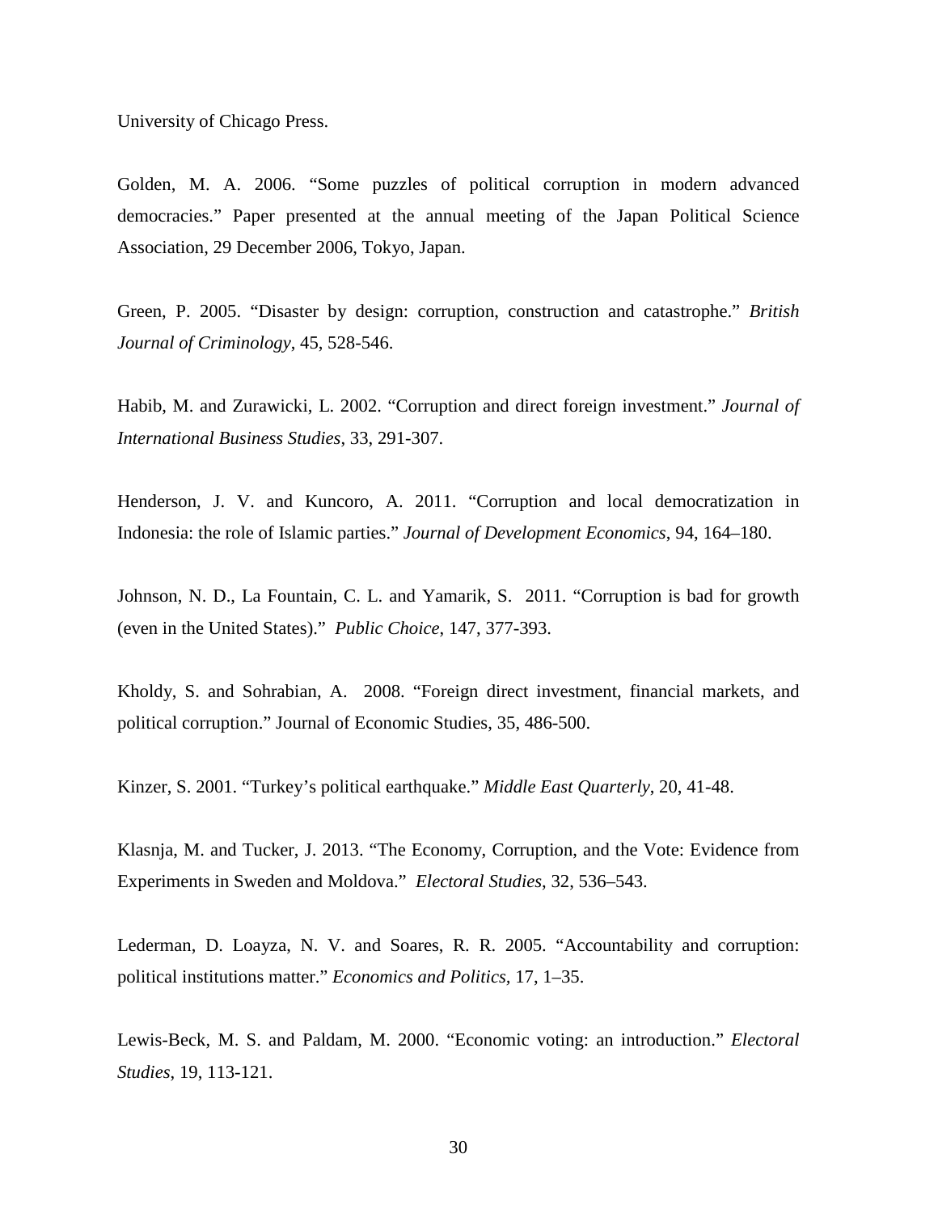University of Chicago Press.

Golden, M. A. 2006. "Some puzzles of political corruption in modern advanced democracies." Paper presented at the annual meeting of the Japan Political Science Association, 29 December 2006, Tokyo, Japan.

Green, P. 2005. "Disaster by design: corruption, construction and catastrophe." *British Journal of Criminology*, 45, 528-546.

Habib, M. and Zurawicki, L. 2002. "Corruption and direct foreign investment." *Journal of International Business Studies*, 33, 291-307.

Henderson, J. V. and Kuncoro, A. 2011. "Corruption and local democratization in Indonesia: the role of Islamic parties." *Journal of Development Economics*, 94, 164–180.

Johnson, N. D., La Fountain, C. L. and Yamarik, S. 2011. "Corruption is bad for growth (even in the United States)." *Public Choice*, 147, 377-393.

Kholdy, S. and Sohrabian, A. 2008. "Foreign direct investment, financial markets, and political corruption." Journal of Economic Studies, 35, 486-500.

Kinzer, S. 2001. "Turkey's political earthquake." *Middle East Quarterly*, 20, 41-48.

Klasnja, M. and Tucker, J. 2013. "The Economy, Corruption, and the Vote: Evidence from Experiments in Sweden and Moldova." *Electoral Studies*, 32, 536–543.

Lederman, D. Loayza, N. V. and Soares, R. R. 2005. "Accountability and corruption: political institutions matter." *Economics and Politics*, 17, 1–35.

Lewis-Beck, M. S. and Paldam, M. 2000. "Economic voting: an introduction." *Electoral Studies*, 19, 113-121.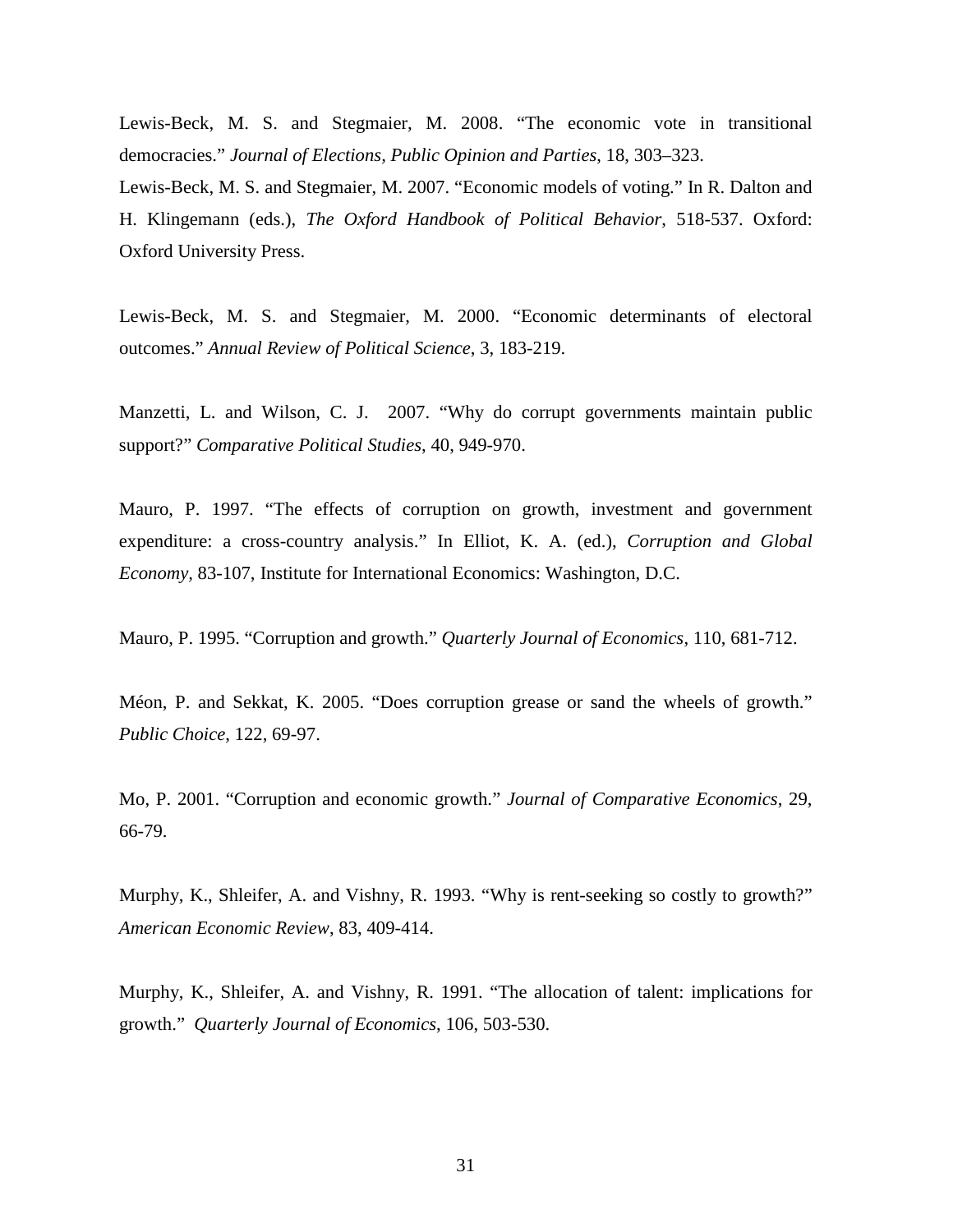Lewis-Beck, M. S. and Stegmaier, M. 2008. “The economic vote in transitional democracies.” *Journal of Elections, Public Opinion and Parties*, 18, 303–323.

Lewis-Beck, M. S. and Stegmaier, M. 2007. “Economic models of voting.” In R. Dalton and H. Klingemann (eds.), *The Oxford Handbook of Political Behavior*, 518-537. Oxford: Oxford University Press.

Lewis-Beck, M. S. and Stegmaier, M. 2000. “Economic determinants of electoral outcomes.” *Annual Review of Political Science*, 3, 183-219.

Manzetti, L. and Wilson, C. J. 2007. “Why do corrupt governments maintain public support?” *Comparative Political Studies*, 40, 949-970.

Mauro, P. 1997. “The effects of corruption on growth, investment and government expenditure: a cross-country analysis.” In Elliot, K. A. (ed.), *Corruption and Global Economy*, 83-107, Institute for International Economics: Washington, D.C.

Mauro, P. 1995. “Corruption and growth.” *Quarterly Journal of Economics*, 110, 681-712.

Méon, P. and Sekkat, K. 2005. “Does corruption grease or sand the wheels of growth.” *Public Choice*, 122, 69-97.

Mo, P. 2001. “Corruption and economic growth.” *Journal of Comparative Economics*, 29, 66-79.

Murphy, K., Shleifer, A. and Vishny, R. 1993. “Why is rent-seeking so costly to growth?” *American Economic Review*, 83, 409-414.

Murphy, K., Shleifer, A. and Vishny, R. 1991. “The allocation of talent: implications for growth.” *Quarterly Journal of Economics*, 106, 503-530.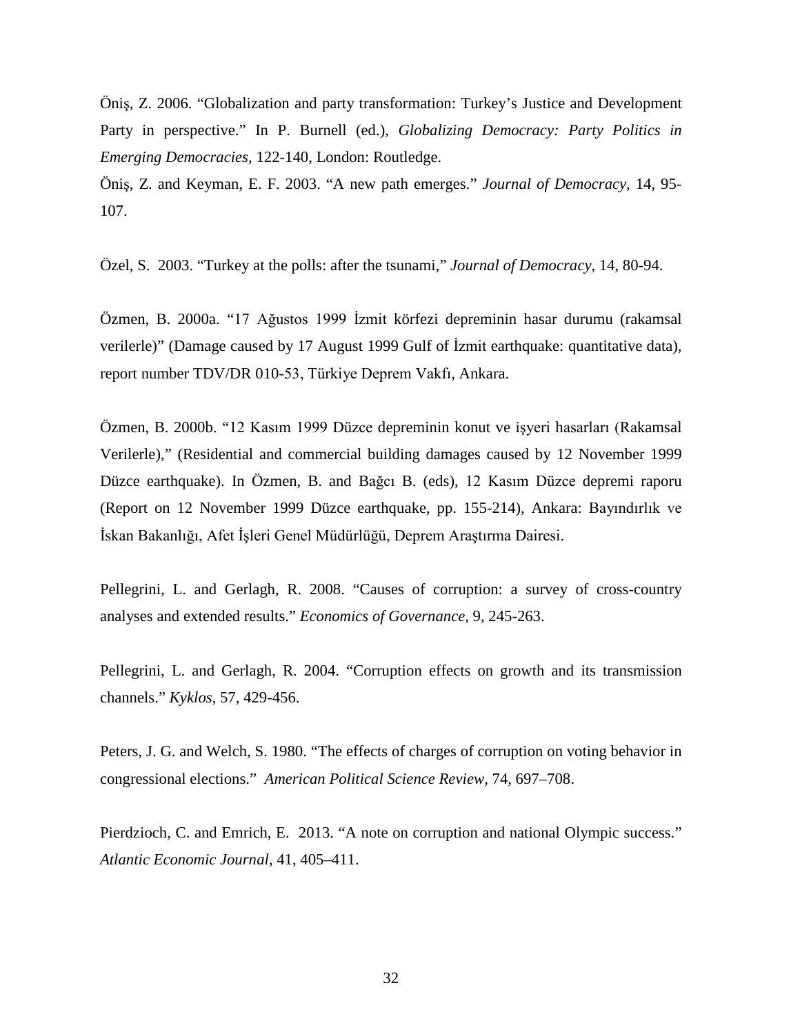Öniş, Z. 2006. “Globalization and party transformation: Turkey’s Justice and Development Party in perspective.” In P. Burnell (ed.), *Globalizing Democracy: Party Politics in Emerging Democracies*, 122-140, London: Routledge.

Öniş, Z. and Keyman, E. F. 2003. “A new path emerges.” *Journal of Democracy*, 14, 95-107.

Özel, S. 2003. “Turkey at the polls: after the tsunami,” *Journal of Democracy*, 14, 80-94.

Özmen, B. 2000a. “17 Ağustos 1999 İzmit körfezi depreminin hasar durumu (rakamsal verilerle)” (Damage caused by 17 August 1999 Gulf of İzmit earthquake: quantitative data), report number TDV/DR 010-53, Türkiye Deprem Vakfı, Ankara.

Özmen, B. 2000b. “12 Kasım 1999 Düzce depreminin konut ve işyeri hasarları (Rakamsal Verilerle),” (Residential and commercial building damages caused by 12 November 1999 Düzce earthquake). In Özmen, B. and Bağcı B. (eds), 12 Kasım Düzce depremi raporu (Report on 12 November 1999 Düzce earthquake, pp. 155-214), Ankara: Bayındırlık ve İskan Bakanlığı, Afet İşleri Genel Müdürlüğü, Deprem Araştırma Dairesi.

Pellegrini, L. and Gerlagh, R. 2008. “Causes of corruption: a survey of cross-country analyses and extended results.” *Economics of Governance*, 9, 245-263.

Pellegrini, L. and Gerlagh, R. 2004. “Corruption effects on growth and its transmission channels.” *Kyklos*, 57, 429-456.

Peters, J. G. and Welch, S. 1980. “The effects of charges of corruption on voting behavior in congressional elections.” *American Political Science Review*, 74, 697–708.

Pierdzioch, C. and Emrich, E. 2013. “A note on corruption and national Olympic success.” *Atlantic Economic Journal*, 41, 405–411.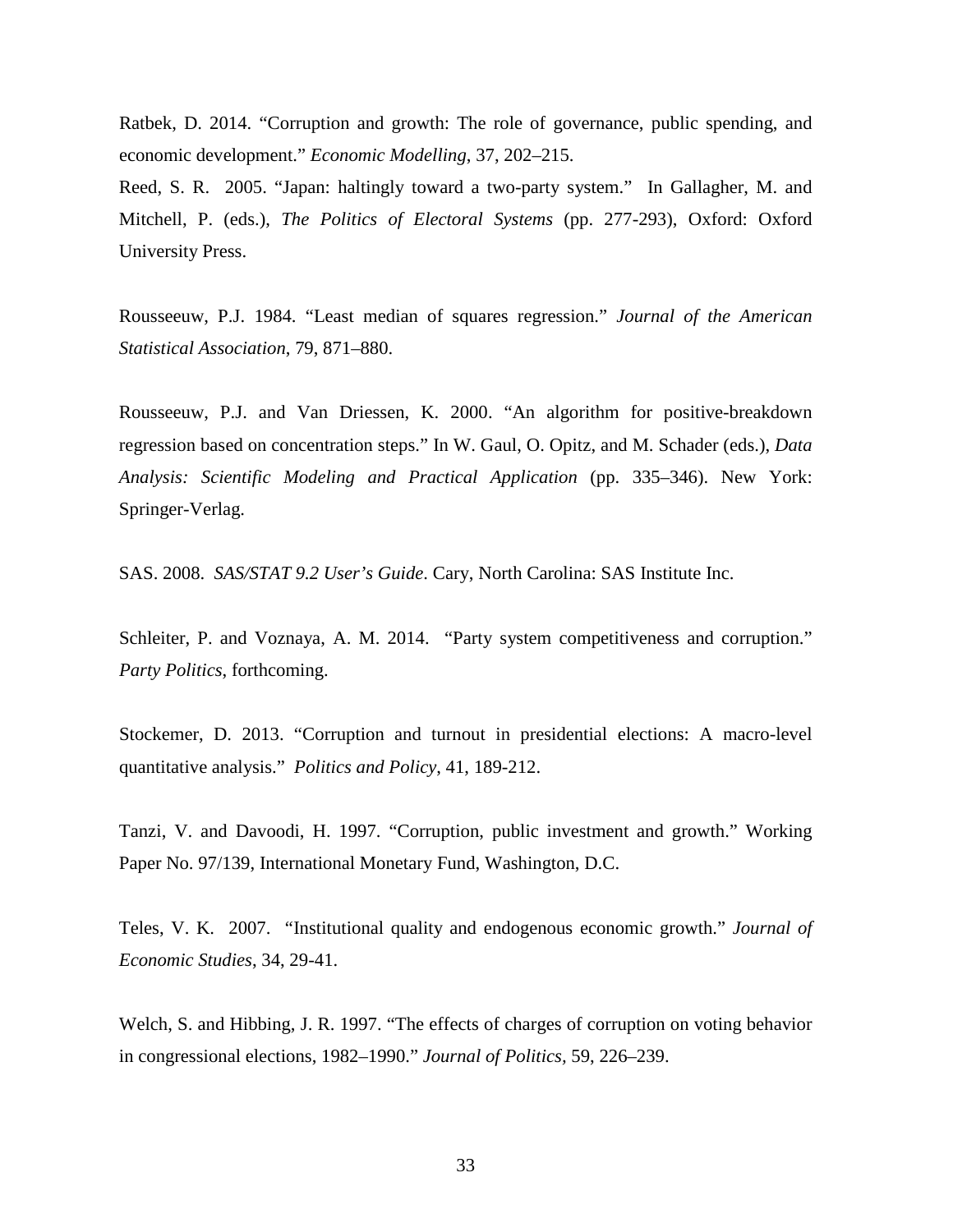Ratbek, D. 2014. "Corruption and growth: The role of governance, public spending, and economic development." *Economic Modelling*, 37, 202–215.

Reed, S. R. 2005. "Japan: haltingly toward a two-party system." In Gallagher, M. and Mitchell, P. (eds.), *The Politics of Electoral Systems* (pp. 277-293), Oxford: Oxford University Press.

Rousseeuw, P.J. 1984. "Least median of squares regression." *Journal of the American Statistical Association*, 79, 871–880.

Rousseeuw, P.J. and Van Driessen, K. 2000. "An algorithm for positive-breakdown regression based on concentration steps." In W. Gaul, O. Opitz, and M. Schader (eds.), *Data Analysis: Scientific Modeling and Practical Application* (pp. 335–346). New York: Springer-Verlag.

SAS. 2008. *SAS/STAT 9.2 User's Guide*. Cary, North Carolina: SAS Institute Inc.

Schleiter, P. and Voznaya, A. M. 2014. "Party system competitiveness and corruption." *Party Politics*, forthcoming.

Stockemer, D. 2013. "Corruption and turnout in presidential elections: A macro-level quantitative analysis." *Politics and Policy*, 41, 189-212.

Tanzi, V. and Davoodi, H. 1997. "Corruption, public investment and growth." Working Paper No. 97/139, International Monetary Fund, Washington, D.C.

Teles, V. K. 2007. "Institutional quality and endogenous economic growth." *Journal of Economic Studies*, 34, 29-41.

Welch, S. and Hibbing, J. R. 1997. "The effects of charges of corruption on voting behavior in congressional elections, 1982–1990." *Journal of Politics*, 59, 226–239.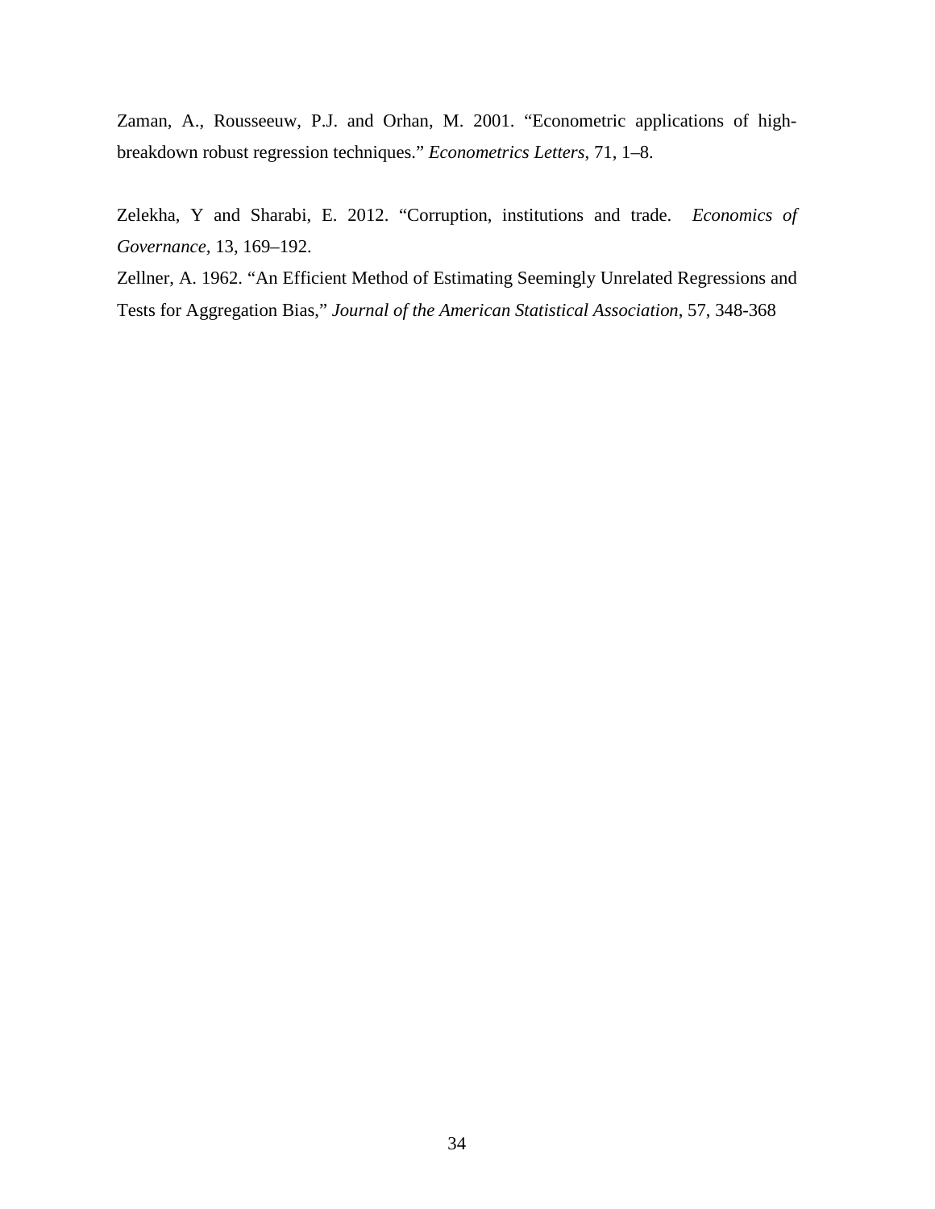Zaman, A., Rousseeuw, P.J. and Orhan, M. 2001. "Econometric applications of high-breakdown robust regression techniques." *Econometrics Letters*, 71, 1–8.

Zelekha, Y and Sharabi, E. 2012. "Corruption, institutions and trade. *Economics of Governance*, 13, 169–192.

Zellner, A. 1962. "An Efficient Method of Estimating Seemingly Unrelated Regressions and Tests for Aggregation Bias," *Journal of the American Statistical Association*, 57, 348-368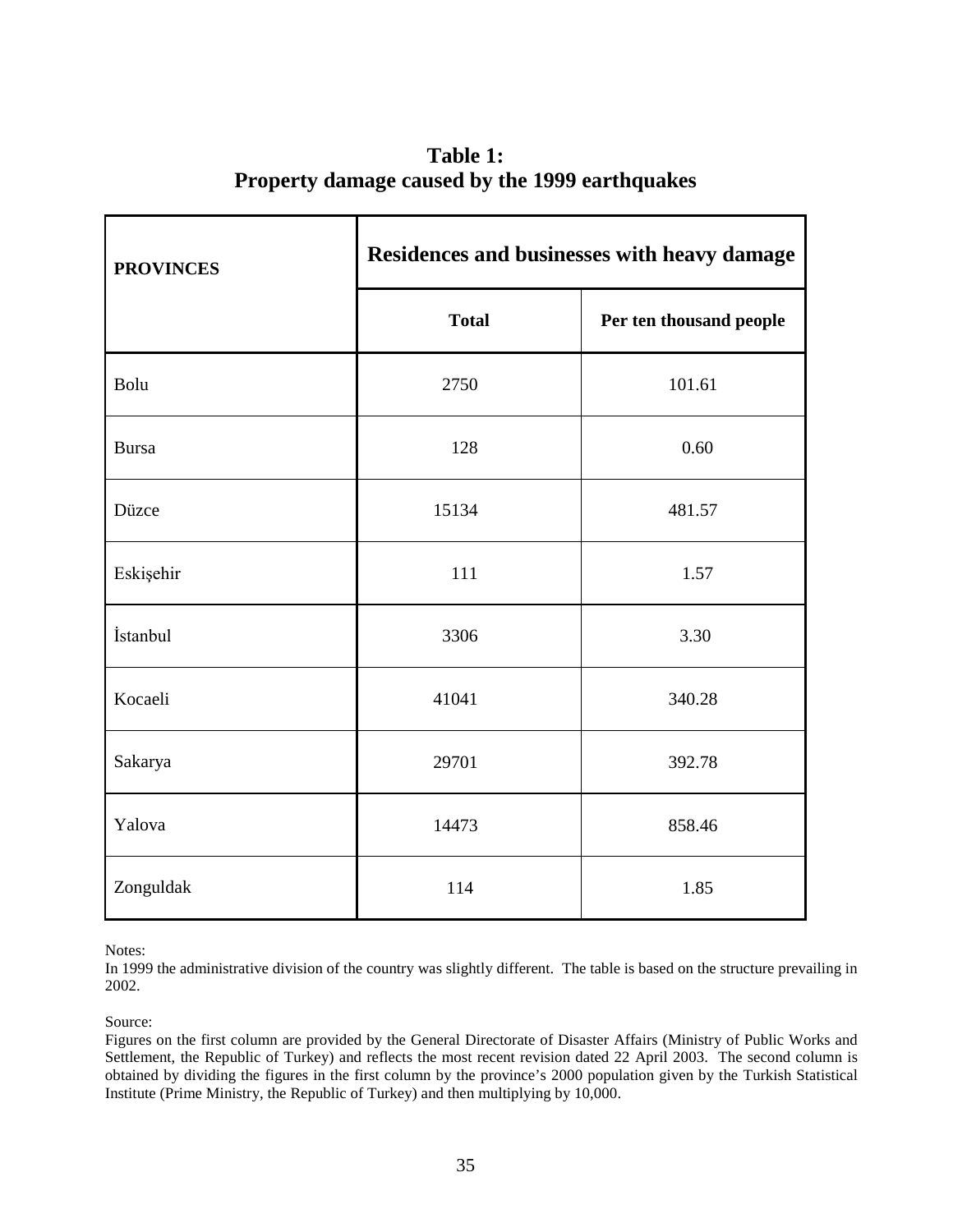**Table 1:**
**Property damage caused by the 1999 earthquakes**

| **PROVINCES** | **Residences and businesses with heavy damage** | |
|---|---|---|
| | **Total** | **Per ten thousand people** |
| Bolu | 2750 | 101.61 |
| Bursa | 128 | 0.60 |
| Düzce | 15134 | 481.57 |
| Eskişehir | 111 | 1.57 |
| İstanbul | 3306 | 3.30 |
| Kocaeli | 41041 | 340.28 |
| Sakarya | 29701 | 392.78 |
| Yalova | 14473 | 858.46 |
| Zonguldak | 114 | 1.85 |

Notes:
In 1999 the administrative division of the country was slightly different. The table is based on the structure prevailing in 2002.

Source:
Figures on the first column are provided by the General Directorate of Disaster Affairs (Ministry of Public Works and Settlement, the Republic of Turkey) and reflects the most recent revision dated 22 April 2003. The second column is obtained by dividing the figures in the first column by the province's 2000 population given by the Turkish Statistical Institute (Prime Ministry, the Republic of Turkey) and then multiplying by 10,000.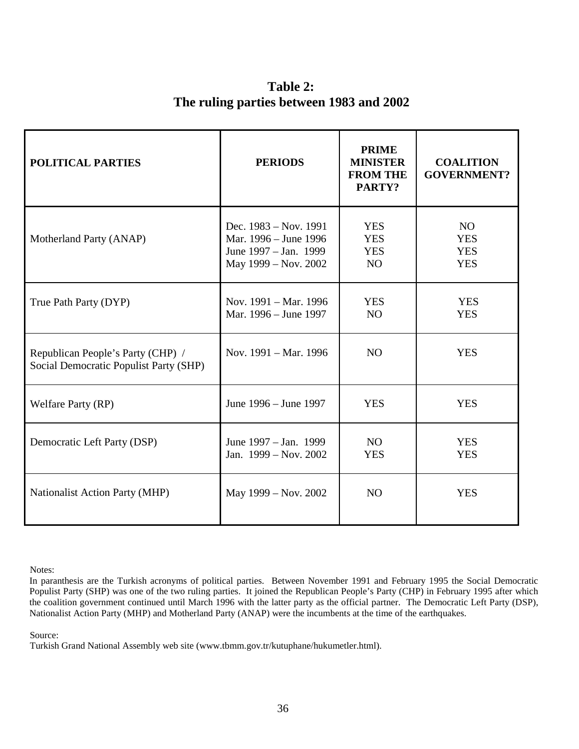**Table 2:**
**The ruling parties between 1983 and 2002**

| POLITICAL PARTIES | PERIODS | PRIME MINISTER FROM THE PARTY? | COALITION GOVERNMENT? |
|---|---|---|---|
| Motherland Party (ANAP) | Dec. 1983 – Nov. 1991<br>Mar. 1996 – June 1996<br>June 1997 – Jan. 1999<br>May 1999 – Nov. 2002 | YES<br>YES<br>YES<br>NO | NO<br>YES<br>YES<br>YES |
| True Path Party (DYP) | Nov. 1991 – Mar. 1996<br>Mar. 1996 – June 1997 | YES<br>NO | YES<br>YES |
| Republican People's Party (CHP) / Social Democratic Populist Party (SHP) | Nov. 1991 – Mar. 1996 | NO | YES |
| Welfare Party (RP) | June 1996 – June 1997 | YES | YES |
| Democratic Left Party (DSP) | June 1997 – Jan. 1999<br>Jan. 1999 – Nov. 2002 | NO<br>YES | YES<br>YES |
| Nationalist Action Party (MHP) | May 1999 – Nov. 2002 | NO | YES |

Notes:
In paranthesis are the Turkish acronyms of political parties. Between November 1991 and February 1995 the Social Democratic Populist Party (SHP) was one of the two ruling parties. It joined the Republican People's Party (CHP) in February 1995 after which the coalition government continued until March 1996 with the latter party as the official partner. The Democratic Left Party (DSP), Nationalist Action Party (MHP) and Motherland Party (ANAP) were the incumbents at the time of the earthquakes.

Source:
Turkish Grand National Assembly web site (www.tbmm.gov.tr/kutuphane/hukumetler.html).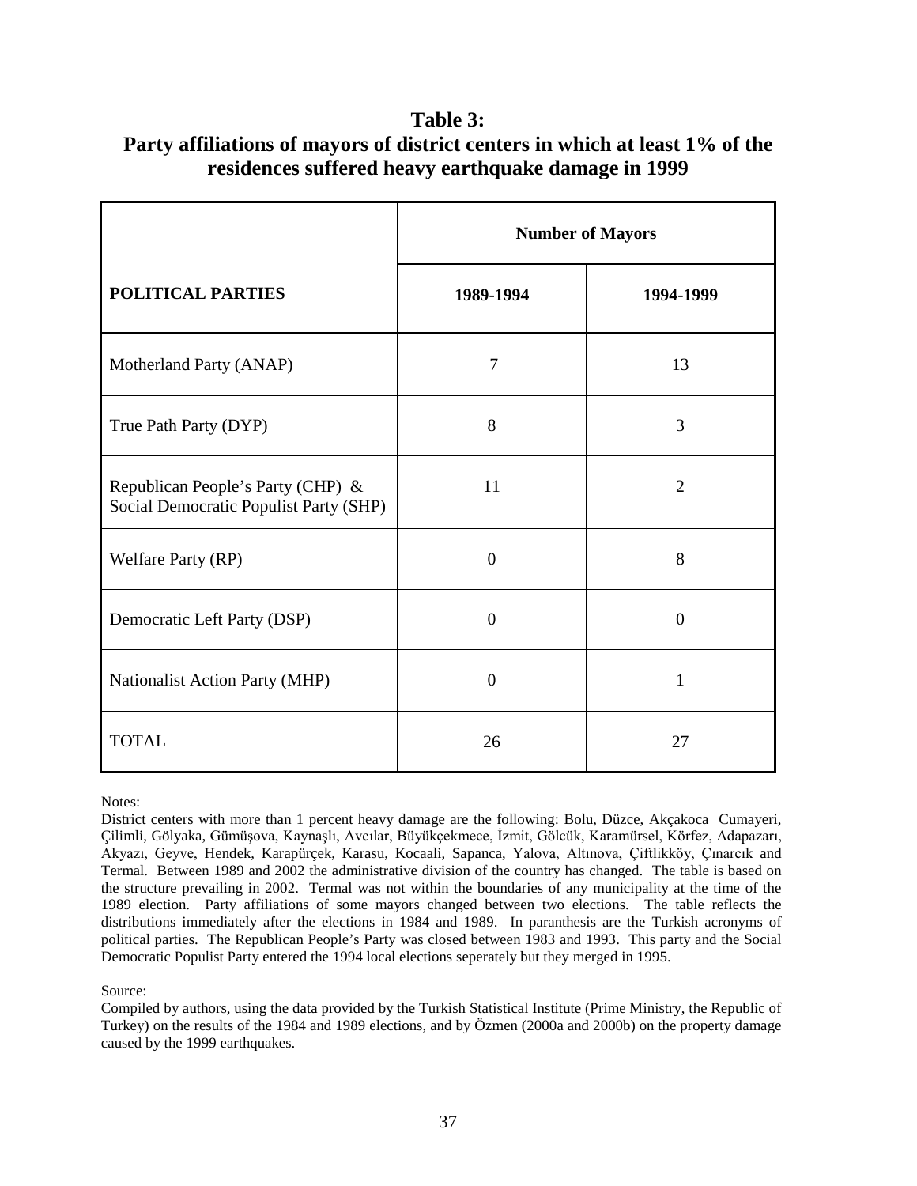**Table 3:**
**Party affiliations of mayors of district centers in which at least 1% of the residences suffered heavy earthquake damage in 1999**

| POLITICAL PARTIES | Number of Mayors | |
|---|---|---|
| | 1989-1994 | 1994-1999 |
| Motherland Party (ANAP) | 7 | 13 |
| True Path Party (DYP) | 8 | 3 |
| Republican People's Party (CHP) & Social Democratic Populist Party (SHP) | 11 | 2 |
| Welfare Party (RP) | 0 | 8 |
| Democratic Left Party (DSP) | 0 | 0 |
| Nationalist Action Party (MHP) | 0 | 1 |
| TOTAL | 26 | 27 |

Notes:

District centers with more than 1 percent heavy damage are the following: Bolu, Düzce, Akçakoca Cumayeri, Çilimli, Gölyaka, Gümüşova, Kaynaşlı, Avcılar, Büyükçekmece, İzmit, Gölcük, Karamürsel, Körfez, Adapazarı, Akyazı, Geyve, Hendek, Karapürçek, Karasu, Kocaali, Sapanca, Yalova, Altınova, Çiftlikköy, Çınarcık and Termal. Between 1989 and 2002 the administrative division of the country has changed. The table is based on the structure prevailing in 2002. Termal was not within the boundaries of any municipality at the time of the 1989 election. Party affiliations of some mayors changed between two elections. The table reflects the distributions immediately after the elections in 1984 and 1989. In paranthesis are the Turkish acronyms of political parties. The Republican People's Party was closed between 1983 and 1993. This party and the Social Democratic Populist Party entered the 1994 local elections seperately but they merged in 1995.

Source:

Compiled by authors, using the data provided by the Turkish Statistical Institute (Prime Ministry, the Republic of Turkey) on the results of the 1984 and 1989 elections, and by Özmen (2000a and 2000b) on the property damage caused by the 1999 earthquakes.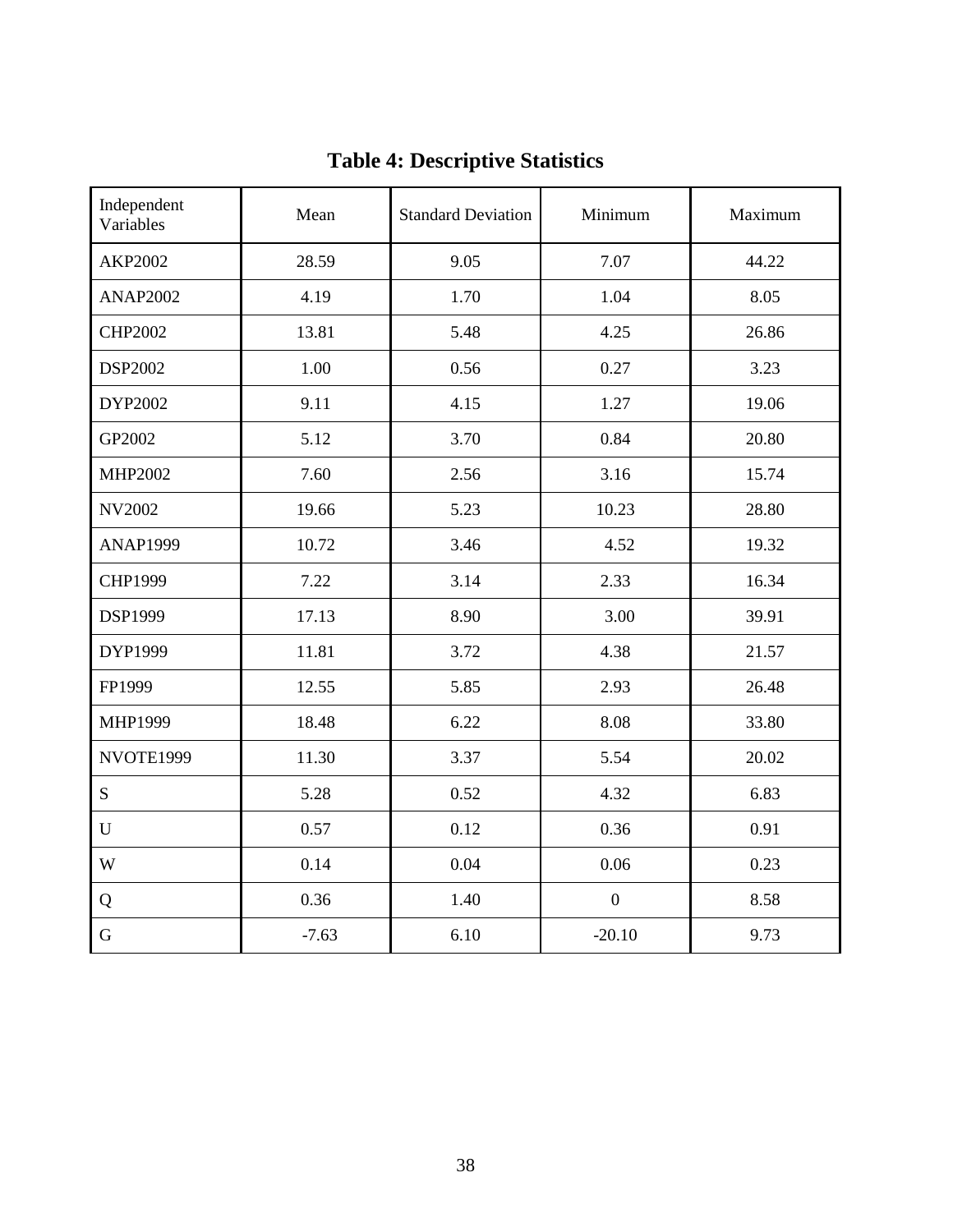# Table 4: Descriptive Statistics

| Independent Variables | Mean | Standard Deviation | Minimum | Maximum |
|---|---|---|---|---|
| AKP2002 | 28.59 | 9.05 | 7.07 | 44.22 |
| ANAP2002 | 4.19 | 1.70 | 1.04 | 8.05 |
| CHP2002 | 13.81 | 5.48 | 4.25 | 26.86 |
| DSP2002 | 1.00 | 0.56 | 0.27 | 3.23 |
| DYP2002 | 9.11 | 4.15 | 1.27 | 19.06 |
| GP2002 | 5.12 | 3.70 | 0.84 | 20.80 |
| MHP2002 | 7.60 | 2.56 | 3.16 | 15.74 |
| NV2002 | 19.66 | 5.23 | 10.23 | 28.80 |
| ANAP1999 | 10.72 | 3.46 | 4.52 | 19.32 |
| CHP1999 | 7.22 | 3.14 | 2.33 | 16.34 |
| DSP1999 | 17.13 | 8.90 | 3.00 | 39.91 |
| DYP1999 | 11.81 | 3.72 | 4.38 | 21.57 |
| FP1999 | 12.55 | 5.85 | 2.93 | 26.48 |
| MHP1999 | 18.48 | 6.22 | 8.08 | 33.80 |
| NVOTE1999 | 11.30 | 3.37 | 5.54 | 20.02 |
| S | 5.28 | 0.52 | 4.32 | 6.83 |
| U | 0.57 | 0.12 | 0.36 | 0.91 |
| W | 0.14 | 0.04 | 0.06 | 0.23 |
| Q | 0.36 | 1.40 | 0 | 8.58 |
| G | -7.63 | 6.10 | -20.10 | 9.73 |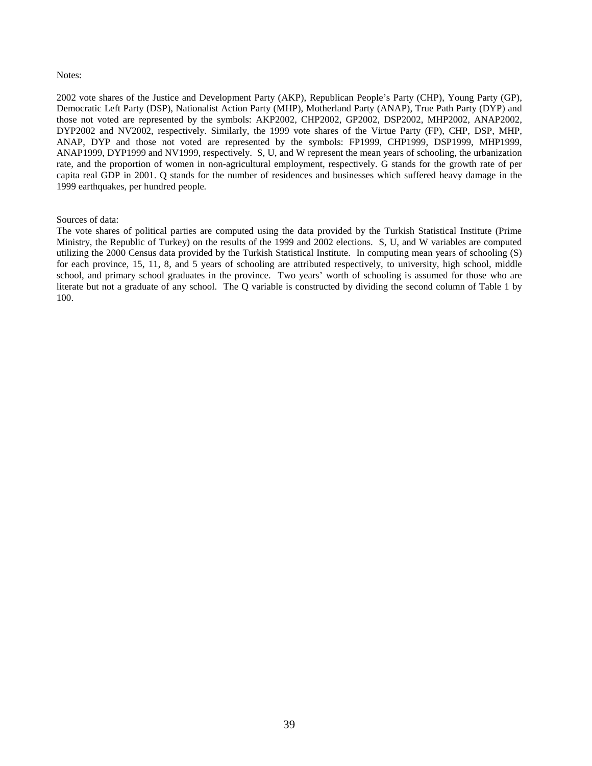Notes:

2002 vote shares of the Justice and Development Party (AKP), Republican People's Party (CHP), Young Party (GP), Democratic Left Party (DSP), Nationalist Action Party (MHP), Motherland Party (ANAP), True Path Party (DYP) and those not voted are represented by the symbols: AKP2002, CHP2002, GP2002, DSP2002, MHP2002, ANAP2002, DYP2002 and NV2002, respectively. Similarly, the 1999 vote shares of the Virtue Party (FP), CHP, DSP, MHP, ANAP, DYP and those not voted are represented by the symbols: FP1999, CHP1999, DSP1999, MHP1999, ANAP1999, DYP1999 and NV1999, respectively. S, U, and W represent the mean years of schooling, the urbanization rate, and the proportion of women in non-agricultural employment, respectively. G stands for the growth rate of per capita real GDP in 2001. Q stands for the number of residences and businesses which suffered heavy damage in the 1999 earthquakes, per hundred people.

Sources of data:
The vote shares of political parties are computed using the data provided by the Turkish Statistical Institute (Prime Ministry, the Republic of Turkey) on the results of the 1999 and 2002 elections. S, U, and W variables are computed utilizing the 2000 Census data provided by the Turkish Statistical Institute. In computing mean years of schooling (S) for each province, 15, 11, 8, and 5 years of schooling are attributed respectively, to university, high school, middle school, and primary school graduates in the province. Two years' worth of schooling is assumed for those who are literate but not a graduate of any school. The Q variable is constructed by dividing the second column of Table 1 by 100.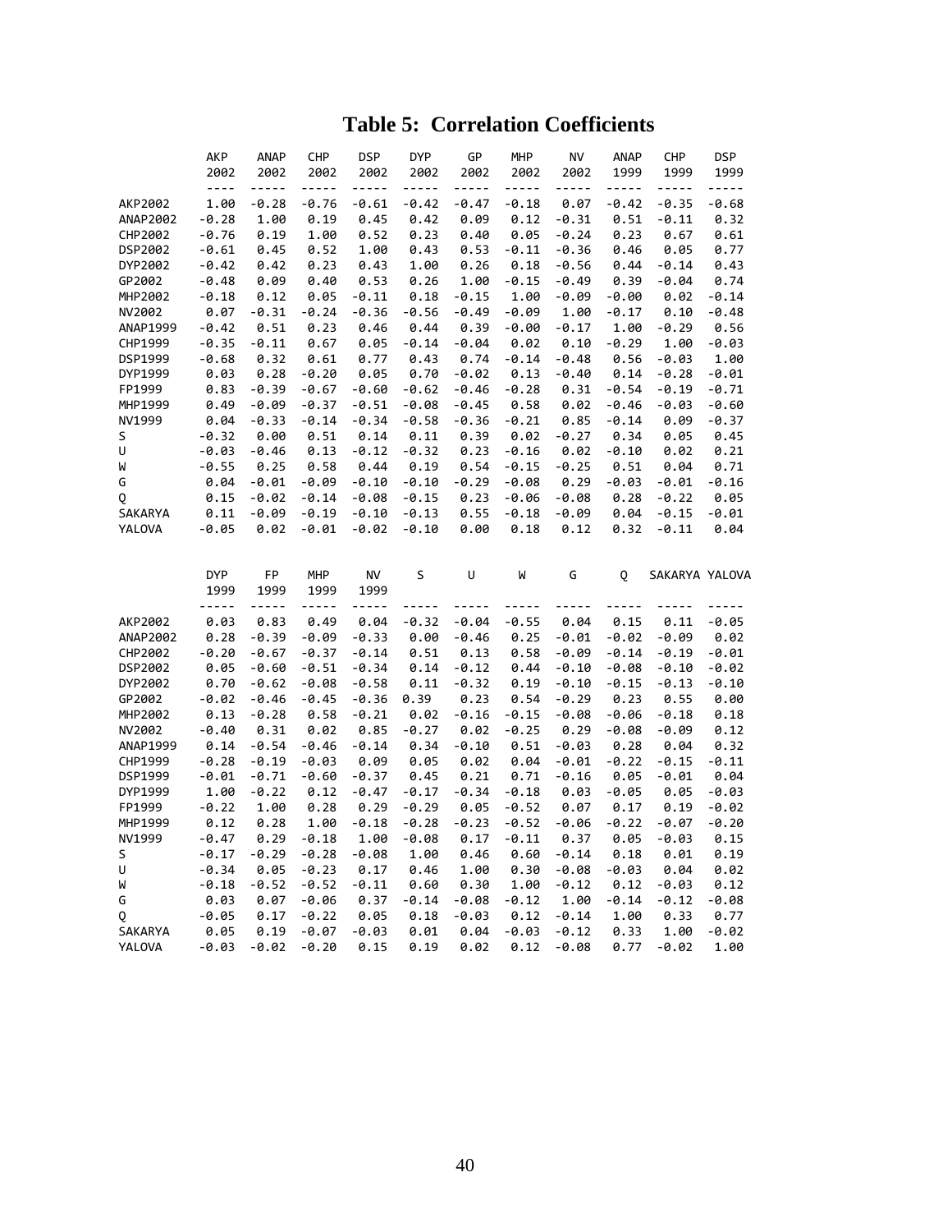# Table 5: Correlation Coefficients

|  | AKP 2002 | ANAP 2002 | CHP 2002 | DSP 2002 | DYP 2002 | GP 2002 | MHP 2002 | NV 2002 | ANAP 1999 | CHP 1999 | DSP 1999 |
|---|---|---|---|---|---|---|---|---|---|---|---|
| AKP2002 | 1.00 | -0.28 | -0.76 | -0.61 | -0.42 | -0.47 | -0.18 | 0.07 | -0.42 | -0.35 | -0.68 |
| ANAP2002 | -0.28 | 1.00 | 0.19 | 0.45 | 0.42 | 0.09 | 0.12 | -0.31 | 0.51 | -0.11 | 0.32 |
| CHP2002 | -0.76 | 0.19 | 1.00 | 0.52 | 0.23 | 0.40 | 0.05 | -0.24 | 0.23 | 0.67 | 0.61 |
| DSP2002 | -0.61 | 0.45 | 0.52 | 1.00 | 0.43 | 0.53 | -0.11 | -0.36 | 0.46 | 0.05 | 0.77 |
| DYP2002 | -0.42 | 0.42 | 0.23 | 0.43 | 1.00 | 0.26 | 0.18 | -0.56 | 0.44 | -0.14 | 0.43 |
| GP2002 | -0.48 | 0.09 | 0.40 | 0.53 | 0.26 | 1.00 | -0.15 | -0.49 | 0.39 | -0.04 | 0.74 |
| MHP2002 | -0.18 | 0.12 | 0.05 | -0.11 | 0.18 | -0.15 | 1.00 | -0.09 | -0.00 | 0.02 | -0.14 |
| NV2002 | 0.07 | -0.31 | -0.24 | -0.36 | -0.56 | -0.49 | -0.09 | 1.00 | -0.17 | 0.10 | -0.48 |
| ANAP1999 | -0.42 | 0.51 | 0.23 | 0.46 | 0.44 | 0.39 | -0.00 | -0.17 | 1.00 | -0.29 | 0.56 |
| CHP1999 | -0.35 | -0.11 | 0.67 | 0.05 | -0.14 | -0.04 | 0.02 | 0.10 | -0.29 | 1.00 | -0.03 |
| DSP1999 | -0.68 | 0.32 | 0.61 | 0.77 | 0.43 | 0.74 | -0.14 | -0.48 | 0.56 | -0.03 | 1.00 |
| DYP1999 | 0.03 | 0.28 | -0.20 | 0.05 | 0.70 | -0.02 | 0.13 | -0.40 | 0.14 | -0.28 | -0.01 |
| FP1999 | 0.83 | -0.39 | -0.67 | -0.60 | -0.62 | -0.46 | -0.28 | 0.31 | -0.54 | -0.19 | -0.71 |
| MHP1999 | 0.49 | -0.09 | -0.37 | -0.51 | -0.08 | -0.45 | 0.58 | 0.02 | -0.46 | -0.03 | -0.60 |
| NV1999 | 0.04 | -0.33 | -0.14 | -0.34 | -0.58 | -0.36 | -0.21 | 0.85 | -0.14 | 0.09 | -0.37 |
| S | -0.32 | 0.00 | 0.51 | 0.14 | 0.11 | 0.39 | 0.02 | -0.27 | 0.34 | 0.05 | 0.45 |
| U | -0.03 | -0.46 | 0.13 | -0.12 | -0.32 | 0.23 | -0.16 | 0.02 | -0.10 | 0.02 | 0.21 |
| W | -0.55 | 0.25 | 0.58 | 0.44 | 0.19 | 0.54 | -0.15 | -0.25 | 0.51 | 0.04 | 0.71 |
| G | 0.04 | -0.01 | -0.09 | -0.10 | -0.10 | -0.29 | -0.08 | 0.29 | -0.03 | -0.01 | -0.16 |
| Q | 0.15 | -0.02 | -0.14 | -0.08 | -0.15 | 0.23 | -0.06 | -0.08 | 0.28 | -0.22 | 0.05 |
| SAKARYA | 0.11 | -0.09 | -0.19 | -0.10 | -0.13 | 0.55 | -0.18 | -0.09 | 0.04 | -0.15 | -0.01 |
| YALOVA | -0.05 | 0.02 | -0.01 | -0.02 | -0.10 | 0.00 | 0.18 | 0.12 | 0.32 | -0.11 | 0.04 |

|  | DYP 1999 | FP 1999 | MHP 1999 | NV 1999 | S | U | W | G | Q | SAKARYA | YALOVA |
|---|---|---|---|---|---|---|---|---|---|---|---|
| AKP2002 | 0.03 | 0.83 | 0.49 | 0.04 | -0.32 | -0.04 | -0.55 | 0.04 | 0.15 | 0.11 | -0.05 |
| ANAP2002 | 0.28 | -0.39 | -0.09 | -0.33 | 0.00 | -0.46 | 0.25 | -0.01 | -0.02 | -0.09 | 0.02 |
| CHP2002 | -0.20 | -0.67 | -0.37 | -0.14 | 0.51 | 0.13 | 0.58 | -0.09 | -0.14 | -0.19 | -0.01 |
| DSP2002 | 0.05 | -0.60 | -0.51 | -0.34 | 0.14 | -0.12 | 0.44 | -0.10 | -0.08 | -0.10 | -0.02 |
| DYP2002 | 0.70 | -0.62 | -0.08 | -0.58 | 0.11 | -0.32 | 0.19 | -0.10 | -0.15 | -0.13 | -0.10 |
| GP2002 | -0.02 | -0.46 | -0.45 | -0.36 | 0.39 | 0.23 | 0.54 | -0.29 | 0.23 | 0.55 | 0.00 |
| MHP2002 | 0.13 | -0.28 | 0.58 | -0.21 | 0.02 | -0.16 | -0.15 | -0.08 | -0.06 | -0.18 | 0.18 |
| NV2002 | -0.40 | 0.31 | 0.02 | 0.85 | -0.27 | 0.02 | -0.25 | 0.29 | -0.08 | -0.09 | 0.12 |
| ANAP1999 | 0.14 | -0.54 | -0.46 | -0.14 | 0.34 | -0.10 | 0.51 | -0.03 | 0.28 | 0.04 | 0.32 |
| CHP1999 | -0.28 | -0.19 | -0.03 | 0.09 | 0.05 | 0.02 | 0.04 | -0.01 | -0.22 | -0.15 | -0.11 |
| DSP1999 | -0.01 | -0.71 | -0.60 | -0.37 | 0.45 | 0.21 | 0.71 | -0.16 | 0.05 | -0.01 | 0.04 |
| DYP1999 | 1.00 | -0.22 | 0.12 | -0.47 | -0.17 | -0.34 | -0.18 | 0.03 | -0.05 | 0.05 | -0.03 |
| FP1999 | -0.22 | 1.00 | 0.28 | 0.29 | -0.29 | 0.05 | -0.52 | 0.07 | 0.17 | 0.19 | -0.02 |
| MHP1999 | 0.12 | 0.28 | 1.00 | -0.18 | -0.28 | -0.23 | -0.52 | -0.06 | -0.22 | -0.07 | -0.20 |
| NV1999 | -0.47 | 0.29 | -0.18 | 1.00 | -0.08 | 0.17 | -0.11 | 0.37 | 0.05 | -0.03 | 0.15 |
| S | -0.17 | -0.29 | -0.28 | -0.08 | 1.00 | 0.46 | 0.60 | -0.14 | 0.18 | 0.01 | 0.19 |
| U | -0.34 | 0.05 | -0.23 | 0.17 | 0.46 | 1.00 | 0.30 | -0.08 | -0.03 | 0.04 | 0.02 |
| W | -0.18 | -0.52 | -0.52 | -0.11 | 0.60 | 0.30 | 1.00 | -0.12 | 0.12 | -0.03 | 0.12 |
| G | 0.03 | 0.07 | -0.06 | 0.37 | -0.14 | -0.08 | -0.12 | 1.00 | -0.14 | -0.12 | -0.08 |
| Q | -0.05 | 0.17 | -0.22 | 0.05 | 0.18 | -0.03 | 0.12 | -0.14 | 1.00 | 0.33 | 0.77 |
| SAKARYA | 0.05 | 0.19 | -0.07 | -0.03 | 0.01 | 0.04 | -0.03 | -0.12 | 0.33 | 1.00 | -0.02 |
| YALOVA | -0.03 | -0.02 | -0.20 | 0.15 | 0.19 | 0.02 | 0.12 | -0.08 | 0.77 | -0.02 | 1.00 |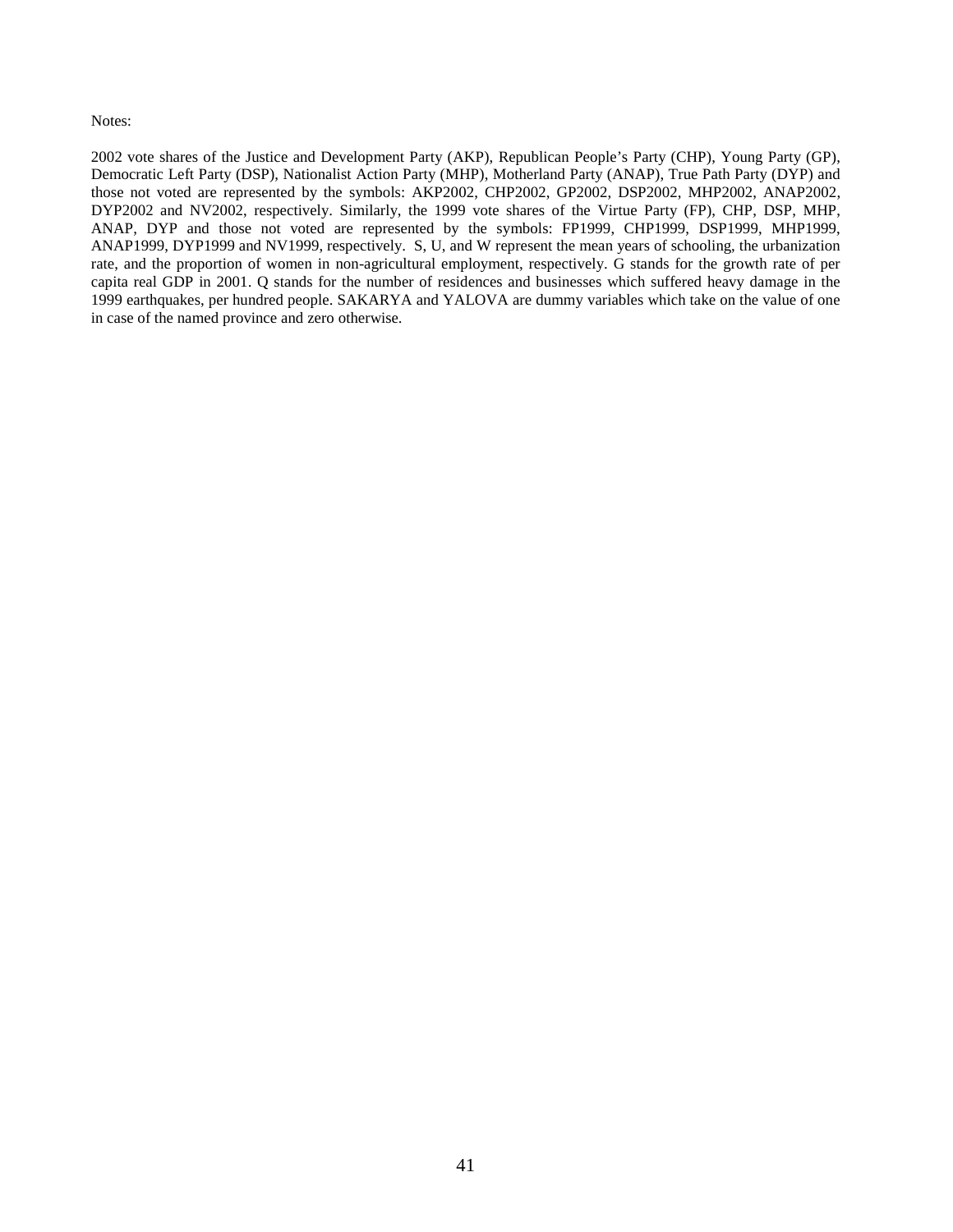Notes:

2002 vote shares of the Justice and Development Party (AKP), Republican People's Party (CHP), Young Party (GP), Democratic Left Party (DSP), Nationalist Action Party (MHP), Motherland Party (ANAP), True Path Party (DYP) and those not voted are represented by the symbols: AKP2002, CHP2002, GP2002, DSP2002, MHP2002, ANAP2002, DYP2002 and NV2002, respectively. Similarly, the 1999 vote shares of the Virtue Party (FP), CHP, DSP, MHP, ANAP, DYP and those not voted are represented by the symbols: FP1999, CHP1999, DSP1999, MHP1999, ANAP1999, DYP1999 and NV1999, respectively. S, U, and W represent the mean years of schooling, the urbanization rate, and the proportion of women in non-agricultural employment, respectively. G stands for the growth rate of per capita real GDP in 2001. Q stands for the number of residences and businesses which suffered heavy damage in the 1999 earthquakes, per hundred people. SAKARYA and YALOVA are dummy variables which take on the value of one in case of the named province and zero otherwise.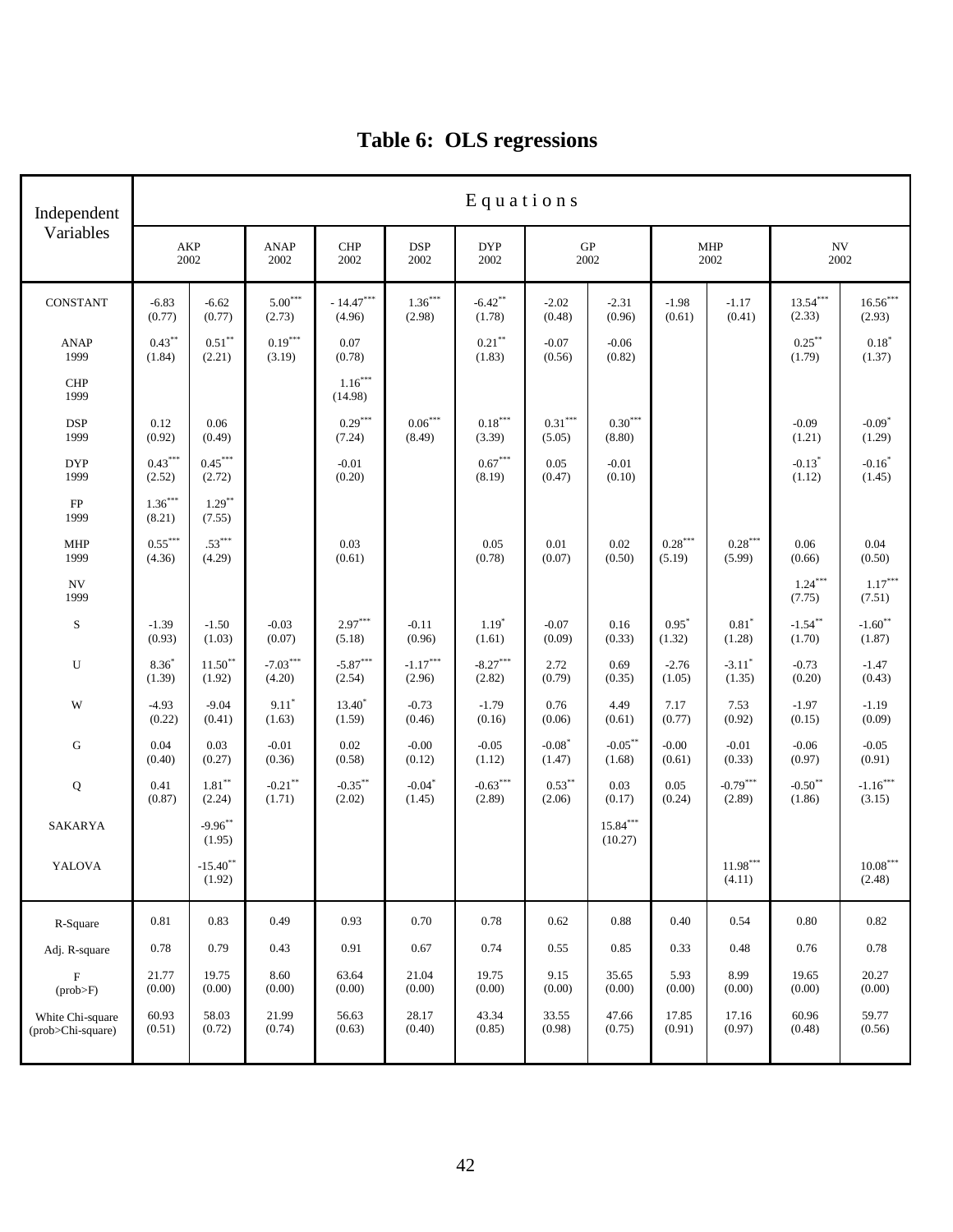# Table 6: OLS regressions

| Independent Variables | AKP 2002 | AKP 2002 | ANAP 2002 | CHP 2002 | DSP 2002 | DYP 2002 | GP 2002 | GP 2002 | MHP 2002 | MHP 2002 | NV 2002 | NV 2002 |
|---|---|---|---|---|---|---|---|---|---|---|---|---|
| CONSTANT | -6.83 (0.77) | -6.62 (0.77) | 5.00*** (2.73) | - 14.47*** (4.96) | 1.36*** (2.98) | -6.42** (1.78) | -2.02 (0.48) | -2.31 (0.96) | -1.98 (0.61) | -1.17 (0.41) | 13.54*** (2.33) | 16.56*** (2.93) |
| ANAP 1999 | 0.43** (1.84) | 0.51** (2.21) | 0.19*** (3.19) | 0.07 (0.78) | | 0.21** (1.83) | -0.07 (0.56) | -0.06 (0.82) | | | 0.25** (1.79) | 0.18* (1.37) |
| CHP 1999 | | | | 1.16*** (14.98) | | | | | | | | |
| DSP 1999 | 0.12 (0.92) | 0.06 (0.49) | | 0.29*** (7.24) | 0.06*** (8.49) | 0.18*** (3.39) | 0.31*** (5.05) | 0.30*** (8.80) | | | -0.09 (1.21) | -0.09* (1.29) |
| DYP 1999 | 0.43*** (2.52) | 0.45*** (2.72) | | -0.01 (0.20) | | 0.67*** (8.19) | 0.05 (0.47) | -0.01 (0.10) | | | -0.13* (1.12) | -0.16* (1.45) |
| FP 1999 | 1.36*** (8.21) | 1.29** (7.55) | | | | | | | | | | |
| MHP 1999 | 0.55*** (4.36) | .53*** (4.29) | | 0.03 (0.61) | | 0.05 (0.78) | 0.01 (0.07) | 0.02 (0.50) | 0.28*** (5.19) | 0.28*** (5.99) | 0.06 (0.66) | 0.04 (0.50) |
| NV 1999 | | | | | | | | | | | 1.24*** (7.75) | 1.17*** (7.51) |
| S | -1.39 (0.93) | -1.50 (1.03) | -0.03 (0.07) | 2.97*** (5.18) | -0.11 (0.96) | 1.19* (1.61) | -0.07 (0.09) | 0.16 (0.33) | 0.95* (1.32) | 0.81* (1.28) | -1.54** (1.70) | -1.60** (1.87) |
| U | 8.36* (1.39) | 11.50** (1.92) | -7.03*** (4.20) | -5.87*** (2.54) | -1.17*** (2.96) | -8.27*** (2.82) | 2.72 (0.79) | 0.69 (0.35) | -2.76 (1.05) | -3.11* (1.35) | -0.73 (0.20) | -1.47 (0.43) |
| W | -4.93 (0.22) | -9.04 (0.41) | 9.11* (1.63) | 13.40* (1.59) | -0.73 (0.46) | -1.79 (0.16) | 0.76 (0.06) | 4.49 (0.61) | 7.17 (0.77) | 7.53 (0.92) | -1.97 (0.15) | -1.19 (0.09) |
| G | 0.04 (0.40) | 0.03 (0.27) | -0.01 (0.36) | 0.02 (0.58) | -0.00 (0.12) | -0.05 (1.12) | -0.08* (1.47) | -0.05** (1.68) | -0.00 (0.61) | -0.01 (0.33) | -0.06 (0.97) | -0.05 (0.91) |
| Q | 0.41 (0.87) | 1.81** (2.24) | -0.21** (1.71) | -0.35** (2.02) | -0.04* (1.45) | -0.63*** (2.89) | 0.53** (2.06) | 0.03 (0.17) | 0.05 (0.24) | -0.79*** (2.89) | -0.50** (1.86) | -1.16*** (3.15) |
| SAKARYA | | -9.96** (1.95) | | | | | | 15.84*** (10.27) | | | | |
| YALOVA | | -15.40** (1.92) | | | | | | | | 11.98*** (4.11) | | 10.08*** (2.48) |
| R-Square | 0.81 | 0.83 | 0.49 | 0.93 | 0.70 | 0.78 | 0.62 | 0.88 | 0.40 | 0.54 | 0.80 | 0.82 |
| Adj. R-square | 0.78 | 0.79 | 0.43 | 0.91 | 0.67 | 0.74 | 0.55 | 0.85 | 0.33 | 0.48 | 0.76 | 0.78 |
| F (prob>F) | 21.77 (0.00) | 19.75 (0.00) | 8.60 (0.00) | 63.64 (0.00) | 21.04 (0.00) | 19.75 (0.00) | 9.15 (0.00) | 35.65 (0.00) | 5.93 (0.00) | 8.99 (0.00) | 19.65 (0.00) | 20.27 (0.00) |
| White Chi-square (prob>Chi-square) | 60.93 (0.51) | 58.03 (0.72) | 21.99 (0.74) | 56.63 (0.63) | 28.17 (0.40) | 43.34 (0.85) | 33.55 (0.98) | 47.66 (0.75) | 17.85 (0.91) | 17.16 (0.97) | 60.96 (0.48) | 59.77 (0.56) |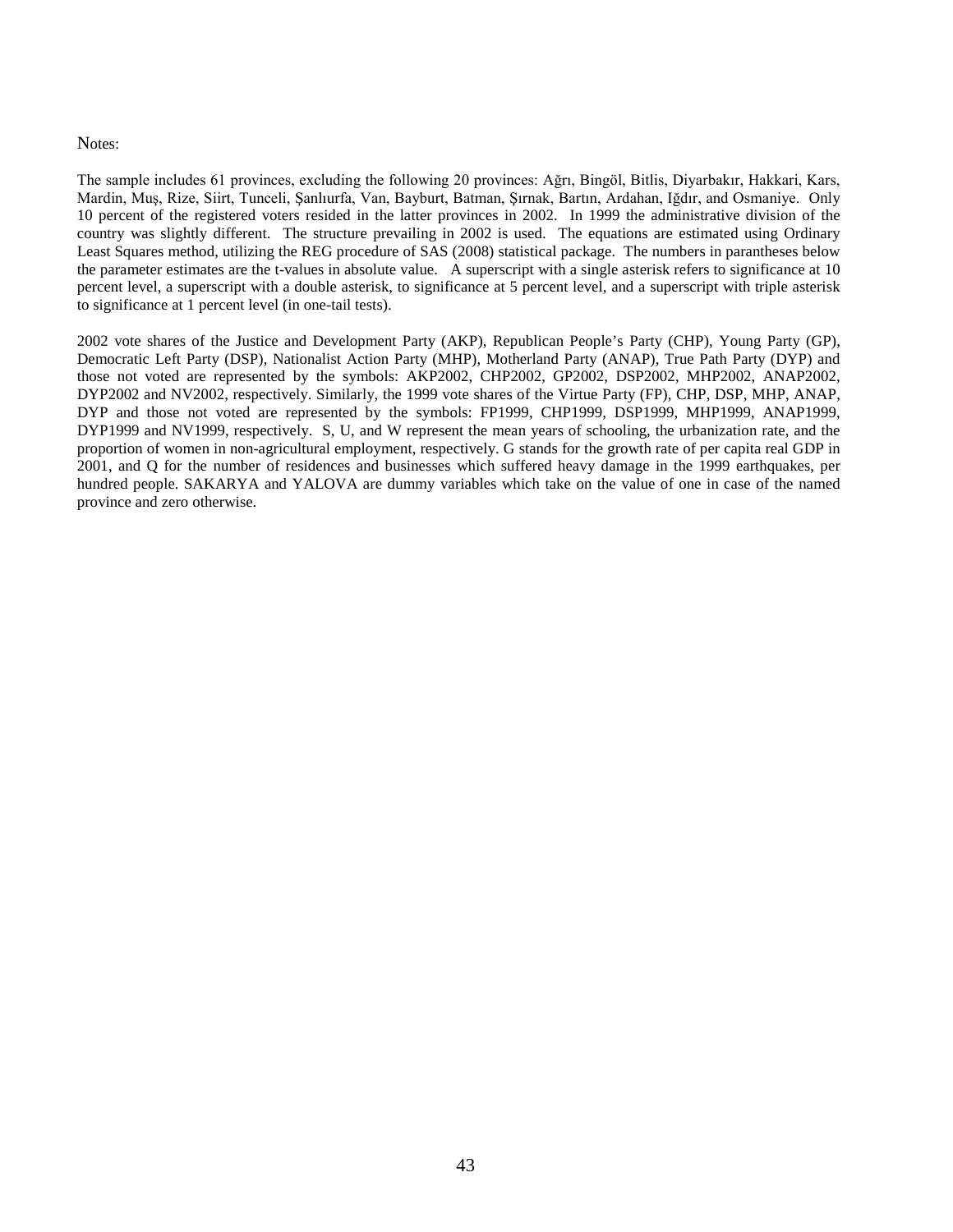Notes:

The sample includes 61 provinces, excluding the following 20 provinces: Ağrı, Bingöl, Bitlis, Diyarbakır, Hakkari, Kars, Mardin, Muş, Rize, Siirt, Tunceli, Şanlıurfa, Van, Bayburt, Batman, Şırnak, Bartın, Ardahan, Iğdır, and Osmaniye. Only 10 percent of the registered voters resided in the latter provinces in 2002. In 1999 the administrative division of the country was slightly different. The structure prevailing in 2002 is used. The equations are estimated using Ordinary Least Squares method, utilizing the REG procedure of SAS (2008) statistical package. The numbers in parantheses below the parameter estimates are the t-values in absolute value. A superscript with a single asterisk refers to significance at 10 percent level, a superscript with a double asterisk, to significance at 5 percent level, and a superscript with triple asterisk to significance at 1 percent level (in one-tail tests).

2002 vote shares of the Justice and Development Party (AKP), Republican People's Party (CHP), Young Party (GP), Democratic Left Party (DSP), Nationalist Action Party (MHP), Motherland Party (ANAP), True Path Party (DYP) and those not voted are represented by the symbols: AKP2002, CHP2002, GP2002, DSP2002, MHP2002, ANAP2002, DYP2002 and NV2002, respectively. Similarly, the 1999 vote shares of the Virtue Party (FP), CHP, DSP, MHP, ANAP, DYP and those not voted are represented by the symbols: FP1999, CHP1999, DSP1999, MHP1999, ANAP1999, DYP1999 and NV1999, respectively. S, U, and W represent the mean years of schooling, the urbanization rate, and the proportion of women in non-agricultural employment, respectively. G stands for the growth rate of per capita real GDP in 2001, and Q for the number of residences and businesses which suffered heavy damage in the 1999 earthquakes, per hundred people. SAKARYA and YALOVA are dummy variables which take on the value of one in case of the named province and zero otherwise.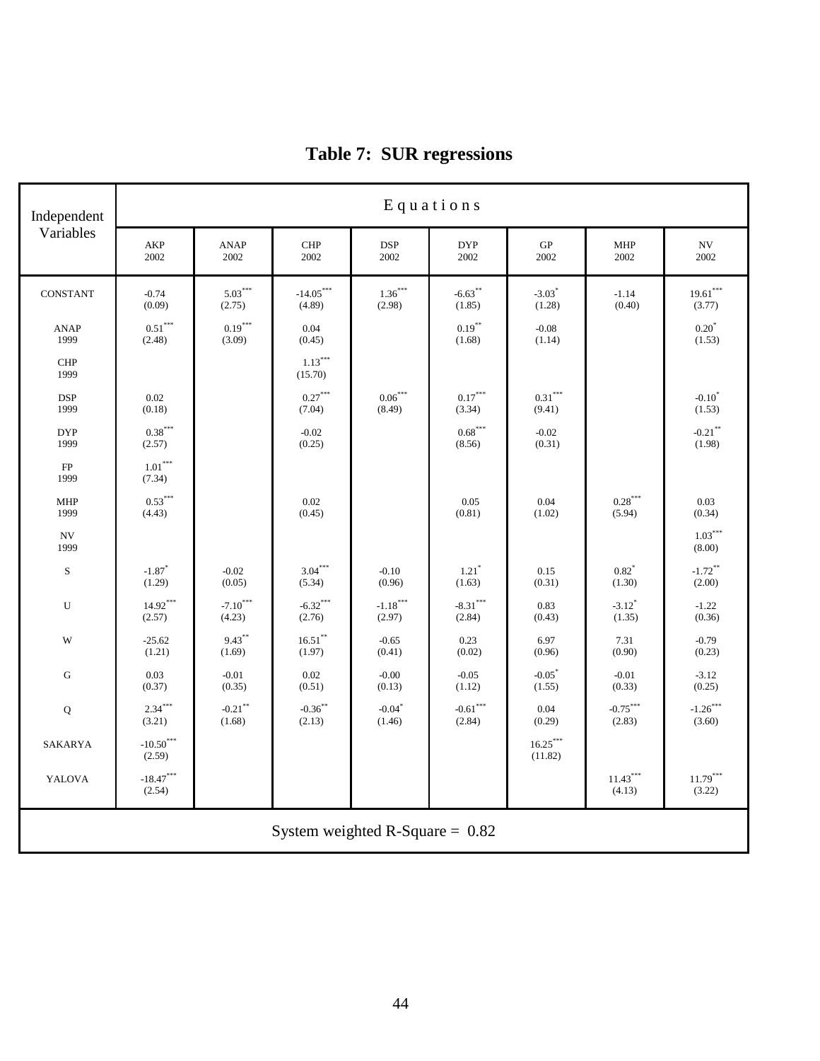# Table 7: SUR regressions

| Independent Variables | Equations | | | | | | | |
|---|---|---|---|---|---|---|---|---|
| | AKP 2002 | ANAP 2002 | CHP 2002 | DSP 2002 | DYP 2002 | GP 2002 | MHP 2002 | NV 2002 |
| CONSTANT | -0.74 (0.09) | 5.03*** (2.75) | -14.05*** (4.89) | 1.36*** (2.98) | -6.63** (1.85) | -3.03* (1.28) | -1.14 (0.40) | 19.61*** (3.77) |
| ANAP 1999 | 0.51*** (2.48) | 0.19*** (3.09) | 0.04 (0.45) | | 0.19** (1.68) | -0.08 (1.14) | | 0.20* (1.53) |
| CHP 1999 | | | 1.13*** (15.70) | | | | | |
| DSP 1999 | 0.02 (0.18) | | 0.27*** (7.04) | 0.06*** (8.49) | 0.17*** (3.34) | 0.31*** (9.41) | | -0.10* (1.53) |
| DYP 1999 | 0.38*** (2.57) | | -0.02 (0.25) | | 0.68*** (8.56) | -0.02 (0.31) | | -0.21** (1.98) |
| FP 1999 | 1.01*** (7.34) | | | | | | | |
| MHP 1999 | 0.53*** (4.43) | | 0.02 (0.45) | | 0.05 (0.81) | 0.04 (1.02) | 0.28*** (5.94) | 0.03 (0.34) |
| NV 1999 | | | | | | | | 1.03*** (8.00) |
| S | -1.87* (1.29) | -0.02 (0.05) | 3.04*** (5.34) | -0.10 (0.96) | 1.21* (1.63) | 0.15 (0.31) | 0.82* (1.30) | -1.72** (2.00) |
| U | 14.92*** (2.57) | -7.10*** (4.23) | -6.32*** (2.76) | -1.18*** (2.97) | -8.31*** (2.84) | 0.83 (0.43) | -3.12* (1.35) | -1.22 (0.36) |
| W | -25.62 (1.21) | 9.43** (1.69) | 16.51** (1.97) | -0.65 (0.41) | 0.23 (0.02) | 6.97 (0.96) | 7.31 (0.90) | -0.79 (0.23) |
| G | 0.03 (0.37) | -0.01 (0.35) | 0.02 (0.51) | -0.00 (0.13) | -0.05 (1.12) | -0.05* (1.55) | -0.01 (0.33) | -3.12 (0.25) |
| Q | 2.34*** (3.21) | -0.21** (1.68) | -0.36** (2.13) | -0.04* (1.46) | -0.61*** (2.84) | 0.04 (0.29) | -0.75*** (2.83) | -1.26*** (3.60) |
| SAKARYA | -10.50*** (2.59) | | | | | 16.25*** (11.82) | | |
| YALOVA | -18.47*** (2.54) | | | | | | 11.43*** (4.13) | 11.79*** (3.22) |
| System weighted R-Square = 0.82 | | | | | | | | |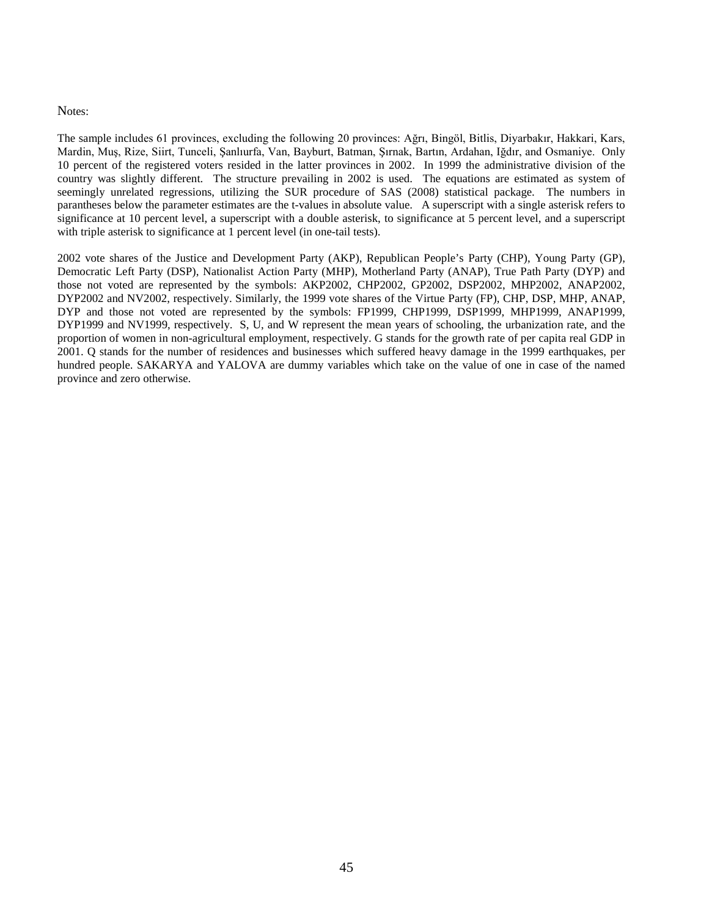Notes:

The sample includes 61 provinces, excluding the following 20 provinces: Ağrı, Bingöl, Bitlis, Diyarbakır, Hakkari, Kars, Mardin, Muş, Rize, Siirt, Tunceli, Şanlıurfa, Van, Bayburt, Batman, Şırnak, Bartın, Ardahan, Iğdır, and Osmaniye. Only 10 percent of the registered voters resided in the latter provinces in 2002. In 1999 the administrative division of the country was slightly different. The structure prevailing in 2002 is used. The equations are estimated as system of seemingly unrelated regressions, utilizing the SUR procedure of SAS (2008) statistical package. The numbers in parantheses below the parameter estimates are the t-values in absolute value. A superscript with a single asterisk refers to significance at 10 percent level, a superscript with a double asterisk, to significance at 5 percent level, and a superscript with triple asterisk to significance at 1 percent level (in one-tail tests).

2002 vote shares of the Justice and Development Party (AKP), Republican People's Party (CHP), Young Party (GP), Democratic Left Party (DSP), Nationalist Action Party (MHP), Motherland Party (ANAP), True Path Party (DYP) and those not voted are represented by the symbols: AKP2002, CHP2002, GP2002, DSP2002, MHP2002, ANAP2002, DYP2002 and NV2002, respectively. Similarly, the 1999 vote shares of the Virtue Party (FP), CHP, DSP, MHP, ANAP, DYP and those not voted are represented by the symbols: FP1999, CHP1999, DSP1999, MHP1999, ANAP1999, DYP1999 and NV1999, respectively. S, U, and W represent the mean years of schooling, the urbanization rate, and the proportion of women in non-agricultural employment, respectively. G stands for the growth rate of per capita real GDP in 2001. Q stands for the number of residences and businesses which suffered heavy damage in the 1999 earthquakes, per hundred people. SAKARYA and YALOVA are dummy variables which take on the value of one in case of the named province and zero otherwise.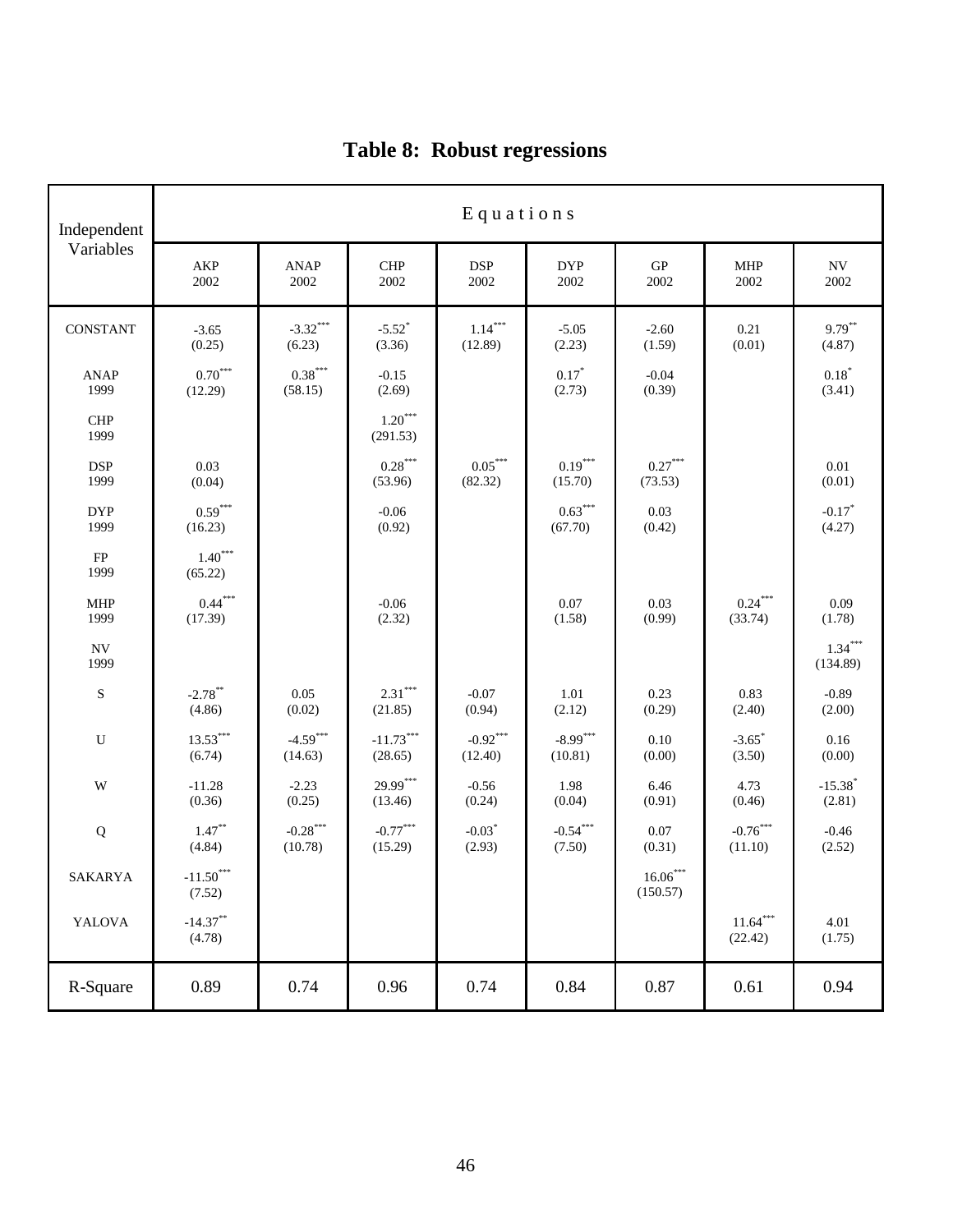# Table 8: Robust regressions

| Independent Variables | Equations | | | | | | | |
|---|---|---|---|---|---|---|---|---|
| | AKP 2002 | ANAP 2002 | CHP 2002 | DSP 2002 | DYP 2002 | GP 2002 | MHP 2002 | NV 2002 |
| CONSTANT | -3.65 (0.25) | -3.32*** (6.23) | -5.52* (3.36) | 1.14*** (12.89) | -5.05 (2.23) | -2.60 (1.59) | 0.21 (0.01) | 9.79** (4.87) |
| ANAP 1999 | 0.70*** (12.29) | 0.38*** (58.15) | -0.15 (2.69) | | 0.17* (2.73) | -0.04 (0.39) | | 0.18* (3.41) |
| CHP 1999 | | | 1.20*** (291.53) | | | | | |
| DSP 1999 | 0.03 (0.04) | | 0.28*** (53.96) | 0.05*** (82.32) | 0.19*** (15.70) | 0.27*** (73.53) | | 0.01 (0.01) |
| DYP 1999 | 0.59*** (16.23) | | -0.06 (0.92) | | 0.63*** (67.70) | 0.03 (0.42) | | -0.17* (4.27) |
| FP 1999 | 1.40*** (65.22) | | | | | | | |
| MHP 1999 | 0.44*** (17.39) | | -0.06 (2.32) | | 0.07 (1.58) | 0.03 (0.99) | 0.24*** (33.74) | 0.09 (1.78) |
| NV 1999 | | | | | | | | 1.34*** (134.89) |
| S | -2.78** (4.86) | 0.05 (0.02) | 2.31*** (21.85) | -0.07 (0.94) | 1.01 (2.12) | 0.23 (0.29) | 0.83 (2.40) | -0.89 (2.00) |
| U | 13.53*** (6.74) | -4.59*** (14.63) | -11.73*** (28.65) | -0.92*** (12.40) | -8.99*** (10.81) | 0.10 (0.00) | -3.65* (3.50) | 0.16 (0.00) |
| W | -11.28 (0.36) | -2.23 (0.25) | 29.99*** (13.46) | -0.56 (0.24) | 1.98 (0.04) | 6.46 (0.91) | 4.73 (0.46) | -15.38* (2.81) |
| Q | 1.47** (4.84) | -0.28*** (10.78) | -0.77*** (15.29) | -0.03* (2.93) | -0.54*** (7.50) | 0.07 (0.31) | -0.76*** (11.10) | -0.46 (2.52) |
| SAKARYA | -11.50*** (7.52) | | | | | 16.06*** (150.57) | | |
| YALOVA | -14.37** (4.78) | | | | | | 11.64*** (22.42) | 4.01 (1.75) |
| R-Square | 0.89 | 0.74 | 0.96 | 0.74 | 0.84 | 0.87 | 0.61 | 0.94 |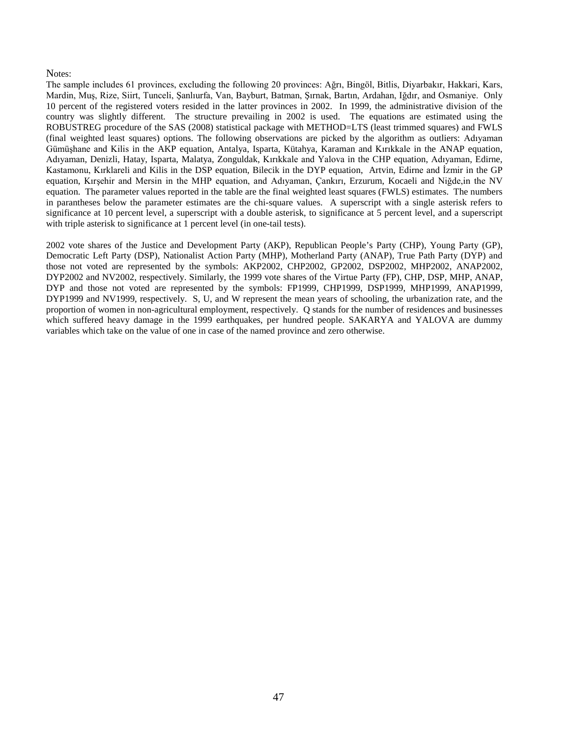Notes:

The sample includes 61 provinces, excluding the following 20 provinces: Ağrı, Bingöl, Bitlis, Diyarbakır, Hakkari, Kars, Mardin, Muş, Rize, Siirt, Tunceli, Şanlıurfa, Van, Bayburt, Batman, Şırnak, Bartın, Ardahan, Iğdır, and Osmaniye. Only 10 percent of the registered voters resided in the latter provinces in 2002. In 1999, the administrative division of the country was slightly different. The structure prevailing in 2002 is used. The equations are estimated using the ROBUSTREG procedure of the SAS (2008) statistical package with METHOD=LTS (least trimmed squares) and FWLS (final weighted least squares) options. The following observations are picked by the algorithm as outliers: Adıyaman Gümüşhane and Kilis in the AKP equation, Antalya, Isparta, Kütahya, Karaman and Kırıkkale in the ANAP equation, Adıyaman, Denizli, Hatay, Isparta, Malatya, Zonguldak, Kırıkkale and Yalova in the CHP equation, Adıyaman, Edirne, Kastamonu, Kırklareli and Kilis in the DSP equation, Bilecik in the DYP equation, Artvin, Edirne and İzmir in the GP equation, Kırşehir and Mersin in the MHP equation, and Adıyaman, Çankırı, Erzurum, Kocaeli and Niğde,in the NV equation. The parameter values reported in the table are the final weighted least squares (FWLS) estimates. The numbers in parantheses below the parameter estimates are the chi-square values. A superscript with a single asterisk refers to significance at 10 percent level, a superscript with a double asterisk, to significance at 5 percent level, and a superscript with triple asterisk to significance at 1 percent level (in one-tail tests).

2002 vote shares of the Justice and Development Party (AKP), Republican People's Party (CHP), Young Party (GP), Democratic Left Party (DSP), Nationalist Action Party (MHP), Motherland Party (ANAP), True Path Party (DYP) and those not voted are represented by the symbols: AKP2002, CHP2002, GP2002, DSP2002, MHP2002, ANAP2002, DYP2002 and NV2002, respectively. Similarly, the 1999 vote shares of the Virtue Party (FP), CHP, DSP, MHP, ANAP, DYP and those not voted are represented by the symbols: FP1999, CHP1999, DSP1999, MHP1999, ANAP1999, DYP1999 and NV1999, respectively. S, U, and W represent the mean years of schooling, the urbanization rate, and the proportion of women in non-agricultural employment, respectively. Q stands for the number of residences and businesses which suffered heavy damage in the 1999 earthquakes, per hundred people. SAKARYA and YALOVA are dummy variables which take on the value of one in case of the named province and zero otherwise.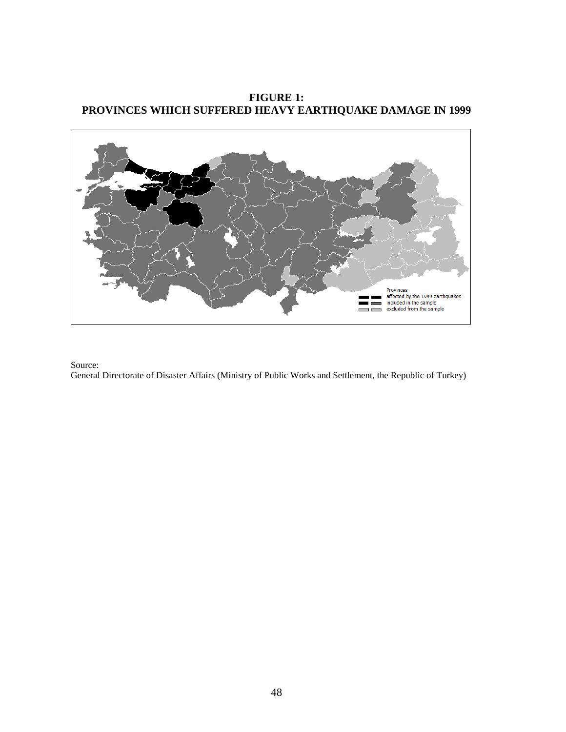**FIGURE 1:**
**PROVINCES WHICH SUFFERED HEAVY EARTHQUAKE DAMAGE IN 1999**

Provinces
affected by the 1999 earthquakes
included in the sample
excluded from the sample

Source:
General Directorate of Disaster Affairs (Ministry of Public Works and Settlement, the Republic of Turkey)